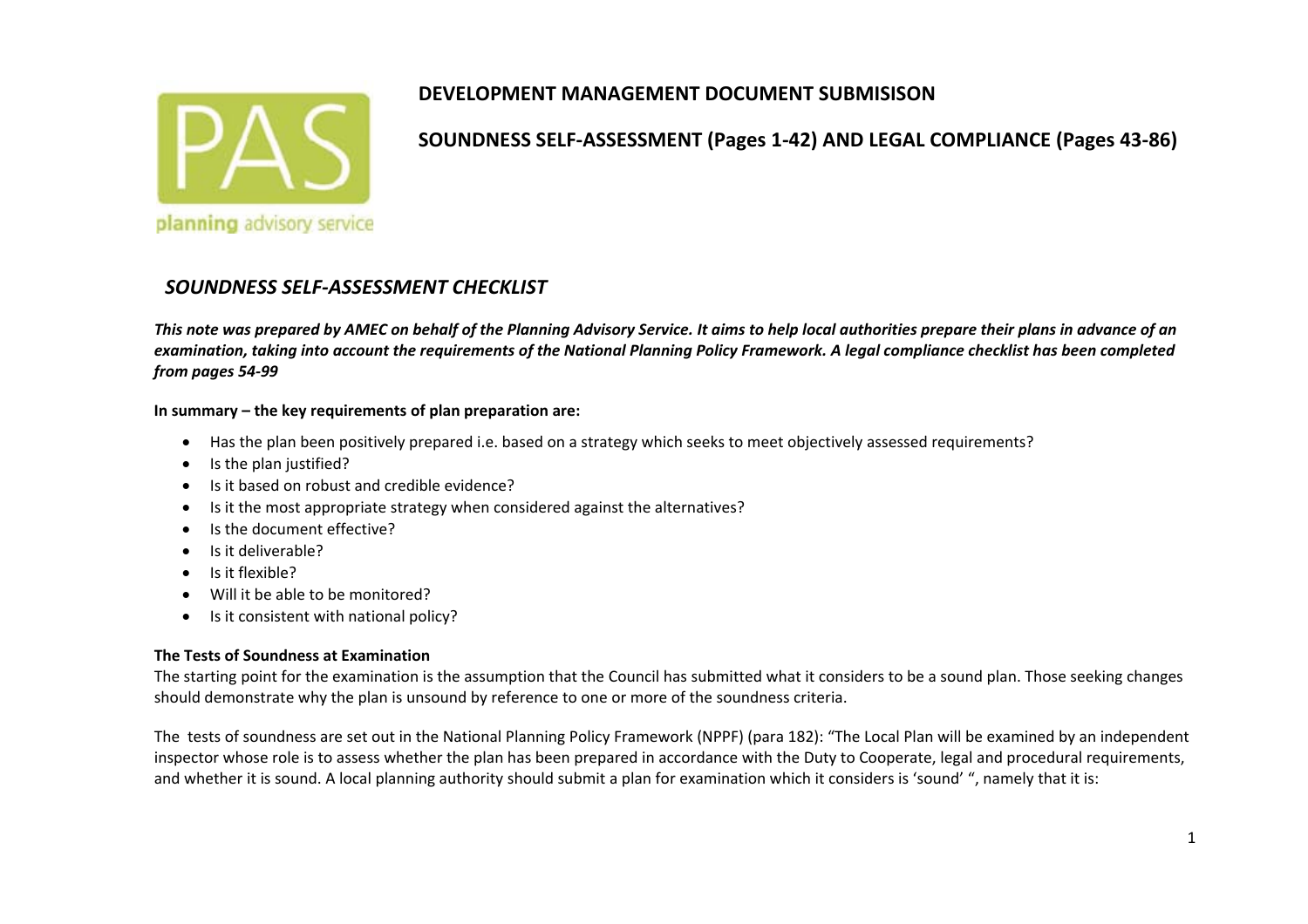# DEVELOPMENT MANAGEMENT DOCUMENT SUBMISISON

## SOUNDNESS SELF-ASSESSMENT (Pages 1-42) AND LEGAL COMPLIANCE (Pages 43-86)

## *SOUNDNESS SELF-ASSESSMENT CHECKLIST*

***This note was prepared by AMEC on behalf of the Planning Advisory Service. It aims to help local authorities prepare their plans in advance of an examination, taking into account the requirements of the National Planning Policy Framework. A legal compliance checklist has been completed from pages 54-99***

**In summary – the key requirements of plan preparation are:**

- Has the plan been positively prepared i.e. based on a strategy which seeks to meet objectively assessed requirements?
- Is the plan justified?
- Is it based on robust and credible evidence?
- Is it the most appropriate strategy when considered against the alternatives?
- Is the document effective?
- Is it deliverable?
- Is it flexible?
- Will it be able to be monitored?
- Is it consistent with national policy?

**The Tests of Soundness at Examination**

The starting point for the examination is the assumption that the Council has submitted what it considers to be a sound plan. Those seeking changes should demonstrate why the plan is unsound by reference to one or more of the soundness criteria.

The tests of soundness are set out in the National Planning Policy Framework (NPPF) (para 182): "The Local Plan will be examined by an independent inspector whose role is to assess whether the plan has been prepared in accordance with the Duty to Cooperate, legal and procedural requirements, and whether it is sound. A local planning authority should submit a plan for examination which it considers is 'sound' ", namely that it is: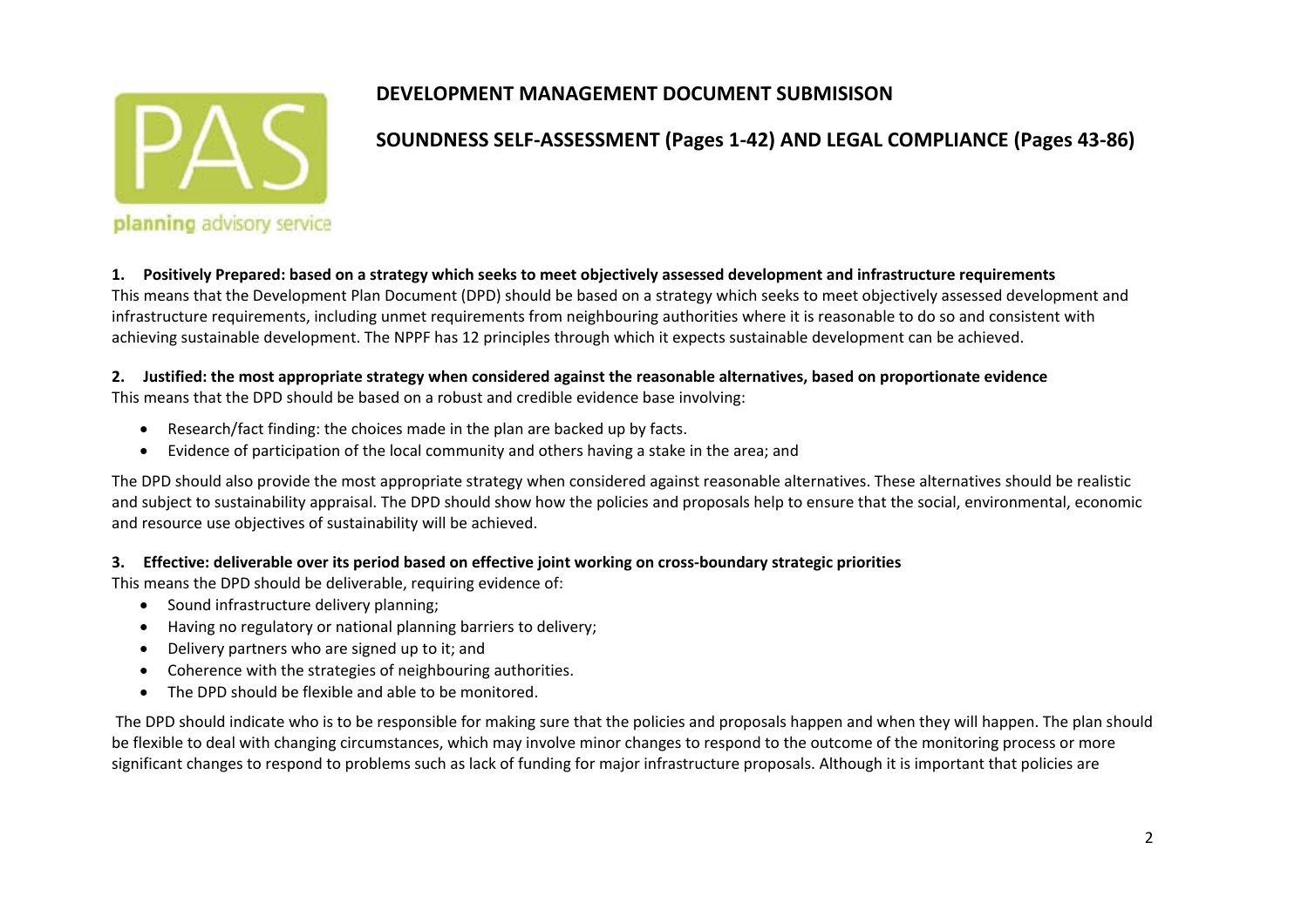planning advisory service

# DEVELOPMENT MANAGEMENT DOCUMENT SUBMISISON

## SOUNDNESS SELF-ASSESSMENT (Pages 1-42) AND LEGAL COMPLIANCE (Pages 43-86)

**1. Positively Prepared: based on a strategy which seeks to meet objectively assessed development and infrastructure requirements**

This means that the Development Plan Document (DPD) should be based on a strategy which seeks to meet objectively assessed development and infrastructure requirements, including unmet requirements from neighbouring authorities where it is reasonable to do so and consistent with achieving sustainable development. The NPPF has 12 principles through which it expects sustainable development can be achieved.

**2. Justified: the most appropriate strategy when considered against the reasonable alternatives, based on proportionate evidence**

This means that the DPD should be based on a robust and credible evidence base involving:

- Research/fact finding: the choices made in the plan are backed up by facts.
- Evidence of participation of the local community and others having a stake in the area; and

The DPD should also provide the most appropriate strategy when considered against reasonable alternatives. These alternatives should be realistic and subject to sustainability appraisal. The DPD should show how the policies and proposals help to ensure that the social, environmental, economic and resource use objectives of sustainability will be achieved.

**3. Effective: deliverable over its period based on effective joint working on cross-boundary strategic priorities**

This means the DPD should be deliverable, requiring evidence of:

- Sound infrastructure delivery planning;
- Having no regulatory or national planning barriers to delivery;
- Delivery partners who are signed up to it; and
- Coherence with the strategies of neighbouring authorities.
- The DPD should be flexible and able to be monitored.

The DPD should indicate who is to be responsible for making sure that the policies and proposals happen and when they will happen. The plan should be flexible to deal with changing circumstances, which may involve minor changes to respond to the outcome of the monitoring process or more significant changes to respond to problems such as lack of funding for major infrastructure proposals. Although it is important that policies are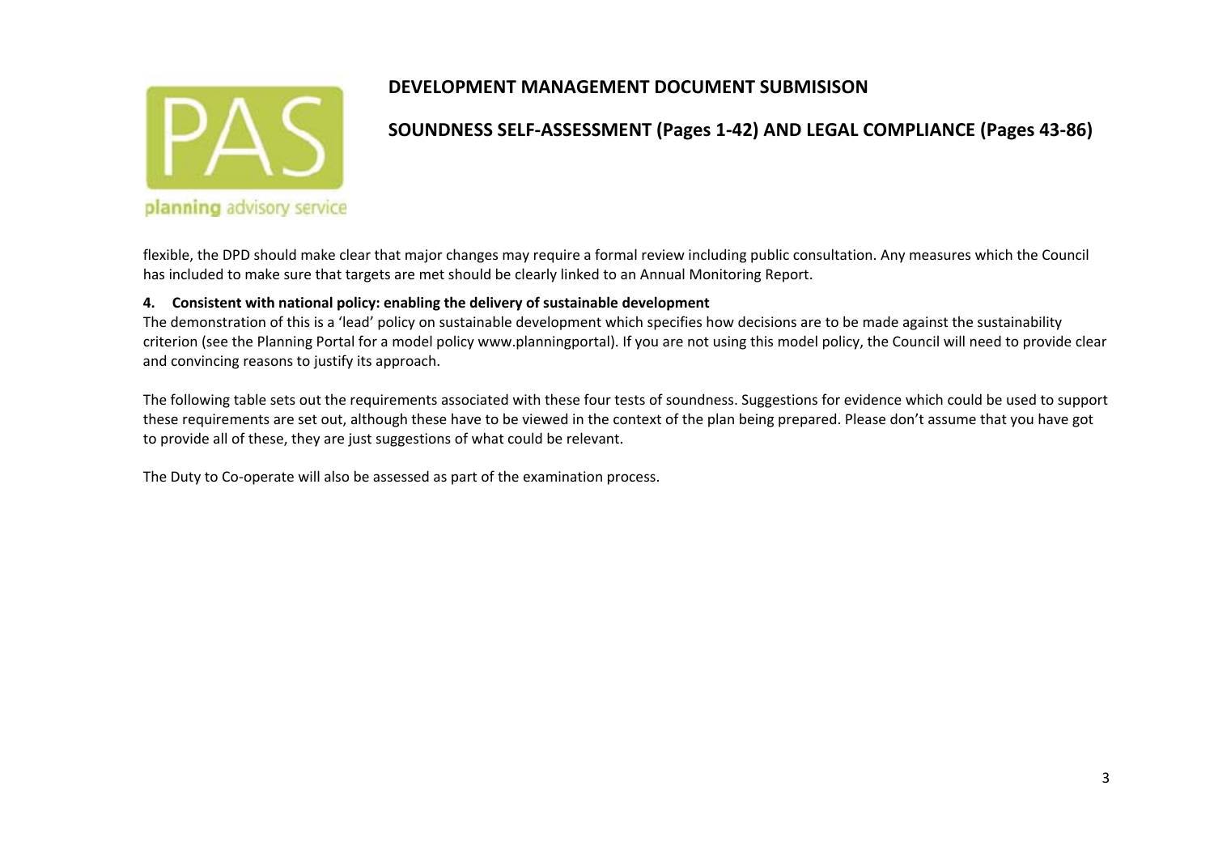flexible, the DPD should make clear that major changes may require a formal review including public consultation. Any measures which the Council has included to make sure that targets are met should be clearly linked to an Annual Monitoring Report.

**4. Consistent with national policy: enabling the delivery of sustainable development**

The demonstration of this is a 'lead' policy on sustainable development which specifies how decisions are to be made against the sustainability criterion (see the Planning Portal for a model policy www.planningportal). If you are not using this model policy, the Council will need to provide clear and convincing reasons to justify its approach.

The following table sets out the requirements associated with these four tests of soundness. Suggestions for evidence which could be used to support these requirements are set out, although these have to be viewed in the context of the plan being prepared. Please don't assume that you have got to provide all of these, they are just suggestions of what could be relevant.

The Duty to Co-operate will also be assessed as part of the examination process.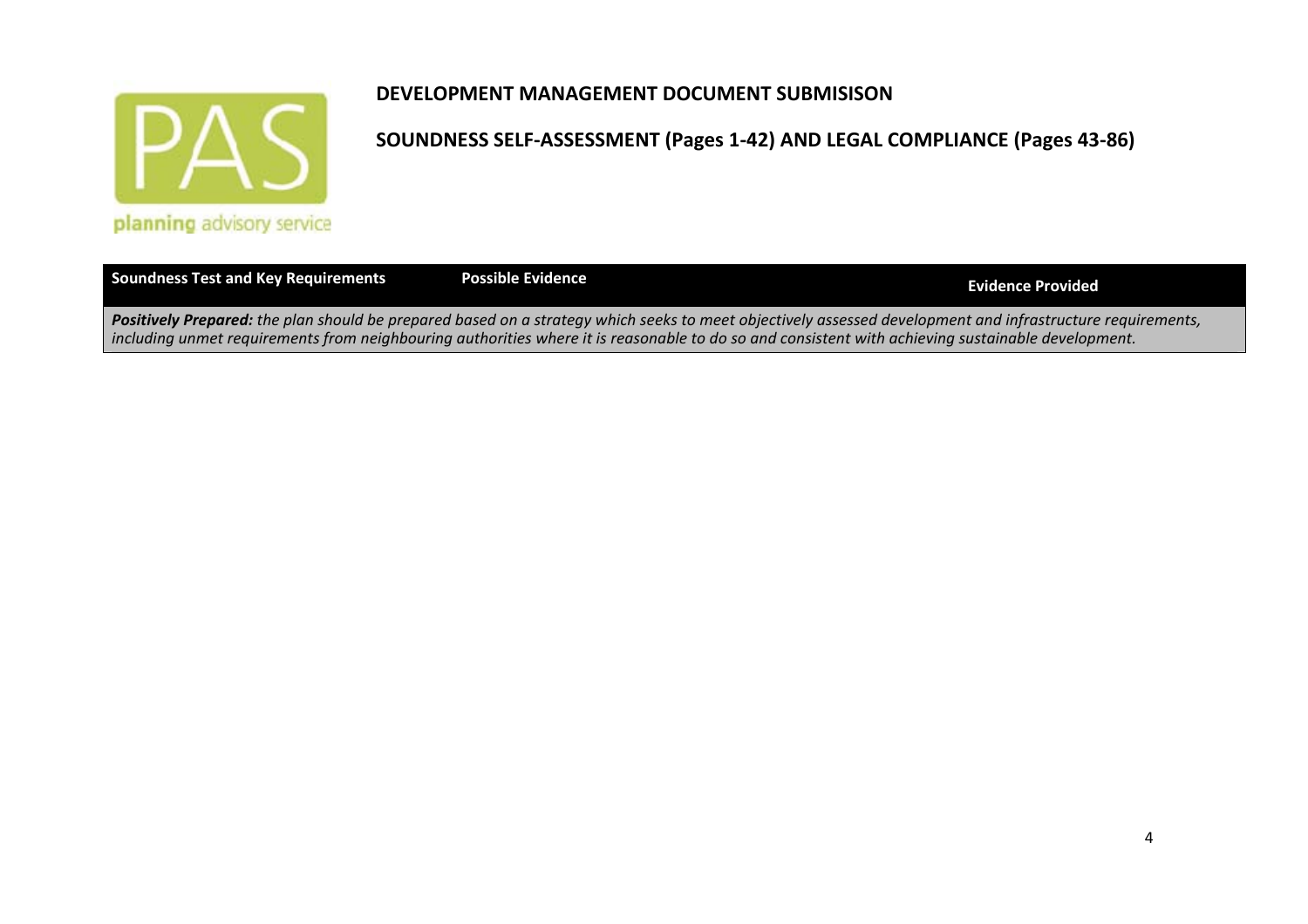**DEVELOPMENT MANAGEMENT DOCUMENT SUBMISISON**

**SOUNDNESS SELF-ASSESSMENT (Pages 1-42) AND LEGAL COMPLIANCE (Pages 43-86)**

| Soundness Test and Key Requirements | Possible Evidence | Evidence Provided |
| --- | --- | --- |
| ***Positively Prepared:*** *the plan should be prepared based on a strategy which seeks to meet objectively assessed development and infrastructure requirements, including unmet requirements from neighbouring authorities where it is reasonable to do so and consistent with achieving sustainable development.* | | |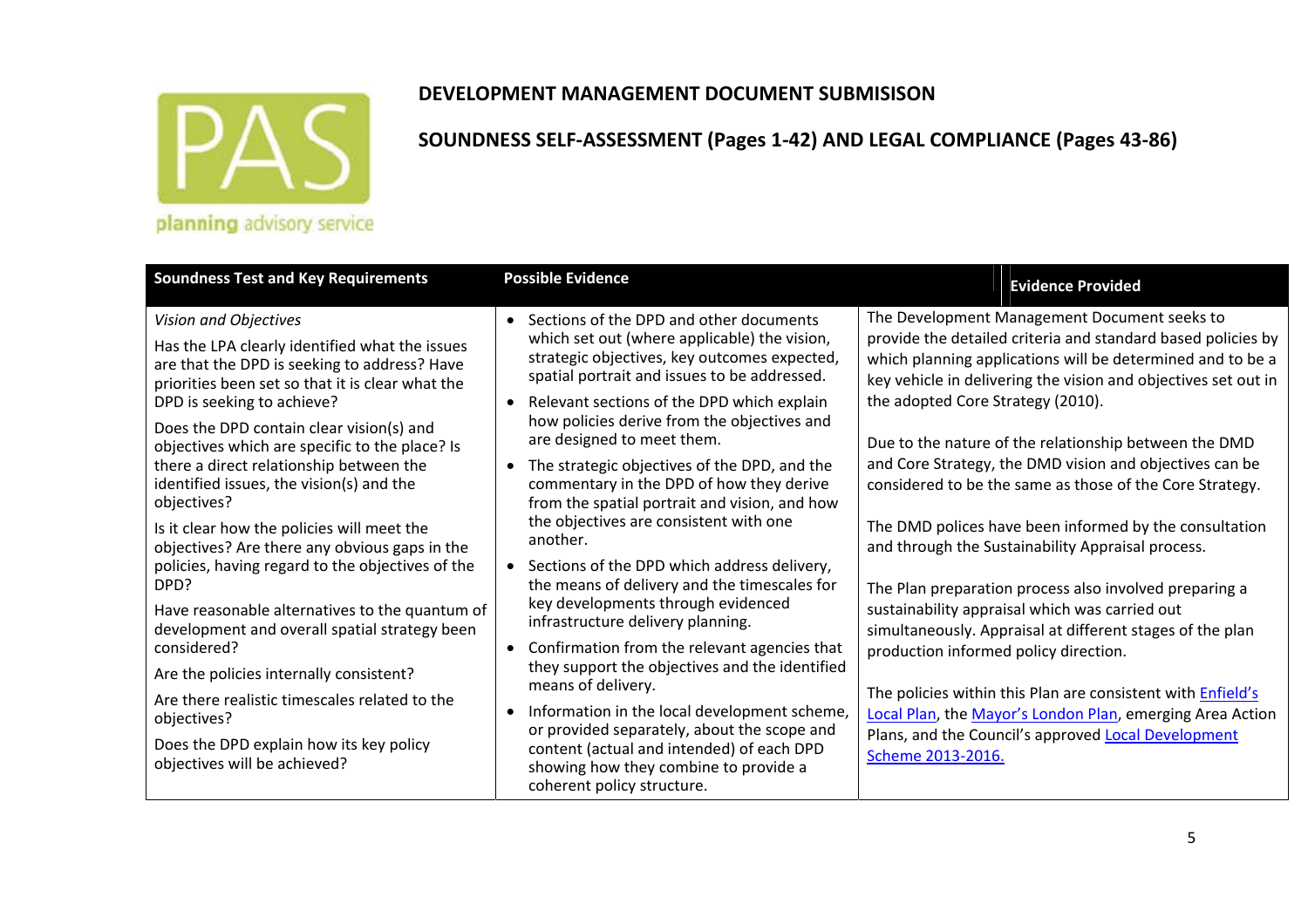# DEVELOPMENT MANAGEMENT DOCUMENT SUBMISISON

## SOUNDNESS SELF-ASSESSMENT (Pages 1-42) AND LEGAL COMPLIANCE (Pages 43-86)

| Soundness Test and Key Requirements | Possible Evidence | Evidence Provided |
|---|---|---|
| *Vision and Objectives*<br><br>Has the LPA clearly identified what the issues are that the DPD is seeking to address? Have priorities been set so that it is clear what the DPD is seeking to achieve?<br><br>Does the DPD contain clear vision(s) and objectives which are specific to the place? Is there a direct relationship between the identified issues, the vision(s) and the objectives?<br><br>Is it clear how the policies will meet the objectives? Are there any obvious gaps in the policies, having regard to the objectives of the DPD?<br><br>Have reasonable alternatives to the quantum of development and overall spatial strategy been considered?<br><br>Are the policies internally consistent?<br><br>Are there realistic timescales related to the objectives?<br><br>Does the DPD explain how its key policy objectives will be achieved? | • Sections of the DPD and other documents which set out (where applicable) the vision, strategic objectives, key outcomes expected, spatial portrait and issues to be addressed.<br>• Relevant sections of the DPD which explain how policies derive from the objectives and are designed to meet them.<br>• The strategic objectives of the DPD, and the commentary in the DPD of how they derive from the spatial portrait and vision, and how the objectives are consistent with one another.<br>• Sections of the DPD which address delivery, the means of delivery and the timescales for key developments through evidenced infrastructure delivery planning.<br>• Confirmation from the relevant agencies that they support the objectives and the identified means of delivery.<br>• Information in the local development scheme, or provided separately, about the scope and content (actual and intended) of each DPD showing how they combine to provide a coherent policy structure. | The Development Management Document seeks to provide the detailed criteria and standard based policies by which planning applications will be determined and to be a key vehicle in delivering the vision and objectives set out in the adopted Core Strategy (2010).<br><br>Due to the nature of the relationship between the DMD and Core Strategy, the DMD vision and objectives can be considered to be the same as those of the Core Strategy.<br><br>The DMD polices have been informed by the consultation and through the Sustainability Appraisal process.<br><br>The Plan preparation process also involved preparing a sustainability appraisal which was carried out simultaneously. Appraisal at different stages of the plan production informed policy direction.<br><br>The policies within this Plan are consistent with Enfield's Local Plan, the Mayor's London Plan, emerging Area Action Plans, and the Council's approved Local Development Scheme 2013-2016. |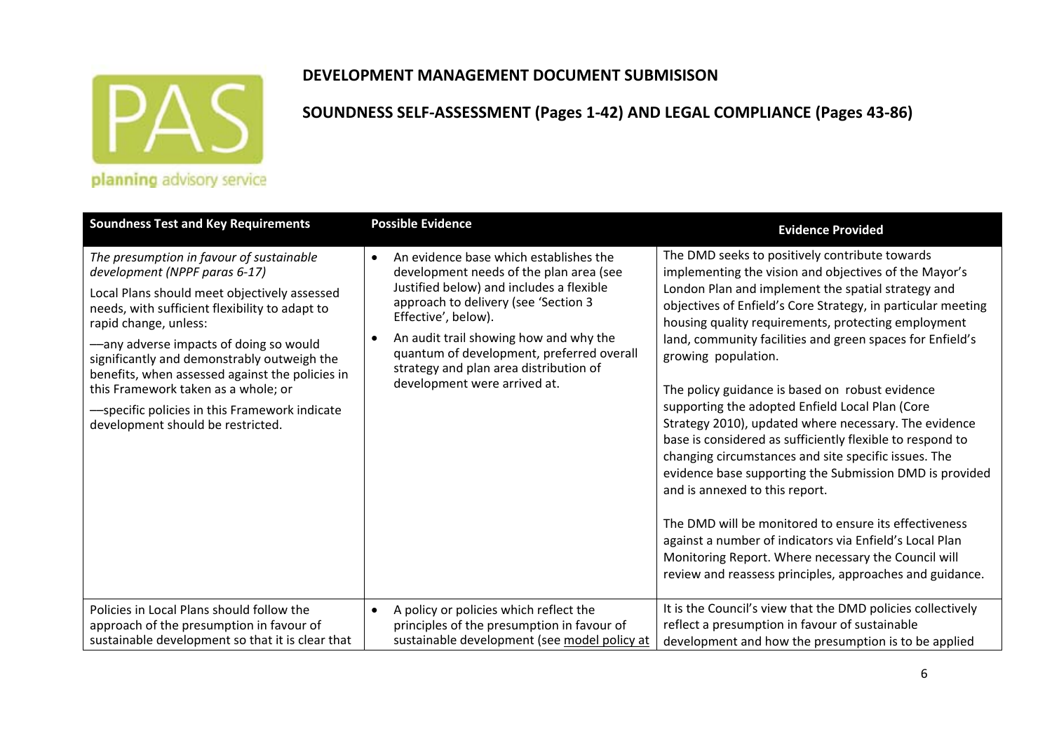**DEVELOPMENT MANAGEMENT DOCUMENT SUBMISISON**

**SOUNDNESS SELF-ASSESSMENT (Pages 1-42) AND LEGAL COMPLIANCE (Pages 43-86)**

| Soundness Test and Key Requirements | Possible Evidence | Evidence Provided |
|---|---|---|
| *The presumption in favour of sustainable development (NPPF paras 6-17)*<br><br>Local Plans should meet objectively assessed needs, with sufficient flexibility to adapt to rapid change, unless:<br><br>—any adverse impacts of doing so would significantly and demonstrably outweigh the benefits, when assessed against the policies in this Framework taken as a whole; or<br><br>—specific policies in this Framework indicate development should be restricted. | • An evidence base which establishes the development needs of the plan area (see Justified below) and includes a flexible approach to delivery (see 'Section 3 Effective', below).<br>• An audit trail showing how and why the quantum of development, preferred overall strategy and plan area distribution of development were arrived at. | The DMD seeks to positively contribute towards implementing the vision and objectives of the Mayor's London Plan and implement the spatial strategy and objectives of Enfield's Core Strategy, in particular meeting housing quality requirements, protecting employment land, community facilities and green spaces for Enfield's growing population.<br><br>The policy guidance is based on robust evidence supporting the adopted Enfield Local Plan (Core Strategy 2010), updated where necessary. The evidence base is considered as sufficiently flexible to respond to changing circumstances and site specific issues. The evidence base supporting the Submission DMD is provided and is annexed to this report.<br><br>The DMD will be monitored to ensure its effectiveness against a number of indicators via Enfield's Local Plan Monitoring Report. Where necessary the Council will review and reassess principles, approaches and guidance. |
| Policies in Local Plans should follow the approach of the presumption in favour of sustainable development so that it is clear that | • A policy or policies which reflect the principles of the presumption in favour of sustainable development (see model policy at | It is the Council's view that the DMD policies collectively reflect a presumption in favour of sustainable development and how the presumption is to be applied |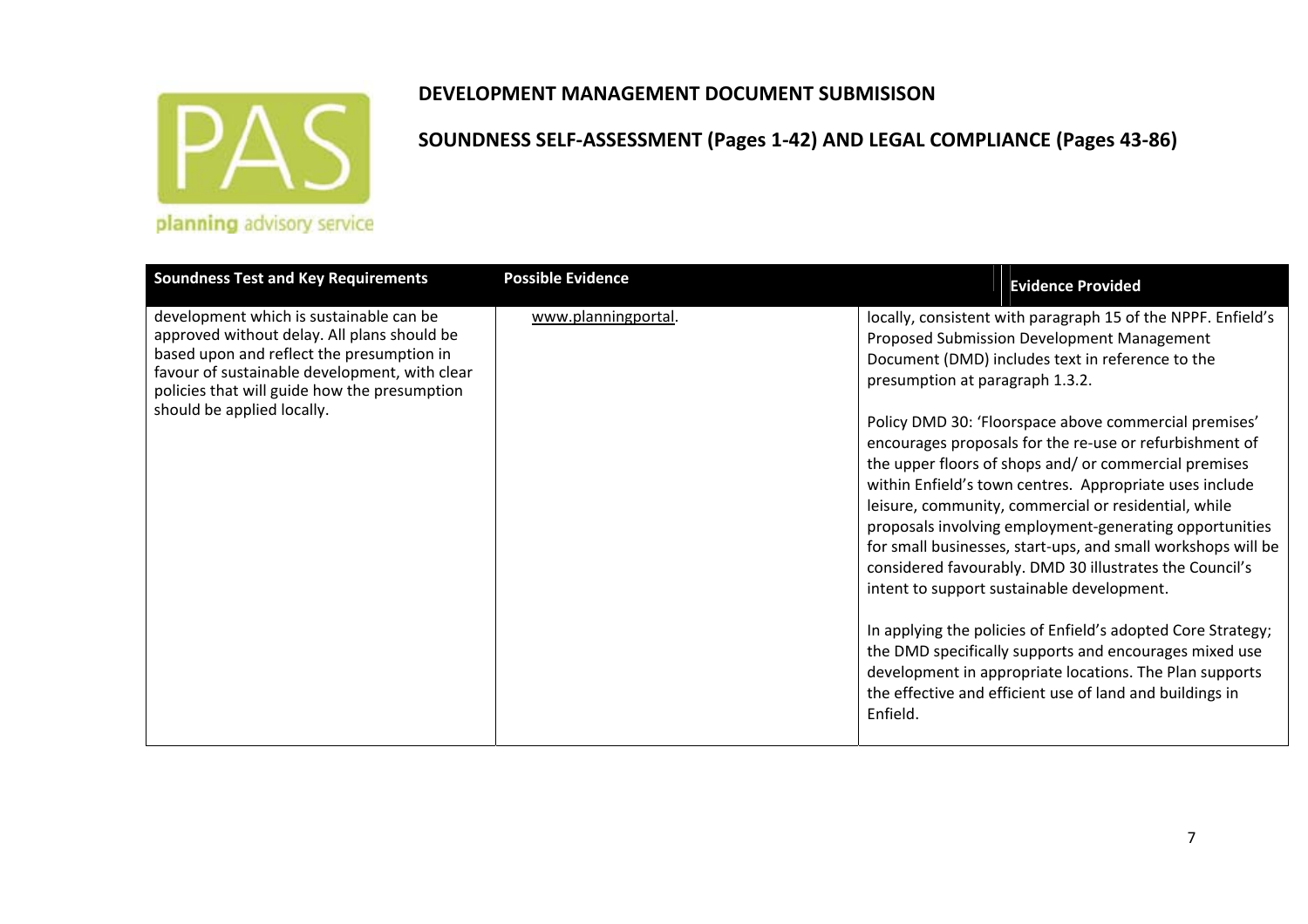**DEVELOPMENT MANAGEMENT DOCUMENT SUBMISISON**

**SOUNDNESS SELF-ASSESSMENT (Pages 1-42) AND LEGAL COMPLIANCE (Pages 43-86)**

| Soundness Test and Key Requirements | Possible Evidence | Evidence Provided |
|---|---|---|
| development which is sustainable can be approved without delay. All plans should be based upon and reflect the presumption in favour of sustainable development, with clear policies that will guide how the presumption should be applied locally. | www.planningportal. | locally, consistent with paragraph 15 of the NPPF. Enfield's Proposed Submission Development Management Document (DMD) includes text in reference to the presumption at paragraph 1.3.2.<br><br>Policy DMD 30: 'Floorspace above commercial premises' encourages proposals for the re-use or refurbishment of the upper floors of shops and/ or commercial premises within Enfield's town centres. Appropriate uses include leisure, community, commercial or residential, while proposals involving employment-generating opportunities for small businesses, start-ups, and small workshops will be considered favourably. DMD 30 illustrates the Council's intent to support sustainable development.<br><br>In applying the policies of Enfield's adopted Core Strategy; the DMD specifically supports and encourages mixed use development in appropriate locations. The Plan supports the effective and efficient use of land and buildings in Enfield. |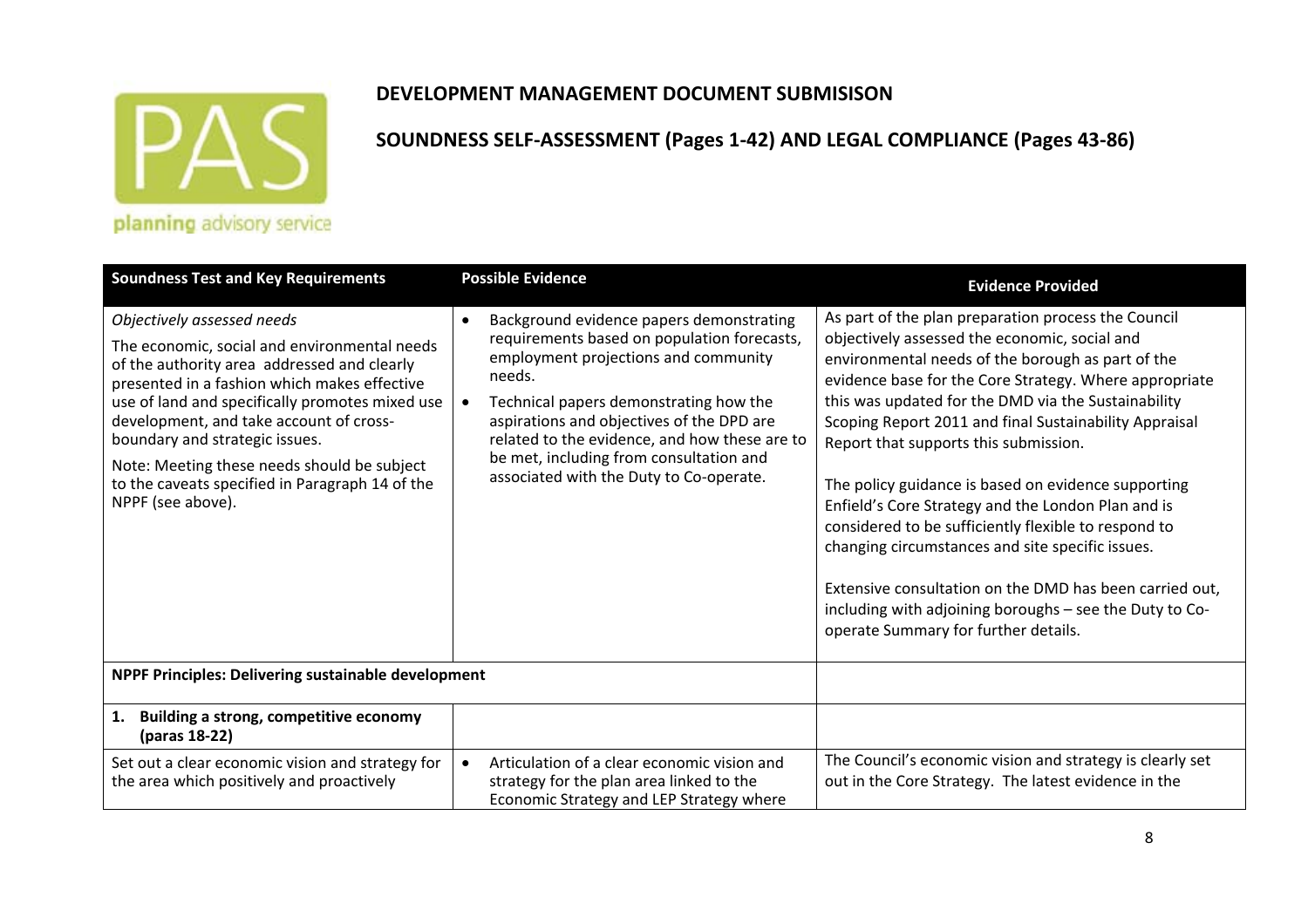**DEVELOPMENT MANAGEMENT DOCUMENT SUBMISISON**

**SOUNDNESS SELF-ASSESSMENT (Pages 1-42) AND LEGAL COMPLIANCE (Pages 43-86)**

| Soundness Test and Key Requirements | Possible Evidence | Evidence Provided |
|---|---|---|
| *Objectively assessed needs*<br><br>The economic, social and environmental needs of the authority area addressed and clearly presented in a fashion which makes effective use of land and specifically promotes mixed use development, and take account of cross-boundary and strategic issues.<br><br>Note: Meeting these needs should be subject to the caveats specified in Paragraph 14 of the NPPF (see above). | • Background evidence papers demonstrating requirements based on population forecasts, employment projections and community needs.<br>• Technical papers demonstrating how the aspirations and objectives of the DPD are related to the evidence, and how these are to be met, including from consultation and associated with the Duty to Co-operate. | As part of the plan preparation process the Council objectively assessed the economic, social and environmental needs of the borough as part of the evidence base for the Core Strategy. Where appropriate this was updated for the DMD via the Sustainability Scoping Report 2011 and final Sustainability Appraisal Report that supports this submission.<br><br>The policy guidance is based on evidence supporting Enfield's Core Strategy and the London Plan and is considered to be sufficiently flexible to respond to changing circumstances and site specific issues.<br><br>Extensive consultation on the DMD has been carried out, including with adjoining boroughs – see the Duty to Co-operate Summary for further details. |
| **NPPF Principles: Delivering sustainable development** | | |
| **1. Building a strong, competitive economy (paras 18-22)** | | |
| Set out a clear economic vision and strategy for the area which positively and proactively | • Articulation of a clear economic vision and strategy for the plan area linked to the Economic Strategy and LEP Strategy where | The Council's economic vision and strategy is clearly set out in the Core Strategy. The latest evidence in the |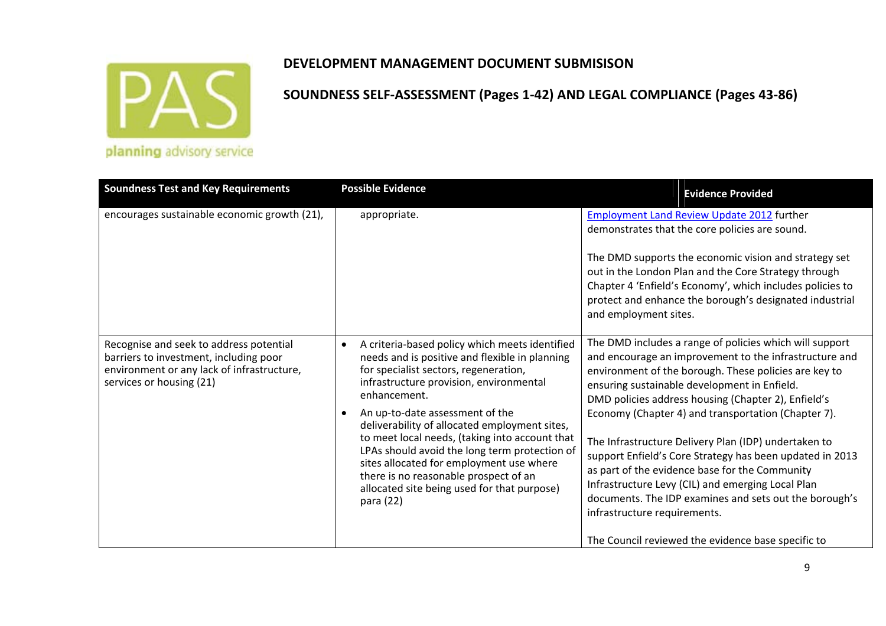# DEVELOPMENT MANAGEMENT DOCUMENT SUBMISISON

## SOUNDNESS SELF-ASSESSMENT (Pages 1-42) AND LEGAL COMPLIANCE (Pages 43-86)

| Soundness Test and Key Requirements | Possible Evidence | Evidence Provided |
|---|---|---|
| encourages sustainable economic growth (21), | appropriate. | Employment Land Review Update 2012 further demonstrates that the core policies are sound.<br><br>The DMD supports the economic vision and strategy set out in the London Plan and the Core Strategy through Chapter 4 'Enfield's Economy', which includes policies to protect and enhance the borough's designated industrial and employment sites. |
| Recognise and seek to address potential barriers to investment, including poor environment or any lack of infrastructure, services or housing (21) | • A criteria-based policy which meets identified needs and is positive and flexible in planning for specialist sectors, regeneration, infrastructure provision, environmental enhancement.<br>• An up-to-date assessment of the deliverability of allocated employment sites, to meet local needs, (taking into account that LPAs should avoid the long term protection of sites allocated for employment use where there is no reasonable prospect of an allocated site being used for that purpose) para (22) | The DMD includes a range of policies which will support and encourage an improvement to the infrastructure and environment of the borough. These policies are key to ensuring sustainable development in Enfield. DMD policies address housing (Chapter 2), Enfield's Economy (Chapter 4) and transportation (Chapter 7).<br><br>The Infrastructure Delivery Plan (IDP) undertaken to support Enfield's Core Strategy has been updated in 2013 as part of the evidence base for the Community Infrastructure Levy (CIL) and emerging Local Plan documents. The IDP examines and sets out the borough's infrastructure requirements.<br><br>The Council reviewed the evidence base specific to |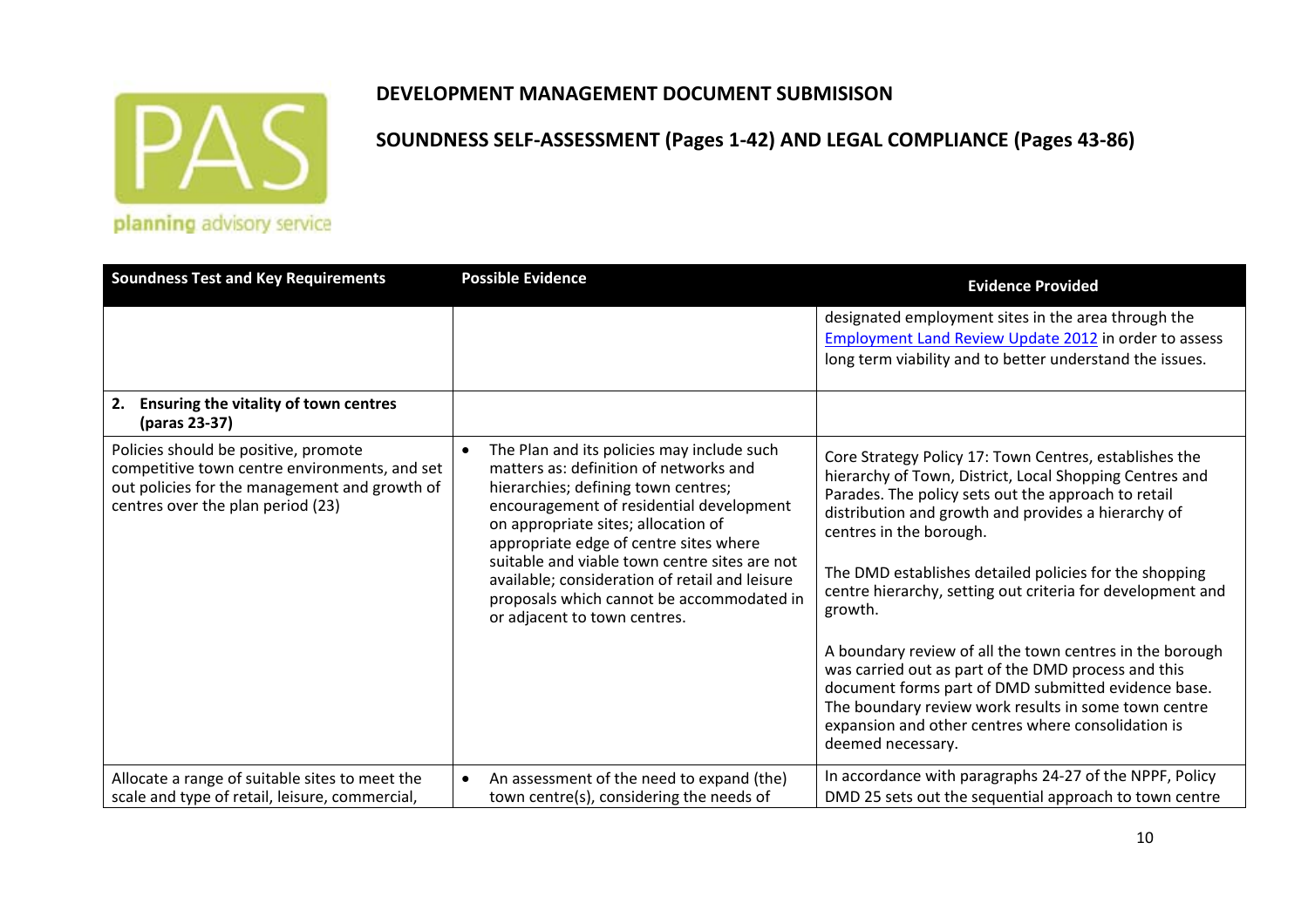# DEVELOPMENT MANAGEMENT DOCUMENT SUBMISISON

## SOUNDNESS SELF-ASSESSMENT (Pages 1-42) AND LEGAL COMPLIANCE (Pages 43-86)

| Soundness Test and Key Requirements | Possible Evidence | Evidence Provided |
|---|---|---|
| | | designated employment sites in the area through the [Employment Land Review Update 2012]() in order to assess long term viability and to better understand the issues. |
| **2. Ensuring the vitality of town centres (paras 23-37)** | | |
| Policies should be positive, promote competitive town centre environments, and set out policies for the management and growth of centres over the plan period (23) | • The Plan and its policies may include such matters as: definition of networks and hierarchies; defining town centres; encouragement of residential development on appropriate sites; allocation of appropriate edge of centre sites where suitable and viable town centre sites are not available; consideration of retail and leisure proposals which cannot be accommodated in or adjacent to town centres. | Core Strategy Policy 17: Town Centres, establishes the hierarchy of Town, District, Local Shopping Centres and Parades. The policy sets out the approach to retail distribution and growth and provides a hierarchy of centres in the borough.<br><br>The DMD establishes detailed policies for the shopping centre hierarchy, setting out criteria for development and growth.<br><br>A boundary review of all the town centres in the borough was carried out as part of the DMD process and this document forms part of DMD submitted evidence base. The boundary review work results in some town centre expansion and other centres where consolidation is deemed necessary. |
| Allocate a range of suitable sites to meet the scale and type of retail, leisure, commercial, | • An assessment of the need to expand (the) town centre(s), considering the needs of | In accordance with paragraphs 24-27 of the NPPF, Policy DMD 25 sets out the sequential approach to town centre |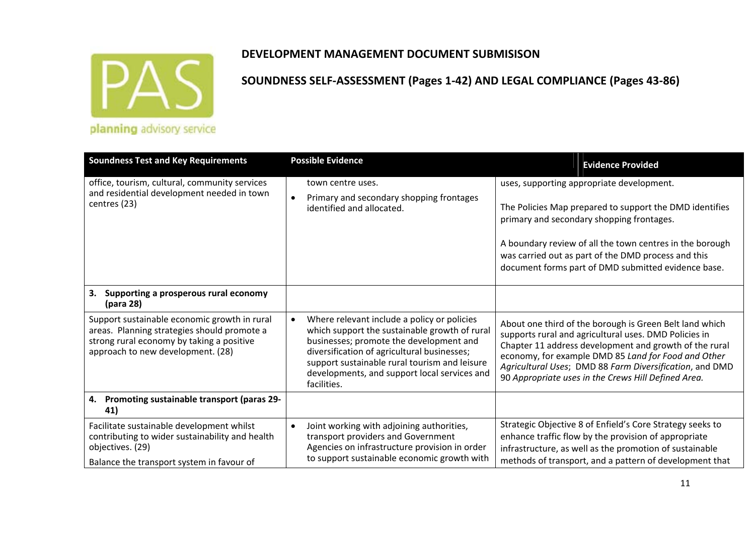# DEVELOPMENT MANAGEMENT DOCUMENT SUBMISISON

## SOUNDNESS SELF-ASSESSMENT (Pages 1-42) AND LEGAL COMPLIANCE (Pages 43-86)

| Soundness Test and Key Requirements | Possible Evidence | Evidence Provided |
| --- | --- | --- |
| office, tourism, cultural, community services and residential development needed in town centres (23) | town centre uses.<br>• Primary and secondary shopping frontages identified and allocated. | uses, supporting appropriate development.<br><br>The Policies Map prepared to support the DMD identifies primary and secondary shopping frontages.<br><br>A boundary review of all the town centres in the borough was carried out as part of the DMD process and this document forms part of DMD submitted evidence base. |
| **3. Supporting a prosperous rural economy (para 28)** | | |
| Support sustainable economic growth in rural areas. Planning strategies should promote a strong rural economy by taking a positive approach to new development. (28) | • Where relevant include a policy or policies which support the sustainable growth of rural businesses; promote the development and diversification of agricultural businesses; support sustainable rural tourism and leisure developments, and support local services and facilities. | About one third of the borough is Green Belt land which supports rural and agricultural uses. DMD Policies in Chapter 11 address development and growth of the rural economy, for example DMD 85 *Land for Food and Other Agricultural Uses*; DMD 88 *Farm Diversification*, and DMD 90 *Appropriate uses in the Crews Hill Defined Area.* |
| **4. Promoting sustainable transport (paras 29-41)** | | |
| Facilitate sustainable development whilst contributing to wider sustainability and health objectives. (29)<br><br>Balance the transport system in favour of | • Joint working with adjoining authorities, transport providers and Government Agencies on infrastructure provision in order to support sustainable economic growth with | Strategic Objective 8 of Enfield's Core Strategy seeks to enhance traffic flow by the provision of appropriate infrastructure, as well as the promotion of sustainable methods of transport, and a pattern of development that |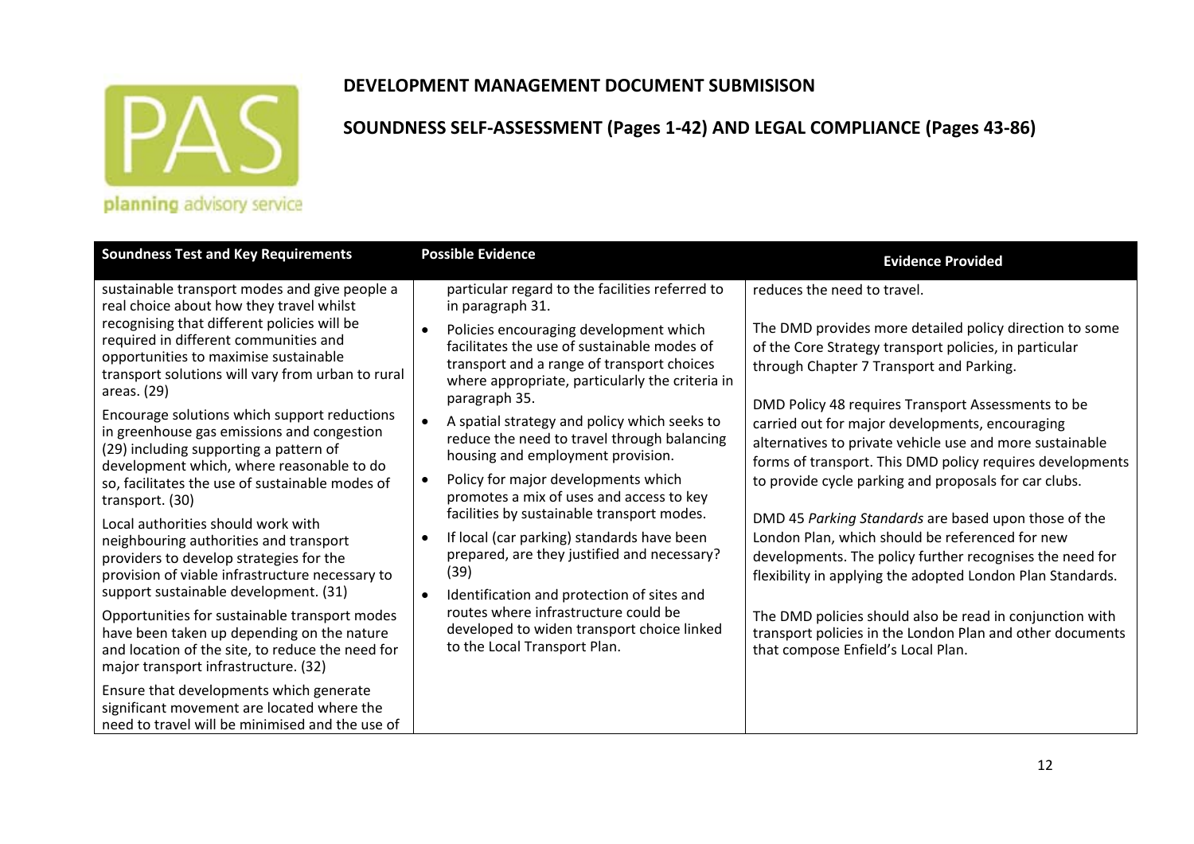## DEVELOPMENT MANAGEMENT DOCUMENT SUBMISISON

## SOUNDNESS SELF-ASSESSMENT (Pages 1-42) AND LEGAL COMPLIANCE (Pages 43-86)

| Soundness Test and Key Requirements | Possible Evidence | Evidence Provided |
|---|---|---|
| sustainable transport modes and give people a real choice about how they travel whilst recognising that different policies will be required in different communities and opportunities to maximise sustainable transport solutions will vary from urban to rural areas. (29)<br><br>Encourage solutions which support reductions in greenhouse gas emissions and congestion (29) including supporting a pattern of development which, where reasonable to do so, facilitates the use of sustainable modes of transport. (30)<br><br>Local authorities should work with neighbouring authorities and transport providers to develop strategies for the provision of viable infrastructure necessary to support sustainable development. (31)<br><br>Opportunities for sustainable transport modes have been taken up depending on the nature and location of the site, to reduce the need for major transport infrastructure. (32)<br><br>Ensure that developments which generate significant movement are located where the need to travel will be minimised and the use of | particular regard to the facilities referred to in paragraph 31.<br><br>• Policies encouraging development which facilitates the use of sustainable modes of transport and a range of transport choices where appropriate, particularly the criteria in paragraph 35.<br>• A spatial strategy and policy which seeks to reduce the need to travel through balancing housing and employment provision.<br>• Policy for major developments which promotes a mix of uses and access to key facilities by sustainable transport modes.<br>• If local (car parking) standards have been prepared, are they justified and necessary? (39)<br>• Identification and protection of sites and routes where infrastructure could be developed to widen transport choice linked to the Local Transport Plan. | reduces the need to travel.<br><br>The DMD provides more detailed policy direction to some of the Core Strategy transport policies, in particular through Chapter 7 Transport and Parking.<br><br>DMD Policy 48 requires Transport Assessments to be carried out for major developments, encouraging alternatives to private vehicle use and more sustainable forms of transport. This DMD policy requires developments to provide cycle parking and proposals for car clubs.<br><br>DMD 45 *Parking Standards* are based upon those of the London Plan, which should be referenced for new developments. The policy further recognises the need for flexibility in applying the adopted London Plan Standards.<br><br>The DMD policies should also be read in conjunction with transport policies in the London Plan and other documents that compose Enfield's Local Plan. |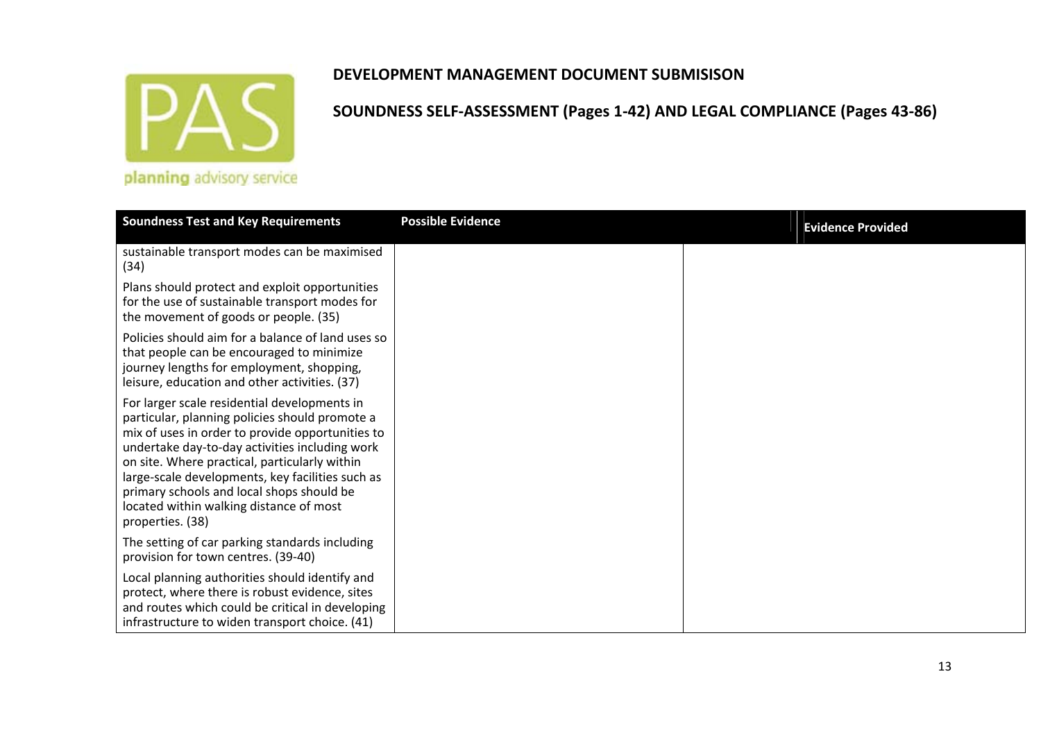## DEVELOPMENT MANAGEMENT DOCUMENT SUBMISISON

## SOUNDNESS SELF-ASSESSMENT (Pages 1-42) AND LEGAL COMPLIANCE (Pages 43-86)

| Soundness Test and Key Requirements | Possible Evidence | Evidence Provided |
|---|---|---|
| sustainable transport modes can be maximised (34)<br><br>Plans should protect and exploit opportunities for the use of sustainable transport modes for the movement of goods or people. (35)<br><br>Policies should aim for a balance of land uses so that people can be encouraged to minimize journey lengths for employment, shopping, leisure, education and other activities. (37)<br><br>For larger scale residential developments in particular, planning policies should promote a mix of uses in order to provide opportunities to undertake day-to-day activities including work on site. Where practical, particularly within large-scale developments, key facilities such as primary schools and local shops should be located within walking distance of most properties. (38)<br><br>The setting of car parking standards including provision for town centres. (39-40)<br><br>Local planning authorities should identify and protect, where there is robust evidence, sites and routes which could be critical in developing infrastructure to widen transport choice. (41) | | |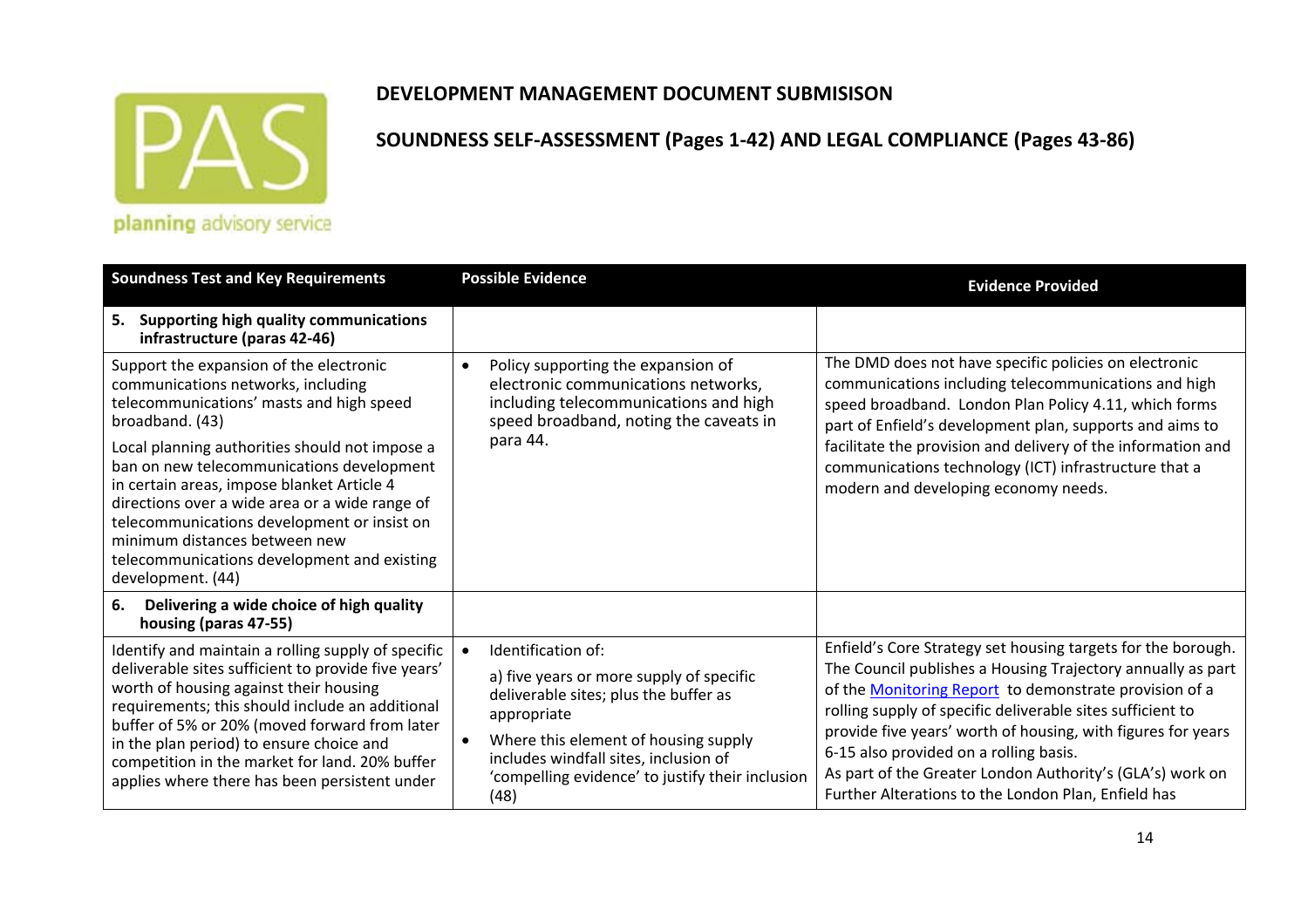**DEVELOPMENT MANAGEMENT DOCUMENT SUBMISISON**

**SOUNDNESS SELF-ASSESSMENT (Pages 1-42) AND LEGAL COMPLIANCE (Pages 43-86)**

| Soundness Test and Key Requirements | Possible Evidence | Evidence Provided |
|---|---|---|
| **5. Supporting high quality communications infrastructure (paras 42-46)** | | |
| Support the expansion of the electronic communications networks, including telecommunications' masts and high speed broadband. (43)<br><br>Local planning authorities should not impose a ban on new telecommunications development in certain areas, impose blanket Article 4 directions over a wide area or a wide range of telecommunications development or insist on minimum distances between new telecommunications development and existing development. (44) | • Policy supporting the expansion of electronic communications networks, including telecommunications and high speed broadband, noting the caveats in para 44. | The DMD does not have specific policies on electronic communications including telecommunications and high speed broadband. London Plan Policy 4.11, which forms part of Enfield's development plan, supports and aims to facilitate the provision and delivery of the information and communications technology (ICT) infrastructure that a modern and developing economy needs. |
| **6. Delivering a wide choice of high quality housing (paras 47-55)** | | |
| Identify and maintain a rolling supply of specific deliverable sites sufficient to provide five years' worth of housing against their housing requirements; this should include an additional buffer of 5% or 20% (moved forward from later in the plan period) to ensure choice and competition in the market for land. 20% buffer applies where there has been persistent under | • Identification of:<br>a) five years or more supply of specific deliverable sites; plus the buffer as appropriate<br>• Where this element of housing supply includes windfall sites, inclusion of 'compelling evidence' to justify their inclusion (48) | Enfield's Core Strategy set housing targets for the borough. The Council publishes a Housing Trajectory annually as part of the Monitoring Report to demonstrate provision of a rolling supply of specific deliverable sites sufficient to provide five years' worth of housing, with figures for years 6-15 also provided on a rolling basis.<br>As part of the Greater London Authority's (GLA's) work on Further Alterations to the London Plan, Enfield has |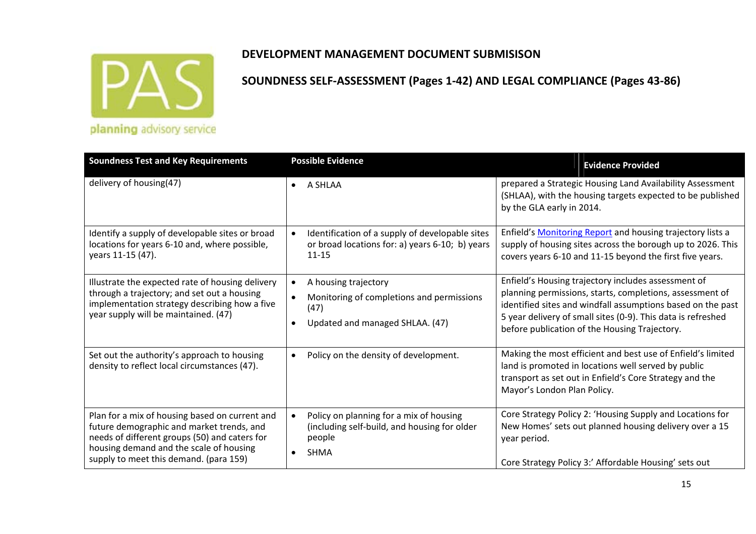# DEVELOPMENT MANAGEMENT DOCUMENT SUBMISISON

## SOUNDNESS SELF-ASSESSMENT (Pages 1-42) AND LEGAL COMPLIANCE (Pages 43-86)

| Soundness Test and Key Requirements | Possible Evidence | Evidence Provided |
|---|---|---|
| delivery of housing(47) | • A SHLAA | prepared a Strategic Housing Land Availability Assessment (SHLAA), with the housing targets expected to be published by the GLA early in 2014. |
| Identify a supply of developable sites or broad locations for years 6-10 and, where possible, years 11-15 (47). | • Identification of a supply of developable sites or broad locations for: a) years 6-10; b) years 11-15 | Enfield's Monitoring Report and housing trajectory lists a supply of housing sites across the borough up to 2026. This covers years 6-10 and 11-15 beyond the first five years. |
| Illustrate the expected rate of housing delivery through a trajectory; and set out a housing implementation strategy describing how a five year supply will be maintained. (47) | • A housing trajectory<br>• Monitoring of completions and permissions (47)<br>• Updated and managed SHLAA. (47) | Enfield's Housing trajectory includes assessment of planning permissions, starts, completions, assessment of identified sites and windfall assumptions based on the past 5 year delivery of small sites (0-9). This data is refreshed before publication of the Housing Trajectory. |
| Set out the authority's approach to housing density to reflect local circumstances (47). | • Policy on the density of development. | Making the most efficient and best use of Enfield's limited land is promoted in locations well served by public transport as set out in Enfield's Core Strategy and the Mayor's London Plan Policy. |
| Plan for a mix of housing based on current and future demographic and market trends, and needs of different groups (50) and caters for housing demand and the scale of housing supply to meet this demand. (para 159) | • Policy on planning for a mix of housing (including self-build, and housing for older people<br>• SHMA | Core Strategy Policy 2: 'Housing Supply and Locations for New Homes' sets out planned housing delivery over a 15 year period.<br><br>Core Strategy Policy 3:' Affordable Housing' sets out |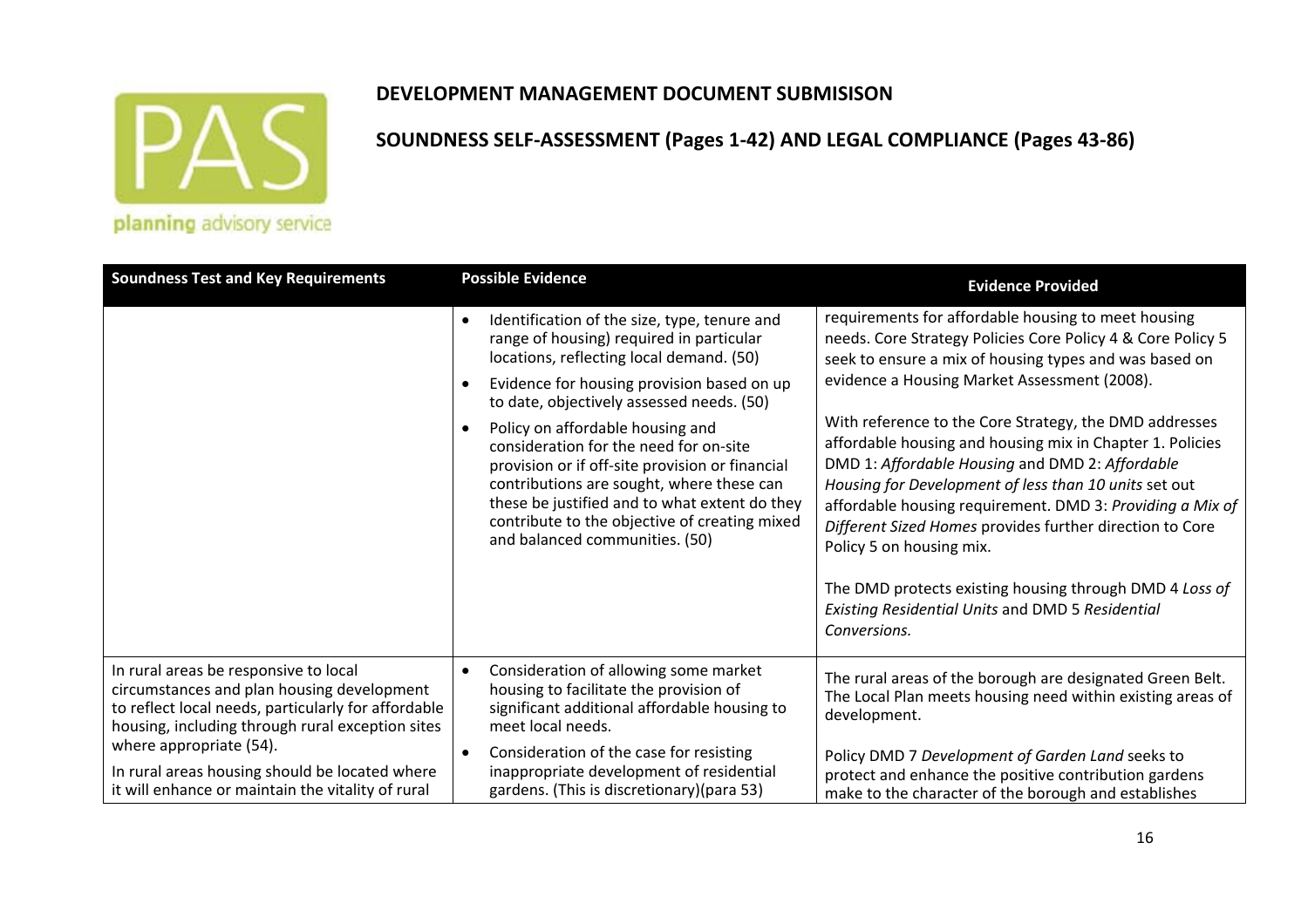# DEVELOPMENT MANAGEMENT DOCUMENT SUBMISISON

## SOUNDNESS SELF-ASSESSMENT (Pages 1-42) AND LEGAL COMPLIANCE (Pages 43-86)

| Soundness Test and Key Requirements | Possible Evidence | Evidence Provided |
|---|---|---|
| | • Identification of the size, type, tenure and range of housing) required in particular locations, reflecting local demand. (50)<br>• Evidence for housing provision based on up to date, objectively assessed needs. (50)<br>• Policy on affordable housing and consideration for the need for on-site provision or if off-site provision or financial contributions are sought, where these can these be justified and to what extent do they contribute to the objective of creating mixed and balanced communities. (50) | requirements for affordable housing to meet housing needs. Core Strategy Policies Core Policy 4 & Core Policy 5 seek to ensure a mix of housing types and was based on evidence a Housing Market Assessment (2008).<br><br>With reference to the Core Strategy, the DMD addresses affordable housing and housing mix in Chapter 1. Policies DMD 1: *Affordable Housing* and DMD 2: *Affordable Housing for Development of less than 10 units* set out affordable housing requirement. DMD 3: *Providing a Mix of Different Sized Homes* provides further direction to Core Policy 5 on housing mix.<br><br>The DMD protects existing housing through DMD 4 *Loss of Existing Residential Units* and DMD 5 *Residential Conversions.* |
| In rural areas be responsive to local circumstances and plan housing development to reflect local needs, particularly for affordable housing, including through rural exception sites where appropriate (54).<br><br>In rural areas housing should be located where it will enhance or maintain the vitality of rural | • Consideration of allowing some market housing to facilitate the provision of significant additional affordable housing to meet local needs.<br>• Consideration of the case for resisting inappropriate development of residential gardens. (This is discretionary)(para 53) | The rural areas of the borough are designated Green Belt. The Local Plan meets housing need within existing areas of development.<br><br>Policy DMD 7 *Development of Garden Land* seeks to protect and enhance the positive contribution gardens make to the character of the borough and establishes |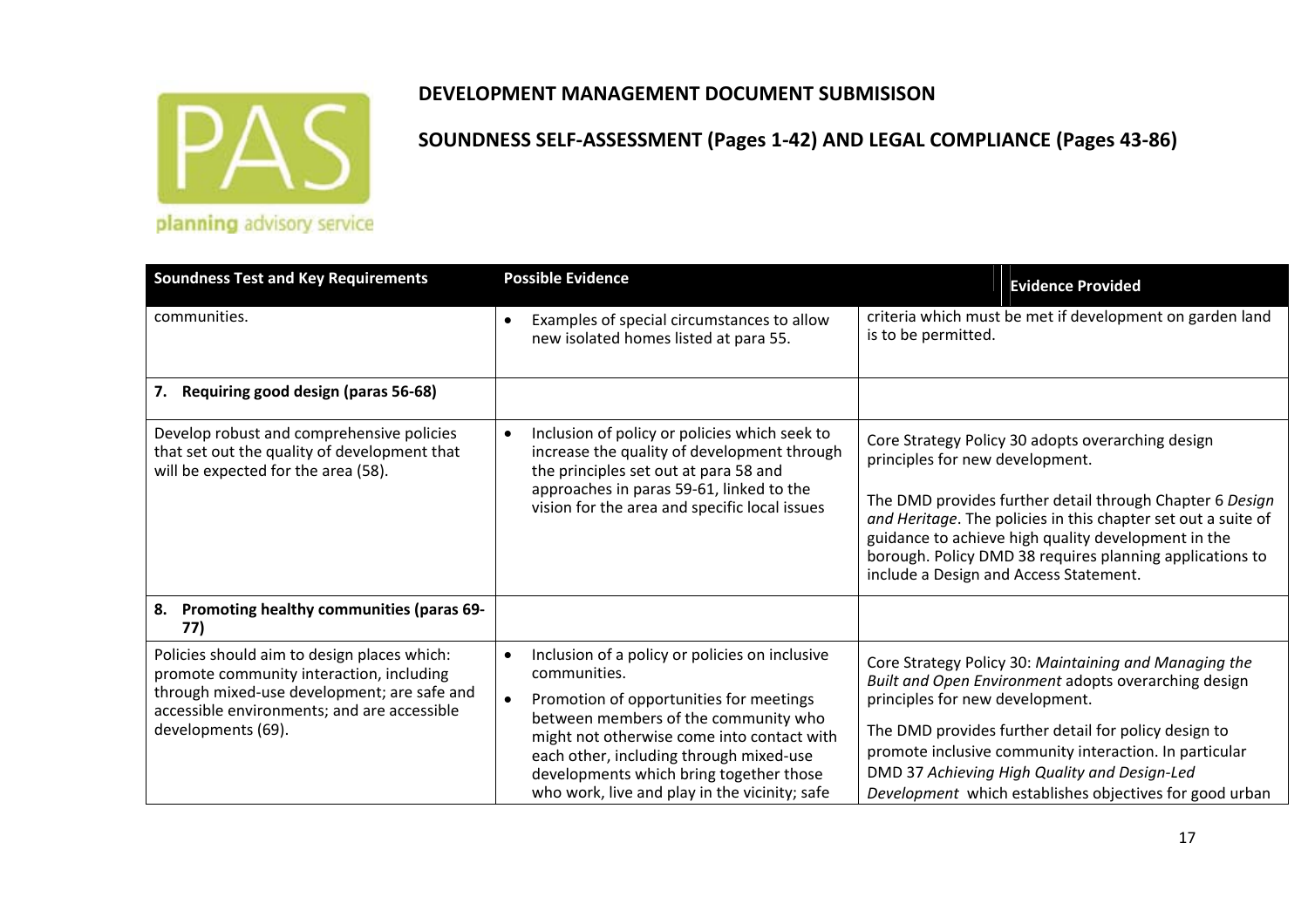**DEVELOPMENT MANAGEMENT DOCUMENT SUBMISISON**

**SOUNDNESS SELF-ASSESSMENT (Pages 1-42) AND LEGAL COMPLIANCE (Pages 43-86)**

| Soundness Test and Key Requirements | Possible Evidence | Evidence Provided |
|---|---|---|
| communities. | • Examples of special circumstances to allow new isolated homes listed at para 55. | criteria which must be met if development on garden land is to be permitted. |
| **7. Requiring good design (paras 56-68)** | | |
| Develop robust and comprehensive policies that set out the quality of development that will be expected for the area (58). | • Inclusion of policy or policies which seek to increase the quality of development through the principles set out at para 58 and approaches in paras 59-61, linked to the vision for the area and specific local issues | Core Strategy Policy 30 adopts overarching design principles for new development.<br><br>The DMD provides further detail through Chapter 6 *Design and Heritage*. The policies in this chapter set out a suite of guidance to achieve high quality development in the borough. Policy DMD 38 requires planning applications to include a Design and Access Statement. |
| **8. Promoting healthy communities (paras 69-77)** | | |
| Policies should aim to design places which: promote community interaction, including through mixed-use development; are safe and accessible environments; and are accessible developments (69). | • Inclusion of a policy or policies on inclusive communities.<br>• Promotion of opportunities for meetings between members of the community who might not otherwise come into contact with each other, including through mixed-use developments which bring together those who work, live and play in the vicinity; safe | Core Strategy Policy 30: *Maintaining and Managing the Built and Open Environment* adopts overarching design principles for new development.<br><br>The DMD provides further detail for policy design to promote inclusive community interaction. In particular DMD 37 *Achieving High Quality and Design-Led Development* which establishes objectives for good urban |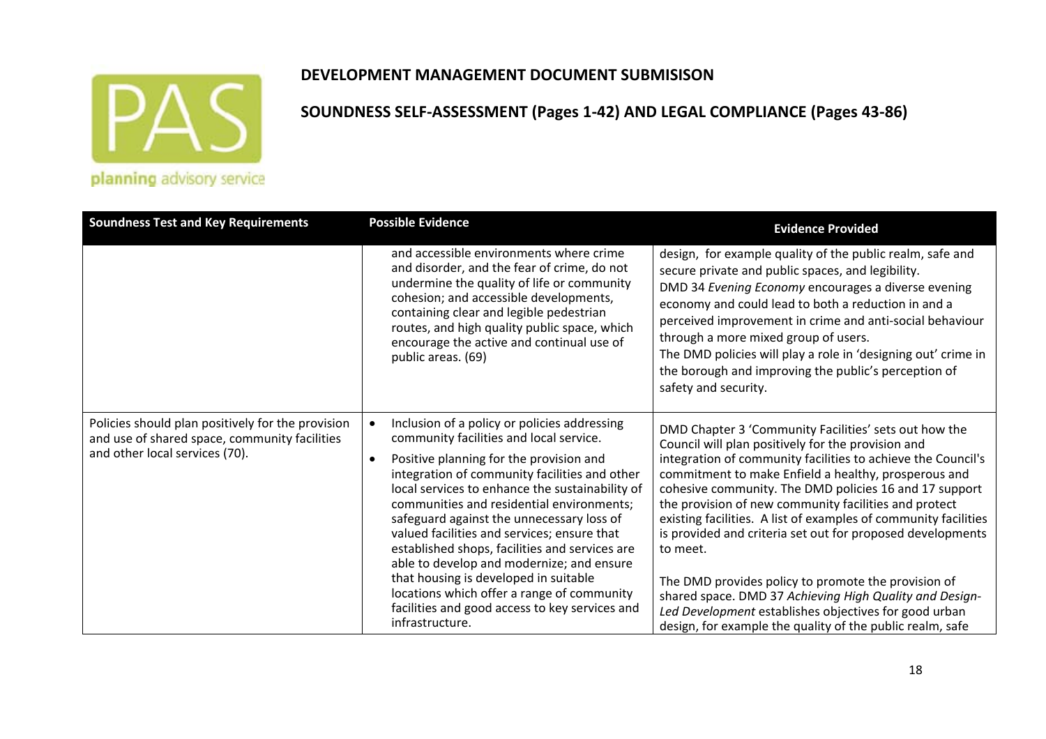# DEVELOPMENT MANAGEMENT DOCUMENT SUBMISISON

## SOUNDNESS SELF-ASSESSMENT (Pages 1-42) AND LEGAL COMPLIANCE (Pages 43-86)

| Soundness Test and Key Requirements | Possible Evidence | Evidence Provided |
|---|---|---|
| | and accessible environments where crime and disorder, and the fear of crime, do not undermine the quality of life or community cohesion; and accessible developments, containing clear and legible pedestrian routes, and high quality public space, which encourage the active and continual use of public areas. (69) | design, for example quality of the public realm, safe and secure private and public spaces, and legibility.<br>DMD 34 *Evening Economy* encourages a diverse evening economy and could lead to both a reduction in and a perceived improvement in crime and anti-social behaviour through a more mixed group of users.<br>The DMD policies will play a role in 'designing out' crime in the borough and improving the public's perception of safety and security. |
| Policies should plan positively for the provision and use of shared space, community facilities and other local services (70). | • Inclusion of a policy or policies addressing community facilities and local service.<br>• Positive planning for the provision and integration of community facilities and other local services to enhance the sustainability of communities and residential environments; safeguard against the unnecessary loss of valued facilities and services; ensure that established shops, facilities and services are able to develop and modernize; and ensure that housing is developed in suitable locations which offer a range of community facilities and good access to key services and infrastructure. | DMD Chapter 3 'Community Facilities' sets out how the Council will plan positively for the provision and integration of community facilities to achieve the Council's commitment to make Enfield a healthy, prosperous and cohesive community. The DMD policies 16 and 17 support the provision of new community facilities and protect existing facilities. A list of examples of community facilities is provided and criteria set out for proposed developments to meet.<br><br>The DMD provides policy to promote the provision of shared space. DMD 37 *Achieving High Quality and Design-Led Development* establishes objectives for good urban design, for example the quality of the public realm, safe |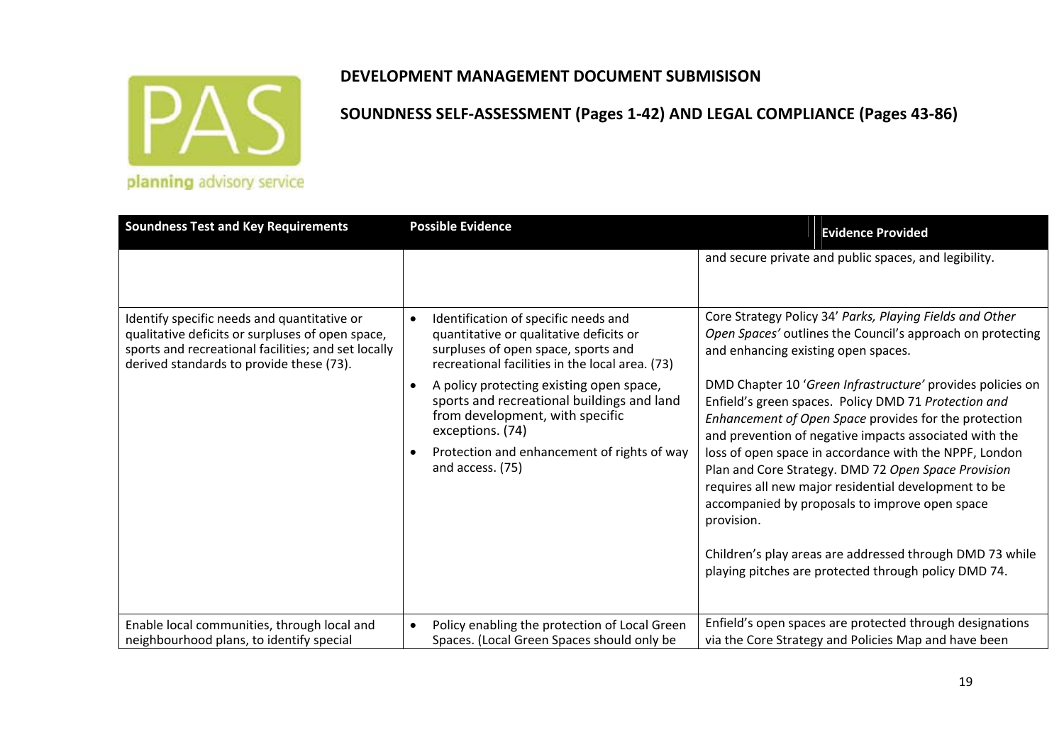# DEVELOPMENT MANAGEMENT DOCUMENT SUBMISISON

## SOUNDNESS SELF-ASSESSMENT (Pages 1-42) AND LEGAL COMPLIANCE (Pages 43-86)

| Soundness Test and Key Requirements | Possible Evidence | Evidence Provided |
|---|---|---|
| | | and secure private and public spaces, and legibility. |
| Identify specific needs and quantitative or qualitative deficits or surpluses of open space, sports and recreational facilities; and set locally derived standards to provide these (73). | • Identification of specific needs and quantitative or qualitative deficits or surpluses of open space, sports and recreational facilities in the local area. (73)<br>• A policy protecting existing open space, sports and recreational buildings and land from development, with specific exceptions. (74)<br>• Protection and enhancement of rights of way and access. (75) | Core Strategy Policy 34' *Parks, Playing Fields and Other Open Spaces'* outlines the Council's approach on protecting and enhancing existing open spaces.<br><br>DMD Chapter 10 '*Green Infrastructure'* provides policies on Enfield's green spaces. Policy DMD 71 *Protection and Enhancement of Open Space* provides for the protection and prevention of negative impacts associated with the loss of open space in accordance with the NPPF, London Plan and Core Strategy. DMD 72 *Open Space Provision* requires all new major residential development to be accompanied by proposals to improve open space provision.<br><br>Children's play areas are addressed through DMD 73 while playing pitches are protected through policy DMD 74. |
| Enable local communities, through local and neighbourhood plans, to identify special | • Policy enabling the protection of Local Green Spaces. (Local Green Spaces should only be | Enfield's open spaces are protected through designations via the Core Strategy and Policies Map and have been |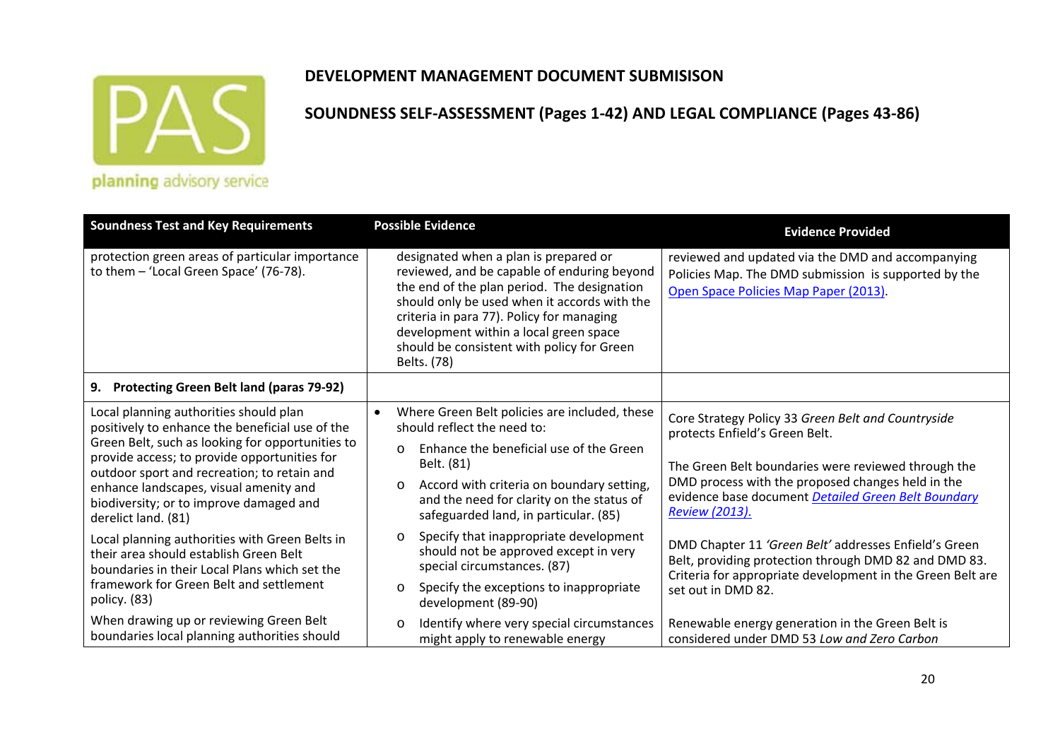# DEVELOPMENT MANAGEMENT DOCUMENT SUBMISISON

## SOUNDNESS SELF-ASSESSMENT (Pages 1-42) AND LEGAL COMPLIANCE (Pages 43-86)

| Soundness Test and Key Requirements | Possible Evidence | Evidence Provided |
|---|---|---|
| protection green areas of particular importance to them – 'Local Green Space' (76-78). | designated when a plan is prepared or reviewed, and be capable of enduring beyond the end of the plan period. The designation should only be used when it accords with the criteria in para 77). Policy for managing development within a local green space should be consistent with policy for Green Belts. (78) | reviewed and updated via the DMD and accompanying Policies Map. The DMD submission is supported by the Open Space Policies Map Paper (2013). |
| **9. Protecting Green Belt land (paras 79-92)** | | |
| Local planning authorities should plan positively to enhance the beneficial use of the Green Belt, such as looking for opportunities to provide access; to provide opportunities for outdoor sport and recreation; to retain and enhance landscapes, visual amenity and biodiversity; or to improve damaged and derelict land. (81)<br><br>Local planning authorities with Green Belts in their area should establish Green Belt boundaries in their Local Plans which set the framework for Green Belt and settlement policy. (83)<br><br>When drawing up or reviewing Green Belt boundaries local planning authorities should | • Where Green Belt policies are included, these should reflect the need to:<br>o Enhance the beneficial use of the Green Belt. (81)<br>o Accord with criteria on boundary setting, and the need for clarity on the status of safeguarded land, in particular. (85)<br>o Specify that inappropriate development should not be approved except in very special circumstances. (87)<br>o Specify the exceptions to inappropriate development (89-90)<br>o Identify where very special circumstances might apply to renewable energy | Core Strategy Policy 33 *Green Belt and Countryside* protects Enfield's Green Belt.<br><br>The Green Belt boundaries were reviewed through the DMD process with the proposed changes held in the evidence base document *Detailed Green Belt Boundary Review (2013)*.<br><br>DMD Chapter 11 *'Green Belt'* addresses Enfield's Green Belt, providing protection through DMD 82 and DMD 83. Criteria for appropriate development in the Green Belt are set out in DMD 82.<br><br>Renewable energy generation in the Green Belt is considered under DMD 53 *Low and Zero Carbon* |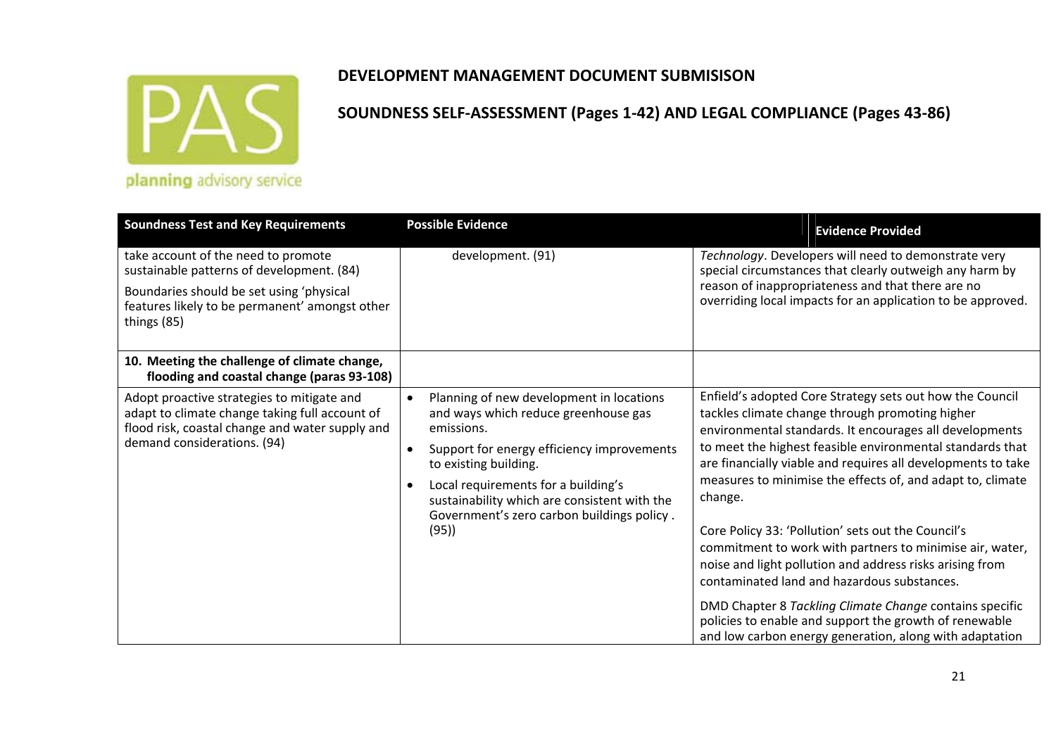# DEVELOPMENT MANAGEMENT DOCUMENT SUBMISISON

## SOUNDNESS SELF-ASSESSMENT (Pages 1-42) AND LEGAL COMPLIANCE (Pages 43-86)

| Soundness Test and Key Requirements | Possible Evidence | Evidence Provided |
|---|---|---|
| take account of the need to promote sustainable patterns of development. (84)<br><br>Boundaries should be set using 'physical features likely to be permanent' amongst other things (85) | development. (91) | *Technology*. Developers will need to demonstrate very special circumstances that clearly outweigh any harm by reason of inappropriateness and that there are no overriding local impacts for an application to be approved. |
| **10. Meeting the challenge of climate change, flooding and coastal change (paras 93-108)** | | |
| Adopt proactive strategies to mitigate and adapt to climate change taking full account of flood risk, coastal change and water supply and demand considerations. (94) | • Planning of new development in locations and ways which reduce greenhouse gas emissions.<br>• Support for energy efficiency improvements to existing building.<br>• Local requirements for a building's sustainability which are consistent with the Government's zero carbon buildings policy . (95)) | Enfield's adopted Core Strategy sets out how the Council tackles climate change through promoting higher environmental standards. It encourages all developments to meet the highest feasible environmental standards that are financially viable and requires all developments to take measures to minimise the effects of, and adapt to, climate change.<br><br>Core Policy 33: 'Pollution' sets out the Council's commitment to work with partners to minimise air, water, noise and light pollution and address risks arising from contaminated land and hazardous substances.<br><br>DMD Chapter 8 *Tackling Climate Change* contains specific policies to enable and support the growth of renewable and low carbon energy generation, along with adaptation |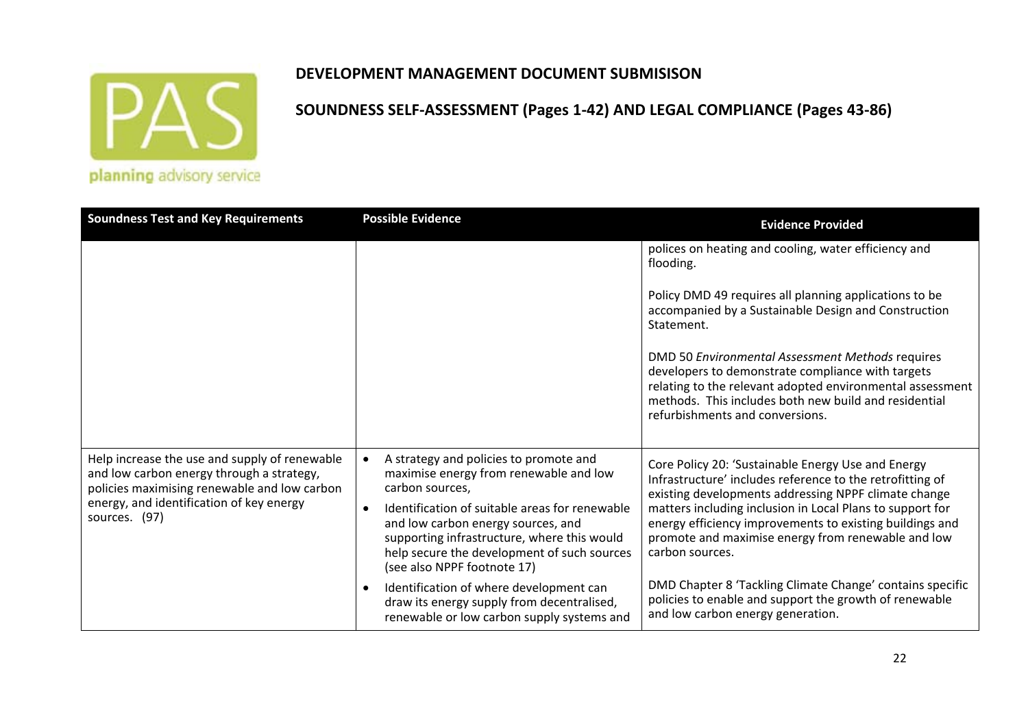# DEVELOPMENT MANAGEMENT DOCUMENT SUBMISISON

## SOUNDNESS SELF-ASSESSMENT (Pages 1-42) AND LEGAL COMPLIANCE (Pages 43-86)

| Soundness Test and Key Requirements | Possible Evidence | Evidence Provided |
|---|---|---|
| | | polices on heating and cooling, water efficiency and flooding.<br><br>Policy DMD 49 requires all planning applications to be accompanied by a Sustainable Design and Construction Statement.<br><br>DMD 50 *Environmental Assessment Methods* requires developers to demonstrate compliance with targets relating to the relevant adopted environmental assessment methods. This includes both new build and residential refurbishments and conversions. |
| Help increase the use and supply of renewable and low carbon energy through a strategy, policies maximising renewable and low carbon energy, and identification of key energy sources. (97) | • A strategy and policies to promote and maximise energy from renewable and low carbon sources,<br>• Identification of suitable areas for renewable and low carbon energy sources, and supporting infrastructure, where this would help secure the development of such sources (see also NPPF footnote 17)<br>• Identification of where development can draw its energy supply from decentralised, renewable or low carbon supply systems and | Core Policy 20: 'Sustainable Energy Use and Energy Infrastructure' includes reference to the retrofitting of existing developments addressing NPPF climate change matters including inclusion in Local Plans to support for energy efficiency improvements to existing buildings and promote and maximise energy from renewable and low carbon sources.<br><br>DMD Chapter 8 'Tackling Climate Change' contains specific policies to enable and support the growth of renewable and low carbon energy generation. |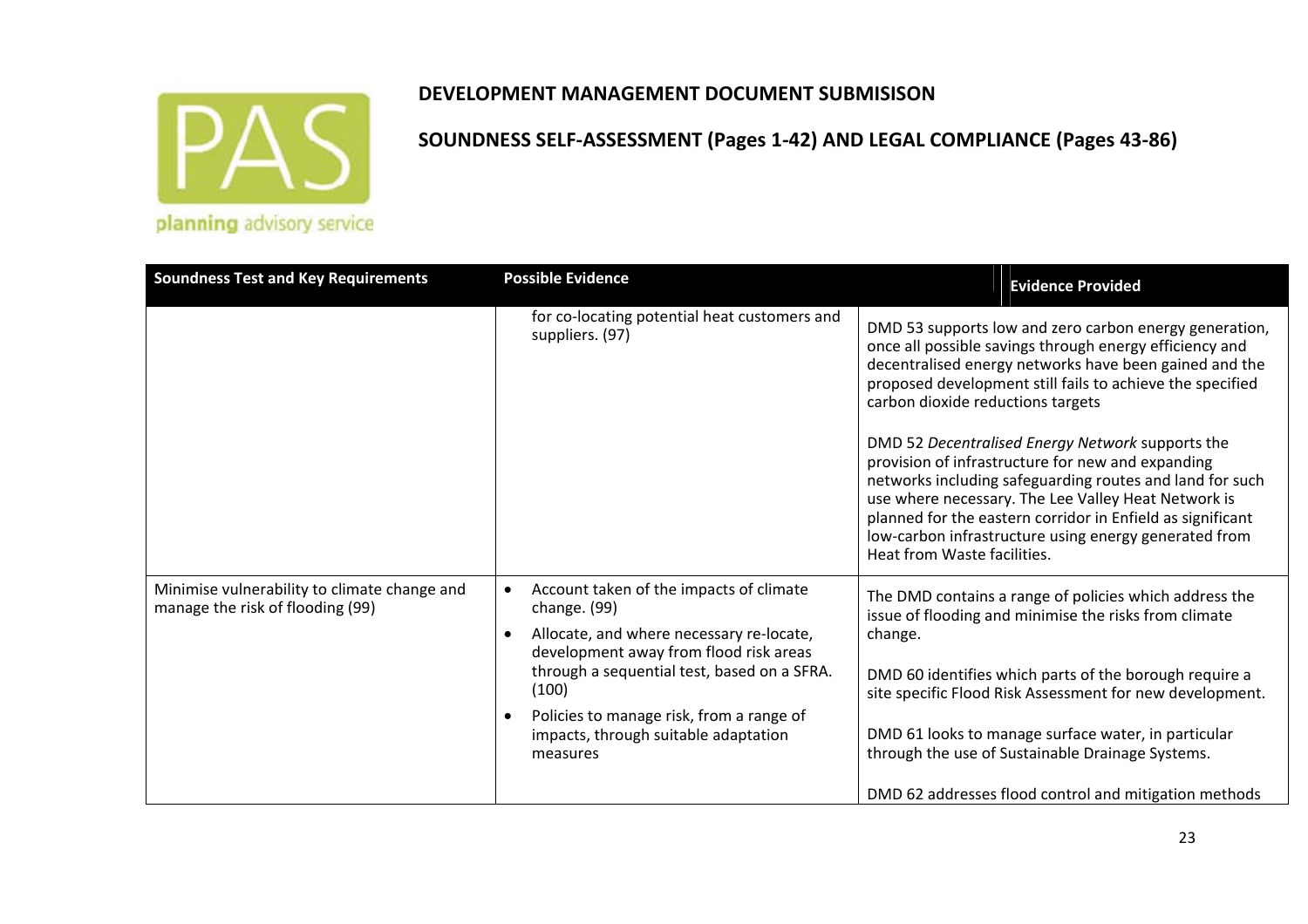# DEVELOPMENT MANAGEMENT DOCUMENT SUBMISISON

## SOUNDNESS SELF-ASSESSMENT (Pages 1-42) AND LEGAL COMPLIANCE (Pages 43-86)

| Soundness Test and Key Requirements | Possible Evidence | Evidence Provided |
|---|---|---|
| | for co-locating potential heat customers and suppliers. (97) | DMD 53 supports low and zero carbon energy generation, once all possible savings through energy efficiency and decentralised energy networks have been gained and the proposed development still fails to achieve the specified carbon dioxide reductions targets<br><br>DMD 52 *Decentralised Energy Network* supports the provision of infrastructure for new and expanding networks including safeguarding routes and land for such use where necessary. The Lee Valley Heat Network is planned for the eastern corridor in Enfield as significant low-carbon infrastructure using energy generated from Heat from Waste facilities. |
| Minimise vulnerability to climate change and manage the risk of flooding (99) | • Account taken of the impacts of climate change. (99)<br>• Allocate, and where necessary re-locate, development away from flood risk areas through a sequential test, based on a SFRA. (100)<br>• Policies to manage risk, from a range of impacts, through suitable adaptation measures | The DMD contains a range of policies which address the issue of flooding and minimise the risks from climate change.<br><br>DMD 60 identifies which parts of the borough require a site specific Flood Risk Assessment for new development.<br><br>DMD 61 looks to manage surface water, in particular through the use of Sustainable Drainage Systems.<br><br>DMD 62 addresses flood control and mitigation methods |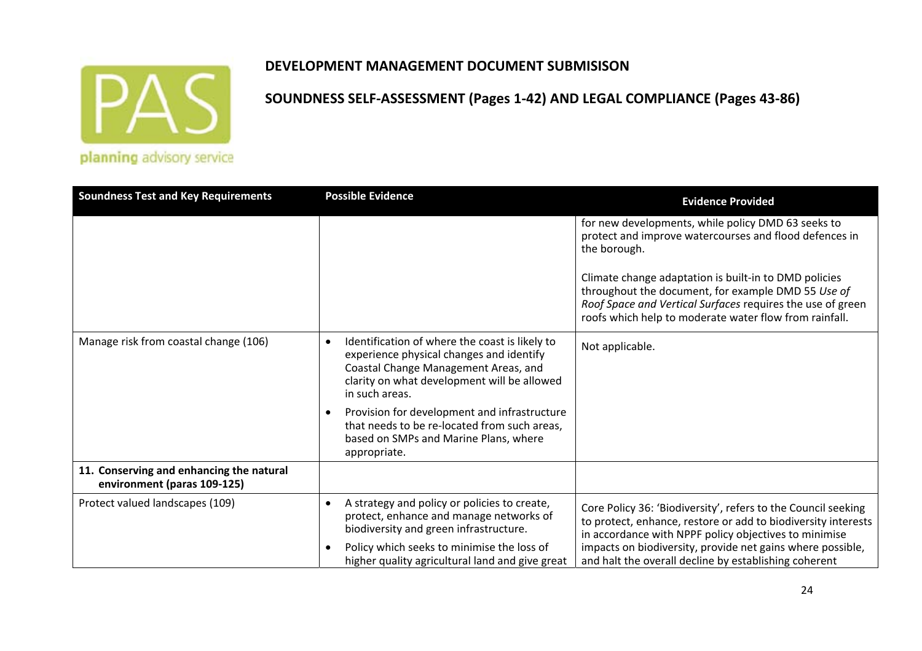# DEVELOPMENT MANAGEMENT DOCUMENT SUBMISISON

## SOUNDNESS SELF-ASSESSMENT (Pages 1-42) AND LEGAL COMPLIANCE (Pages 43-86)

| Soundness Test and Key Requirements | Possible Evidence | Evidence Provided |
|---|---|---|
| | | for new developments, while policy DMD 63 seeks to protect and improve watercourses and flood defences in the borough.<br><br>Climate change adaptation is built-in to DMD policies throughout the document, for example DMD 55 *Use of Roof Space and Vertical Surfaces* requires the use of green roofs which help to moderate water flow from rainfall. |
| Manage risk from coastal change (106) | • Identification of where the coast is likely to experience physical changes and identify Coastal Change Management Areas, and clarity on what development will be allowed in such areas.<br>• Provision for development and infrastructure that needs to be re-located from such areas, based on SMPs and Marine Plans, where appropriate. | Not applicable. |
| **11. Conserving and enhancing the natural environment (paras 109-125)** | | |
| Protect valued landscapes (109) | • A strategy and policy or policies to create, protect, enhance and manage networks of biodiversity and green infrastructure.<br>• Policy which seeks to minimise the loss of higher quality agricultural land and give great | Core Policy 36: 'Biodiversity', refers to the Council seeking to protect, enhance, restore or add to biodiversity interests in accordance with NPPF policy objectives to minimise impacts on biodiversity, provide net gains where possible, and halt the overall decline by establishing coherent |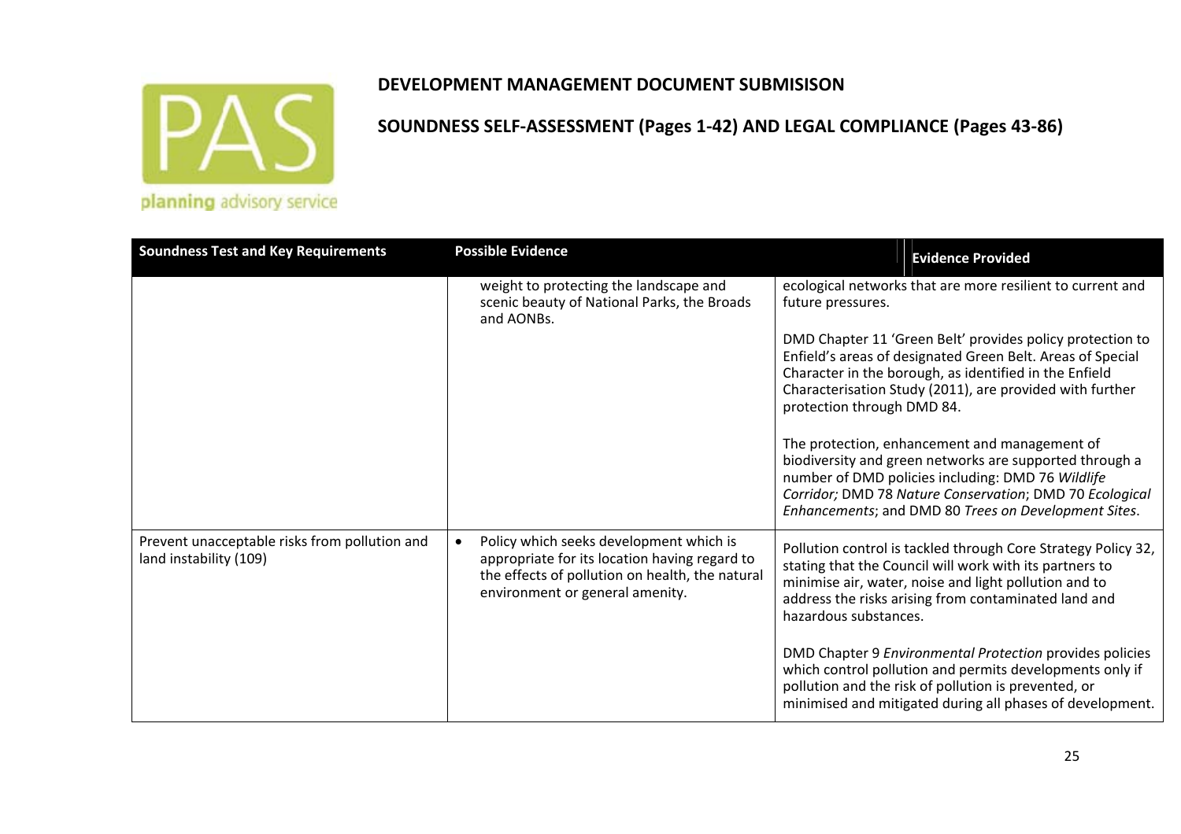**DEVELOPMENT MANAGEMENT DOCUMENT SUBMISISON**

**SOUNDNESS SELF-ASSESSMENT (Pages 1-42) AND LEGAL COMPLIANCE (Pages 43-86)**

| Soundness Test and Key Requirements | Possible Evidence | Evidence Provided |
|---|---|---|
| | weight to protecting the landscape and scenic beauty of National Parks, the Broads and AONBs. | ecological networks that are more resilient to current and future pressures.<br><br>DMD Chapter 11 'Green Belt' provides policy protection to Enfield's areas of designated Green Belt. Areas of Special Character in the borough, as identified in the Enfield Characterisation Study (2011), are provided with further protection through DMD 84.<br><br>The protection, enhancement and management of biodiversity and green networks are supported through a number of DMD policies including: DMD 76 *Wildlife Corridor;* DMD 78 *Nature Conservation*; DMD 70 *Ecological Enhancements*; and DMD 80 *Trees on Development Sites*. |
| Prevent unacceptable risks from pollution and land instability (109) | • Policy which seeks development which is appropriate for its location having regard to the effects of pollution on health, the natural environment or general amenity. | Pollution control is tackled through Core Strategy Policy 32, stating that the Council will work with its partners to minimise air, water, noise and light pollution and to address the risks arising from contaminated land and hazardous substances.<br><br>DMD Chapter 9 *Environmental Protection* provides policies which control pollution and permits developments only if pollution and the risk of pollution is prevented, or minimised and mitigated during all phases of development. |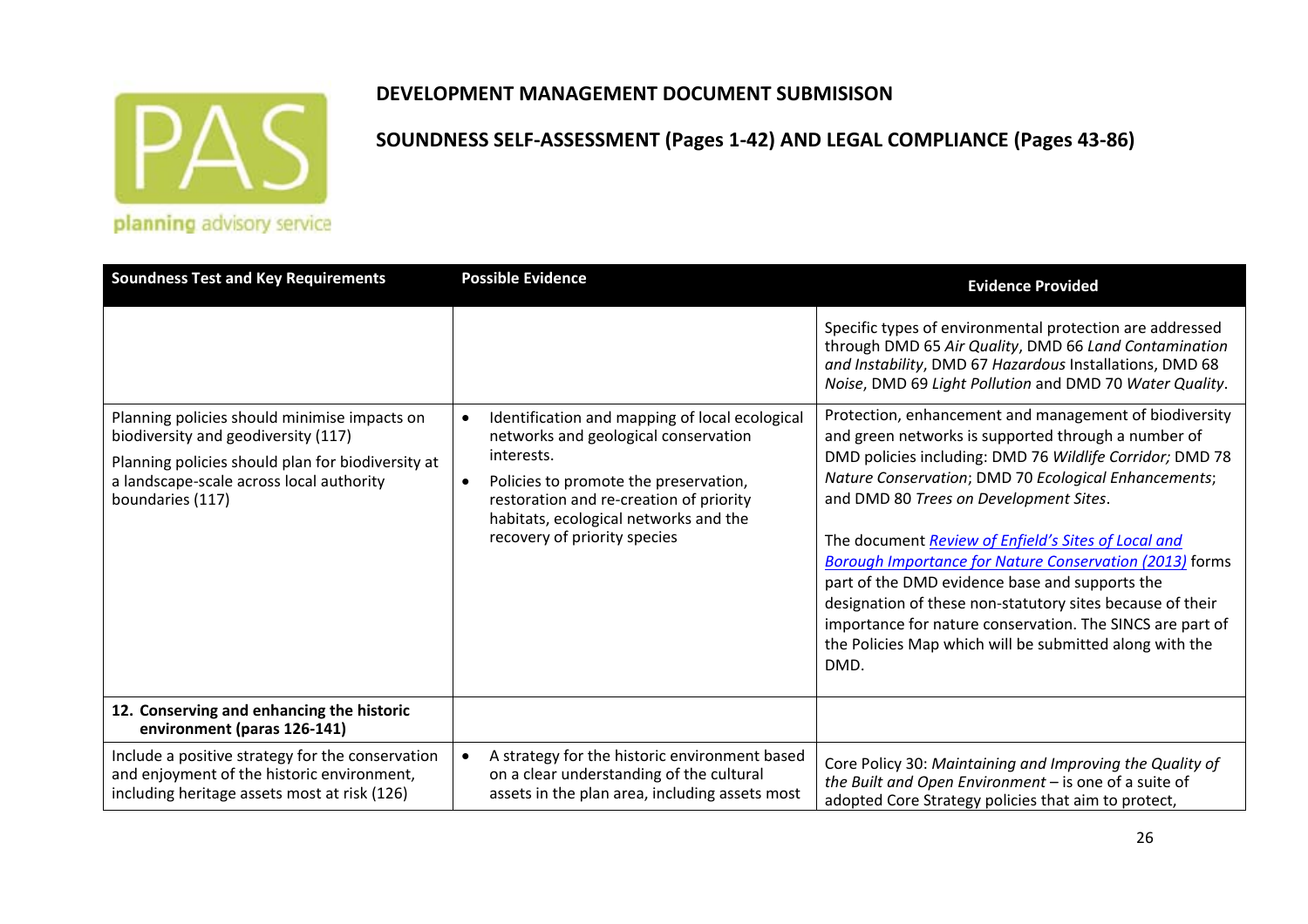# DEVELOPMENT MANAGEMENT DOCUMENT SUBMISISON

## SOUNDNESS SELF-ASSESSMENT (Pages 1-42) AND LEGAL COMPLIANCE (Pages 43-86)

| Soundness Test and Key Requirements | Possible Evidence | Evidence Provided |
|---|---|---|
| | | Specific types of environmental protection are addressed through DMD 65 *Air Quality*, DMD 66 *Land Contamination and Instability*, DMD 67 *Hazardous* Installations, DMD 68 *Noise*, DMD 69 *Light Pollution* and DMD 70 *Water Quality*. |
| Planning policies should minimise impacts on biodiversity and geodiversity (117)<br><br>Planning policies should plan for biodiversity at a landscape-scale across local authority boundaries (117) | • Identification and mapping of local ecological networks and geological conservation interests.<br>• Policies to promote the preservation, restoration and re-creation of priority habitats, ecological networks and the recovery of priority species | Protection, enhancement and management of biodiversity and green networks is supported through a number of DMD policies including: DMD 76 *Wildlife Corridor;* DMD 78 *Nature Conservation*; DMD 70 *Ecological Enhancements*; and DMD 80 *Trees on Development Sites*.<br><br>The document *Review of Enfield's Sites of Local and Borough Importance for Nature Conservation (2013)* forms part of the DMD evidence base and supports the designation of these non-statutory sites because of their importance for nature conservation. The SINCS are part of the Policies Map which will be submitted along with the DMD. |
| **12. Conserving and enhancing the historic environment (paras 126-141)** | | |
| Include a positive strategy for the conservation and enjoyment of the historic environment, including heritage assets most at risk (126) | • A strategy for the historic environment based on a clear understanding of the cultural assets in the plan area, including assets most | Core Policy 30: *Maintaining and Improving the Quality of the Built and Open Environment* – is one of a suite of adopted Core Strategy policies that aim to protect, |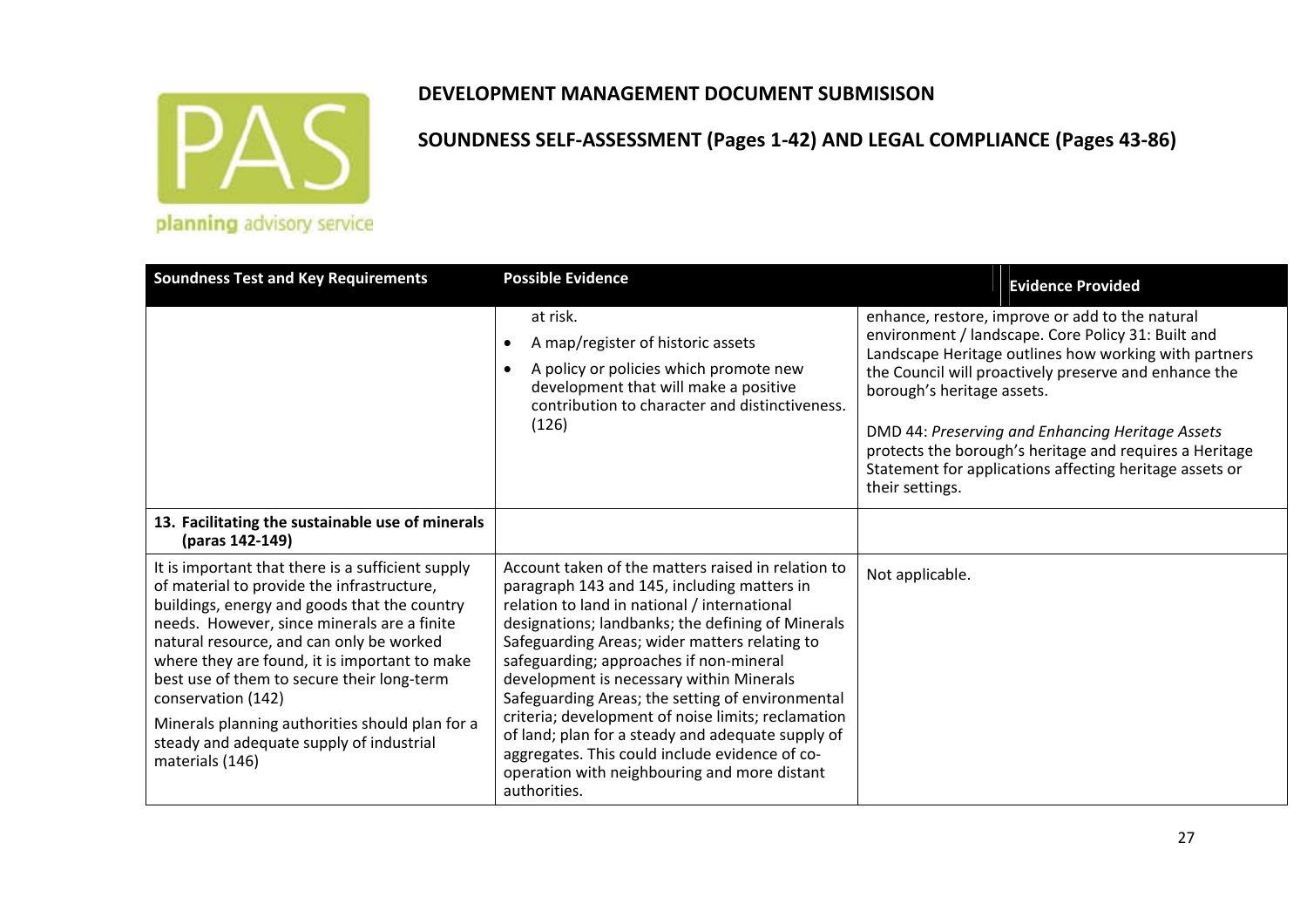**DEVELOPMENT MANAGEMENT DOCUMENT SUBMISISON**

**SOUNDNESS SELF-ASSESSMENT (Pages 1-42) AND LEGAL COMPLIANCE (Pages 43-86)**

| Soundness Test and Key Requirements | Possible Evidence | Evidence Provided |
|---|---|---|
| | at risk.<br>• A map/register of historic assets<br>• A policy or policies which promote new development that will make a positive contribution to character and distinctiveness. (126) | enhance, restore, improve or add to the natural environment / landscape. Core Policy 31: Built and Landscape Heritage outlines how working with partners the Council will proactively preserve and enhance the borough's heritage assets.<br><br>DMD 44: *Preserving and Enhancing Heritage Assets* protects the borough's heritage and requires a Heritage Statement for applications affecting heritage assets or their settings. |
| **13. Facilitating the sustainable use of minerals (paras 142-149)** | | |
| It is important that there is a sufficient supply of material to provide the infrastructure, buildings, energy and goods that the country needs. However, since minerals are a finite natural resource, and can only be worked where they are found, it is important to make best use of them to secure their long-term conservation (142)<br><br>Minerals planning authorities should plan for a steady and adequate supply of industrial materials (146) | Account taken of the matters raised in relation to paragraph 143 and 145, including matters in relation to land in national / international designations; landbanks; the defining of Minerals Safeguarding Areas; wider matters relating to safeguarding; approaches if non-mineral development is necessary within Minerals Safeguarding Areas; the setting of environmental criteria; development of noise limits; reclamation of land; plan for a steady and adequate supply of aggregates. This could include evidence of co-operation with neighbouring and more distant authorities. | Not applicable. |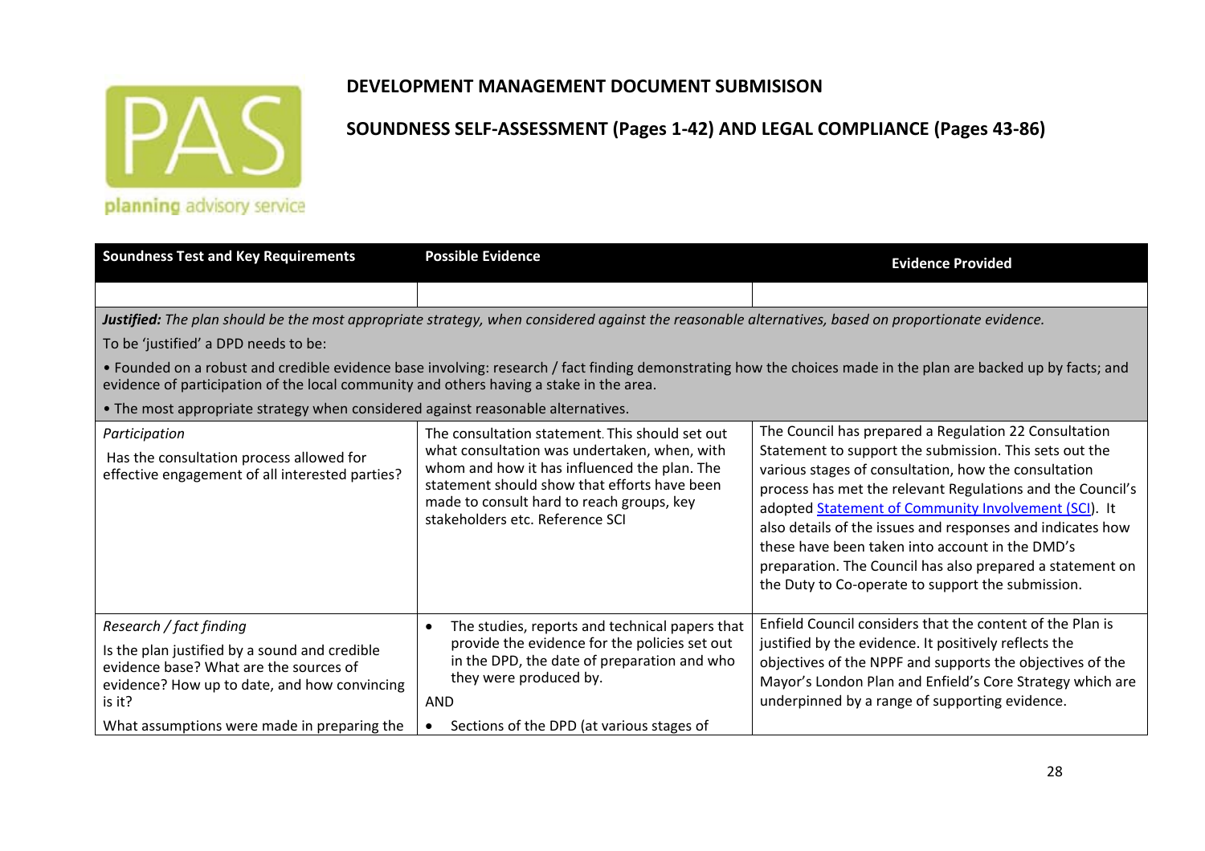**DEVELOPMENT MANAGEMENT DOCUMENT SUBMISISON**

**SOUNDNESS SELF-ASSESSMENT (Pages 1-42) AND LEGAL COMPLIANCE (Pages 43-86)**

| Soundness Test and Key Requirements | Possible Evidence | Evidence Provided |
|---|---|---|
| | | |
| ***Justified:*** *The plan should be the most appropriate strategy, when considered against the reasonable alternatives, based on proportionate evidence.*<br>To be 'justified' a DPD needs to be:<br>• Founded on a robust and credible evidence base involving: research / fact finding demonstrating how the choices made in the plan are backed up by facts; and evidence of participation of the local community and others having a stake in the area.<br>• The most appropriate strategy when considered against reasonable alternatives. | | |
| *Participation*<br>Has the consultation process allowed for effective engagement of all interested parties? | The consultation statement. This should set out what consultation was undertaken, when, with whom and how it has influenced the plan. The statement should show that efforts have been made to consult hard to reach groups, key stakeholders etc. Reference SCI | The Council has prepared a Regulation 22 Consultation Statement to support the submission. This sets out the various stages of consultation, how the consultation process has met the relevant Regulations and the Council's adopted Statement of Community Involvement (SCI). It also details of the issues and responses and indicates how these have been taken into account in the DMD's preparation. The Council has also prepared a statement on the Duty to Co-operate to support the submission. |
| *Research / fact finding*<br>Is the plan justified by a sound and credible evidence base? What are the sources of evidence? How up to date, and how convincing is it?<br>What assumptions were made in preparing the | • The studies, reports and technical papers that provide the evidence for the policies set out in the DPD, the date of preparation and who they were produced by.<br>AND<br>• Sections of the DPD (at various stages of | Enfield Council considers that the content of the Plan is justified by the evidence. It positively reflects the objectives of the NPPF and supports the objectives of the Mayor's London Plan and Enfield's Core Strategy which are underpinned by a range of supporting evidence. |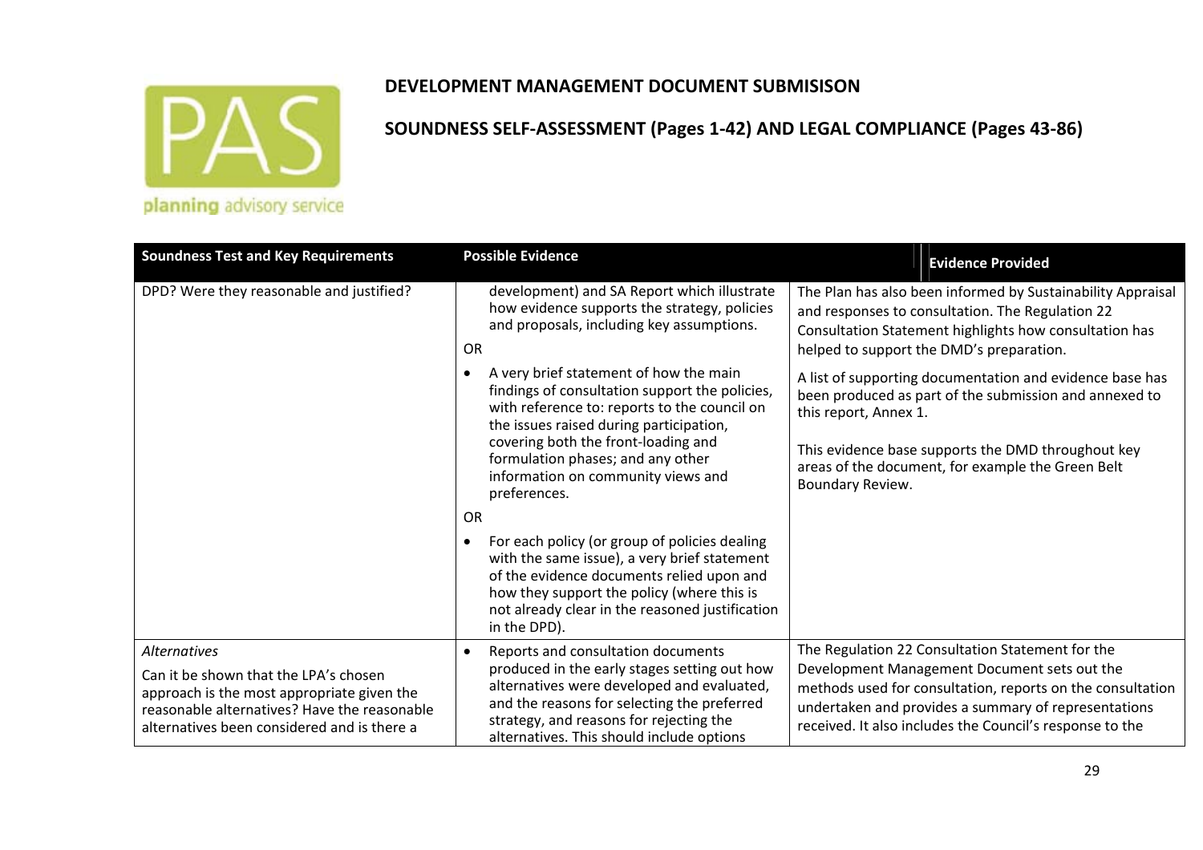## DEVELOPMENT MANAGEMENT DOCUMENT SUBMISISON

## SOUNDNESS SELF-ASSESSMENT (Pages 1-42) AND LEGAL COMPLIANCE (Pages 43-86)

| Soundness Test and Key Requirements | Possible Evidence | Evidence Provided |
|---|---|---|
| DPD? Were they reasonable and justified? | development) and SA Report which illustrate how evidence supports the strategy, policies and proposals, including key assumptions.<br><br>OR<br><br>• A very brief statement of how the main findings of consultation support the policies, with reference to: reports to the council on the issues raised during participation, covering both the front-loading and formulation phases; and any other information on community views and preferences.<br><br>OR<br><br>• For each policy (or group of policies dealing with the same issue), a very brief statement of the evidence documents relied upon and how they support the policy (where this is not already clear in the reasoned justification in the DPD). | The Plan has also been informed by Sustainability Appraisal and responses to consultation. The Regulation 22 Consultation Statement highlights how consultation has helped to support the DMD's preparation.<br><br>A list of supporting documentation and evidence base has been produced as part of the submission and annexed to this report, Annex 1.<br><br>This evidence base supports the DMD throughout key areas of the document, for example the Green Belt Boundary Review. |
| *Alternatives*<br><br>Can it be shown that the LPA's chosen approach is the most appropriate given the reasonable alternatives? Have the reasonable alternatives been considered and is there a | • Reports and consultation documents produced in the early stages setting out how alternatives were developed and evaluated, and the reasons for selecting the preferred strategy, and reasons for rejecting the alternatives. This should include options | The Regulation 22 Consultation Statement for the Development Management Document sets out the methods used for consultation, reports on the consultation undertaken and provides a summary of representations received. It also includes the Council's response to the |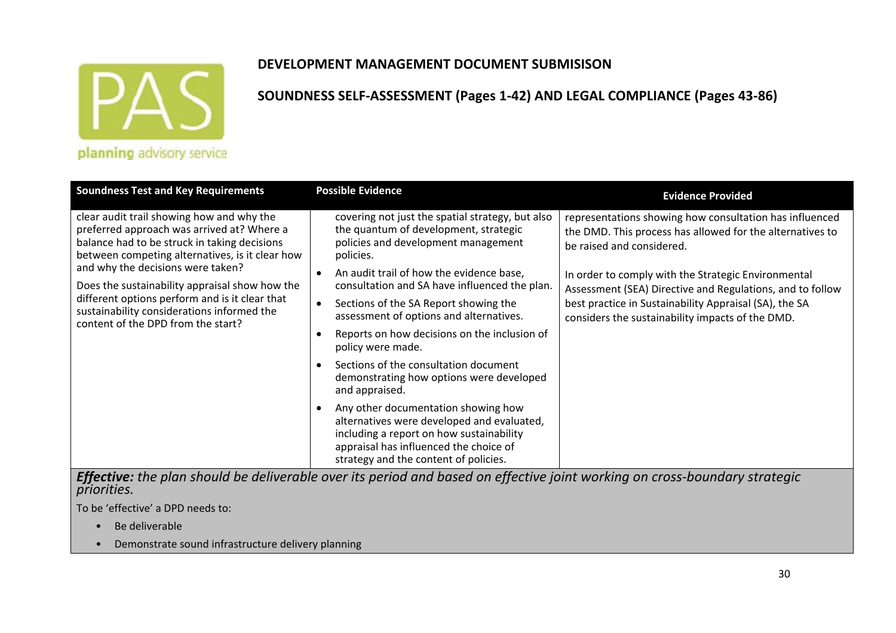**DEVELOPMENT MANAGEMENT DOCUMENT SUBMISISON**

**SOUNDNESS SELF-ASSESSMENT (Pages 1-42) AND LEGAL COMPLIANCE (Pages 43-86)**

| Soundness Test and Key Requirements | Possible Evidence | Evidence Provided |
|---|---|---|
| clear audit trail showing how and why the preferred approach was arrived at? Where a balance had to be struck in taking decisions between competing alternatives, is it clear how and why the decisions were taken?<br><br>Does the sustainability appraisal show how the different options perform and is it clear that sustainability considerations informed the content of the DPD from the start? | covering not just the spatial strategy, but also the quantum of development, strategic policies and development management policies.<br>• An audit trail of how the evidence base, consultation and SA have influenced the plan.<br>• Sections of the SA Report showing the assessment of options and alternatives.<br>• Reports on how decisions on the inclusion of policy were made.<br>• Sections of the consultation document demonstrating how options were developed and appraised.<br>• Any other documentation showing how alternatives were developed and evaluated, including a report on how sustainability appraisal has influenced the choice of strategy and the content of policies. | representations showing how consultation has influenced the DMD. This process has allowed for the alternatives to be raised and considered.<br><br>In order to comply with the Strategic Environmental Assessment (SEA) Directive and Regulations, and to follow best practice in Sustainability Appraisal (SA), the SA considers the sustainability impacts of the DMD. |

***Effective:** the plan should be deliverable over its period and based on effective joint working on cross-boundary strategic priorities.*

To be 'effective' a DPD needs to:

- Be deliverable
- Demonstrate sound infrastructure delivery planning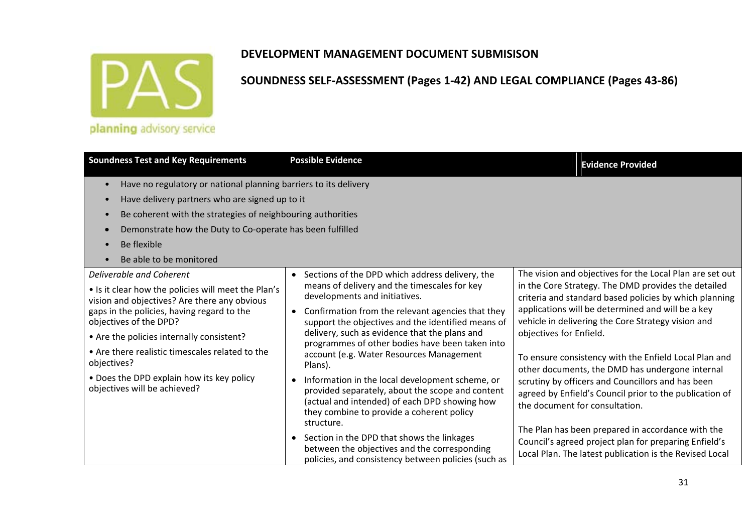# DEVELOPMENT MANAGEMENT DOCUMENT SUBMISISON

## SOUNDNESS SELF-ASSESSMENT (Pages 1-42) AND LEGAL COMPLIANCE (Pages 43-86)

| Soundness Test and Key Requirements | Possible Evidence | Evidence Provided |
|---|---|---|
| • Have no regulatory or national planning barriers to its delivery<br>• Have delivery partners who are signed up to it<br>• Be coherent with the strategies of neighbouring authorities<br>• Demonstrate how the Duty to Co-operate has been fulfilled<br>• Be flexible<br>• Be able to be monitored | | |
| *Deliverable and Coherent*<br>• Is it clear how the policies will meet the Plan's vision and objectives? Are there any obvious gaps in the policies, having regard to the objectives of the DPD?<br>• Are the policies internally consistent?<br>• Are there realistic timescales related to the objectives?<br>• Does the DPD explain how its key policy objectives will be achieved? | • Sections of the DPD which address delivery, the means of delivery and the timescales for key developments and initiatives.<br>• Confirmation from the relevant agencies that they support the objectives and the identified means of delivery, such as evidence that the plans and programmes of other bodies have been taken into account (e.g. Water Resources Management Plans).<br>• Information in the local development scheme, or provided separately, about the scope and content (actual and intended) of each DPD showing how they combine to provide a coherent policy structure.<br>• Section in the DPD that shows the linkages between the objectives and the corresponding policies, and consistency between policies (such as | The vision and objectives for the Local Plan are set out in the Core Strategy. The DMD provides the detailed criteria and standard based policies by which planning applications will be determined and will be a key vehicle in delivering the Core Strategy vision and objectives for Enfield.<br><br>To ensure consistency with the Enfield Local Plan and other documents, the DMD has undergone internal scrutiny by officers and Councillors and has been agreed by Enfield's Council prior to the publication of the document for consultation.<br><br>The Plan has been prepared in accordance with the Council's agreed project plan for preparing Enfield's Local Plan. The latest publication is the Revised Local |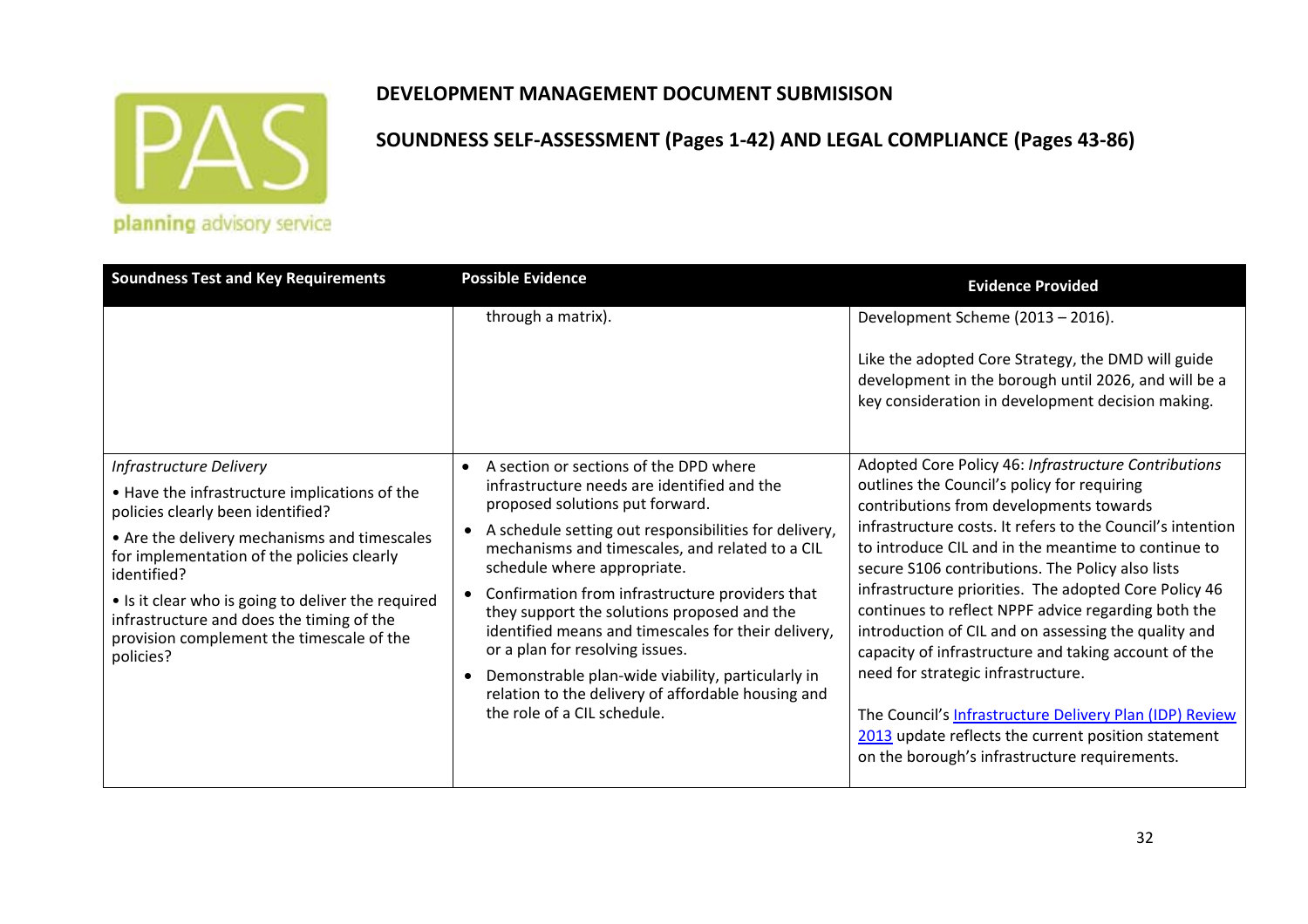# DEVELOPMENT MANAGEMENT DOCUMENT SUBMISISON

## SOUNDNESS SELF-ASSESSMENT (Pages 1-42) AND LEGAL COMPLIANCE (Pages 43-86)

| Soundness Test and Key Requirements | Possible Evidence | Evidence Provided |
| --- | --- | --- |
| | through a matrix). | Development Scheme (2013 – 2016).<br><br>Like the adopted Core Strategy, the DMD will guide development in the borough until 2026, and will be a key consideration in development decision making. |
| *Infrastructure Delivery*<br>• Have the infrastructure implications of the policies clearly been identified?<br>• Are the delivery mechanisms and timescales for implementation of the policies clearly identified?<br>• Is it clear who is going to deliver the required infrastructure and does the timing of the provision complement the timescale of the policies? | • A section or sections of the DPD where infrastructure needs are identified and the proposed solutions put forward.<br>• A schedule setting out responsibilities for delivery, mechanisms and timescales, and related to a CIL schedule where appropriate.<br>• Confirmation from infrastructure providers that they support the solutions proposed and the identified means and timescales for their delivery, or a plan for resolving issues.<br>• Demonstrable plan-wide viability, particularly in relation to the delivery of affordable housing and the role of a CIL schedule. | Adopted Core Policy 46: *Infrastructure Contributions* outlines the Council's policy for requiring contributions from developments towards infrastructure costs. It refers to the Council's intention to introduce CIL and in the meantime to continue to secure S106 contributions. The Policy also lists infrastructure priorities. The adopted Core Policy 46 continues to reflect NPPF advice regarding both the introduction of CIL and on assessing the quality and capacity of infrastructure and taking account of the need for strategic infrastructure.<br><br>The Council's Infrastructure Delivery Plan (IDP) Review 2013 update reflects the current position statement on the borough's infrastructure requirements. |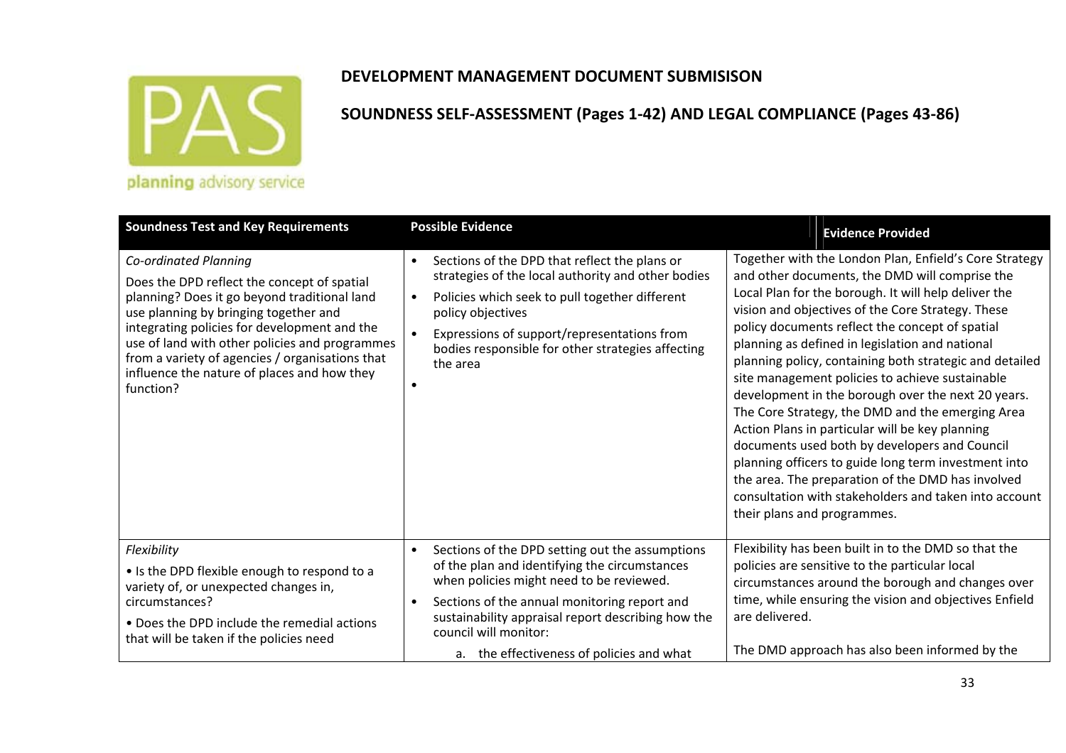## DEVELOPMENT MANAGEMENT DOCUMENT SUBMISISON

## SOUNDNESS SELF-ASSESSMENT (Pages 1-42) AND LEGAL COMPLIANCE (Pages 43-86)

| Soundness Test and Key Requirements | Possible Evidence | Evidence Provided |
|---|---|---|
| *Co-ordinated Planning*<br>Does the DPD reflect the concept of spatial planning? Does it go beyond traditional land use planning by bringing together and integrating policies for development and the use of land with other policies and programmes from a variety of agencies / organisations that influence the nature of places and how they function? | • Sections of the DPD that reflect the plans or strategies of the local authority and other bodies<br>• Policies which seek to pull together different policy objectives<br>• Expressions of support/representations from bodies responsible for other strategies affecting the area<br>• | Together with the London Plan, Enfield's Core Strategy and other documents, the DMD will comprise the Local Plan for the borough. It will help deliver the vision and objectives of the Core Strategy. These policy documents reflect the concept of spatial planning as defined in legislation and national planning policy, containing both strategic and detailed site management policies to achieve sustainable development in the borough over the next 20 years. The Core Strategy, the DMD and the emerging Area Action Plans in particular will be key planning documents used both by developers and Council planning officers to guide long term investment into the area. The preparation of the DMD has involved consultation with stakeholders and taken into account their plans and programmes. |
| *Flexibility*<br>• Is the DPD flexible enough to respond to a variety of, or unexpected changes in, circumstances?<br>• Does the DPD include the remedial actions that will be taken if the policies need | • Sections of the DPD setting out the assumptions of the plan and identifying the circumstances when policies might need to be reviewed.<br>• Sections of the annual monitoring report and sustainability appraisal report describing how the council will monitor:<br>a. the effectiveness of policies and what | Flexibility has been built in to the DMD so that the policies are sensitive to the particular local circumstances around the borough and changes over time, while ensuring the vision and objectives Enfield are delivered.<br><br>The DMD approach has also been informed by the |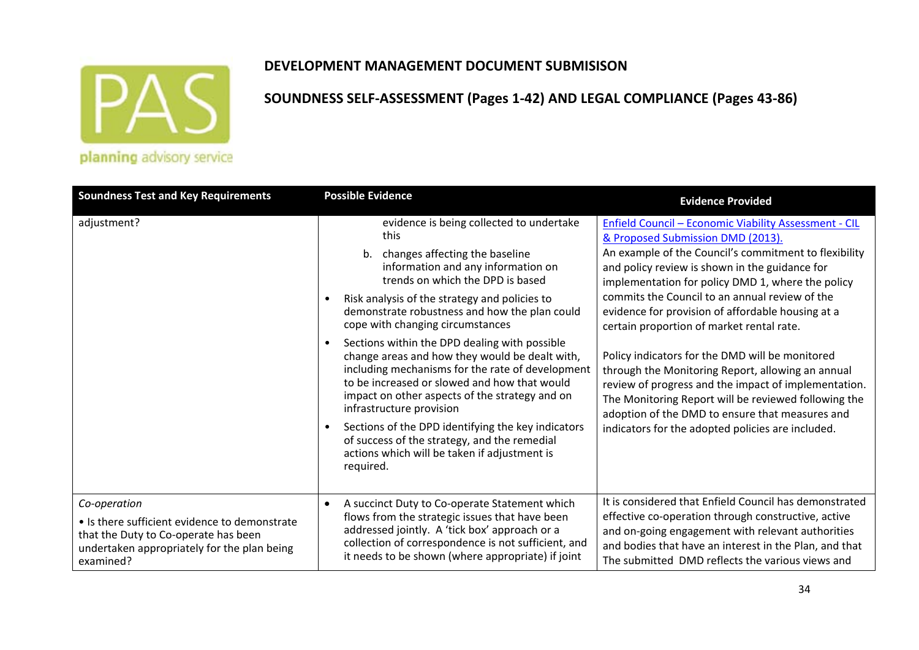**DEVELOPMENT MANAGEMENT DOCUMENT SUBMISISON**

**SOUNDNESS SELF-ASSESSMENT (Pages 1-42) AND LEGAL COMPLIANCE (Pages 43-86)**

| Soundness Test and Key Requirements | Possible Evidence | Evidence Provided |
|---|---|---|
| adjustment? | evidence is being collected to undertake this<br>b. changes affecting the baseline information and any information on trends on which the DPD is based<br>• Risk analysis of the strategy and policies to demonstrate robustness and how the plan could cope with changing circumstances<br>• Sections within the DPD dealing with possible change areas and how they would be dealt with, including mechanisms for the rate of development to be increased or slowed and how that would impact on other aspects of the strategy and on infrastructure provision<br>• Sections of the DPD identifying the key indicators of success of the strategy, and the remedial actions which will be taken if adjustment is required. | Enfield Council – Economic Viability Assessment - CIL & Proposed Submission DMD (2013).<br>An example of the Council's commitment to flexibility and policy review is shown in the guidance for implementation for policy DMD 1, where the policy commits the Council to an annual review of the evidence for provision of affordable housing at a certain proportion of market rental rate.<br><br>Policy indicators for the DMD will be monitored through the Monitoring Report, allowing an annual review of progress and the impact of implementation. The Monitoring Report will be reviewed following the adoption of the DMD to ensure that measures and indicators for the adopted policies are included. |
| *Co-operation*<br>• Is there sufficient evidence to demonstrate that the Duty to Co-operate has been undertaken appropriately for the plan being examined? | • A succinct Duty to Co-operate Statement which flows from the strategic issues that have been addressed jointly. A 'tick box' approach or a collection of correspondence is not sufficient, and it needs to be shown (where appropriate) if joint | It is considered that Enfield Council has demonstrated effective co-operation through constructive, active and on-going engagement with relevant authorities and bodies that have an interest in the Plan, and that The submitted DMD reflects the various views and |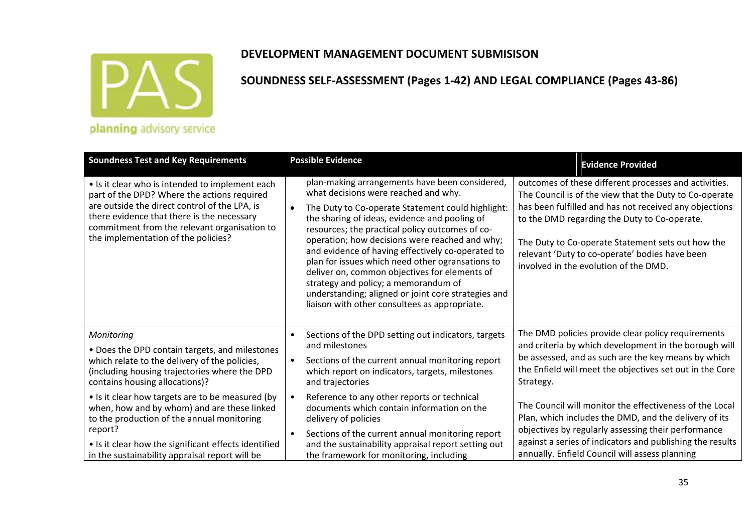# DEVELOPMENT MANAGEMENT DOCUMENT SUBMISISON

## SOUNDNESS SELF-ASSESSMENT (Pages 1-42) AND LEGAL COMPLIANCE (Pages 43-86)

| Soundness Test and Key Requirements | Possible Evidence | Evidence Provided |
|---|---|---|
| • Is it clear who is intended to implement each part of the DPD? Where the actions required are outside the direct control of the LPA, is there evidence that there is the necessary commitment from the relevant organisation to the implementation of the policies? | plan-making arrangements have been considered, what decisions were reached and why.<br>• The Duty to Co-operate Statement could highlight: the sharing of ideas, evidence and pooling of resources; the practical policy outcomes of co-operation; how decisions were reached and why; and evidence of having effectively co-operated to plan for issues which need other ogransations to deliver on, common objectives for elements of strategy and policy; a memorandum of understanding; aligned or joint core strategies and liaison with other consultees as appropriate. | outcomes of these different processes and activities. The Council is of the view that the Duty to Co-operate has been fulfilled and has not received any objections to the DMD regarding the Duty to Co-operate.<br><br>The Duty to Co-operate Statement sets out how the relevant 'Duty to co-operate' bodies have been involved in the evolution of the DMD. |
| *Monitoring*<br>• Does the DPD contain targets, and milestones which relate to the delivery of the policies, (including housing trajectories where the DPD contains housing allocations)?<br>• Is it clear how targets are to be measured (by when, how and by whom) and are these linked to the production of the annual monitoring report?<br>• Is it clear how the significant effects identified in the sustainability appraisal report will be | • Sections of the DPD setting out indicators, targets and milestones<br>• Sections of the current annual monitoring report which report on indicators, targets, milestones and trajectories<br>• Reference to any other reports or technical documents which contain information on the delivery of policies<br>• Sections of the current annual monitoring report and the sustainability appraisal report setting out the framework for monitoring, including | The DMD policies provide clear policy requirements and criteria by which development in the borough will be assessed, and as such are the key means by which the Enfield will meet the objectives set out in the Core Strategy.<br><br>The Council will monitor the effectiveness of the Local Plan, which includes the DMD, and the delivery of its objectives by regularly assessing their performance against a series of indicators and publishing the results annually. Enfield Council will assess planning |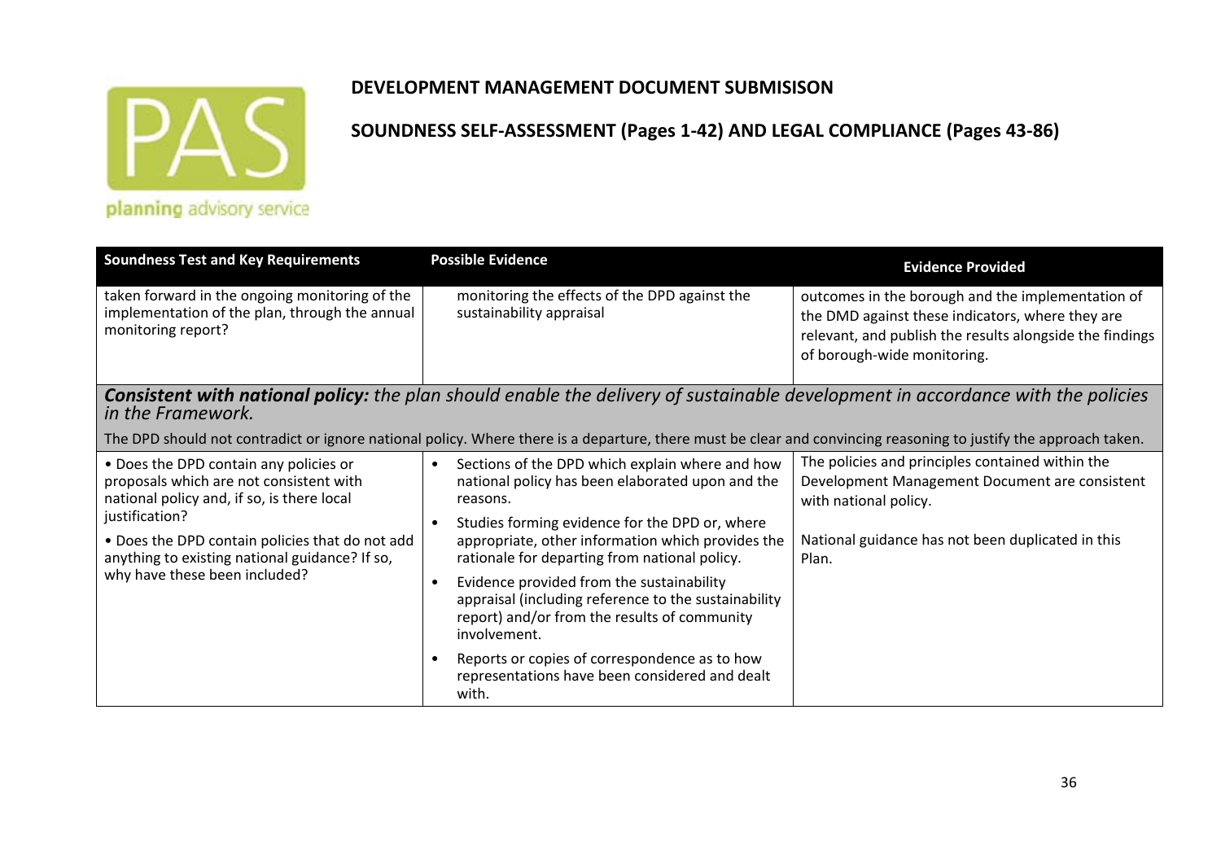**DEVELOPMENT MANAGEMENT DOCUMENT SUBMISISON**

**SOUNDNESS SELF-ASSESSMENT (Pages 1-42) AND LEGAL COMPLIANCE (Pages 43-86)**

| Soundness Test and Key Requirements | Possible Evidence | Evidence Provided |
|---|---|---|
| taken forward in the ongoing monitoring of the implementation of the plan, through the annual monitoring report? | monitoring the effects of the DPD against the sustainability appraisal | outcomes in the borough and the implementation of the DMD against these indicators, where they are relevant, and publish the results alongside the findings of borough-wide monitoring. |
| ***Consistent with national policy:*** *the plan should enable the delivery of sustainable development in accordance with the policies in the Framework.* The DPD should not contradict or ignore national policy. Where there is a departure, there must be clear and convincing reasoning to justify the approach taken. | | |
| • Does the DPD contain any policies or proposals which are not consistent with national policy and, if so, is there local justification? • Does the DPD contain policies that do not add anything to existing national guidance? If so, why have these been included? | • Sections of the DPD which explain where and how national policy has been elaborated upon and the reasons. • Studies forming evidence for the DPD or, where appropriate, other information which provides the rationale for departing from national policy. • Evidence provided from the sustainability appraisal (including reference to the sustainability report) and/or from the results of community involvement. • Reports or copies of correspondence as to how representations have been considered and dealt with. | The policies and principles contained within the Development Management Document are consistent with national policy. National guidance has not been duplicated in this Plan. |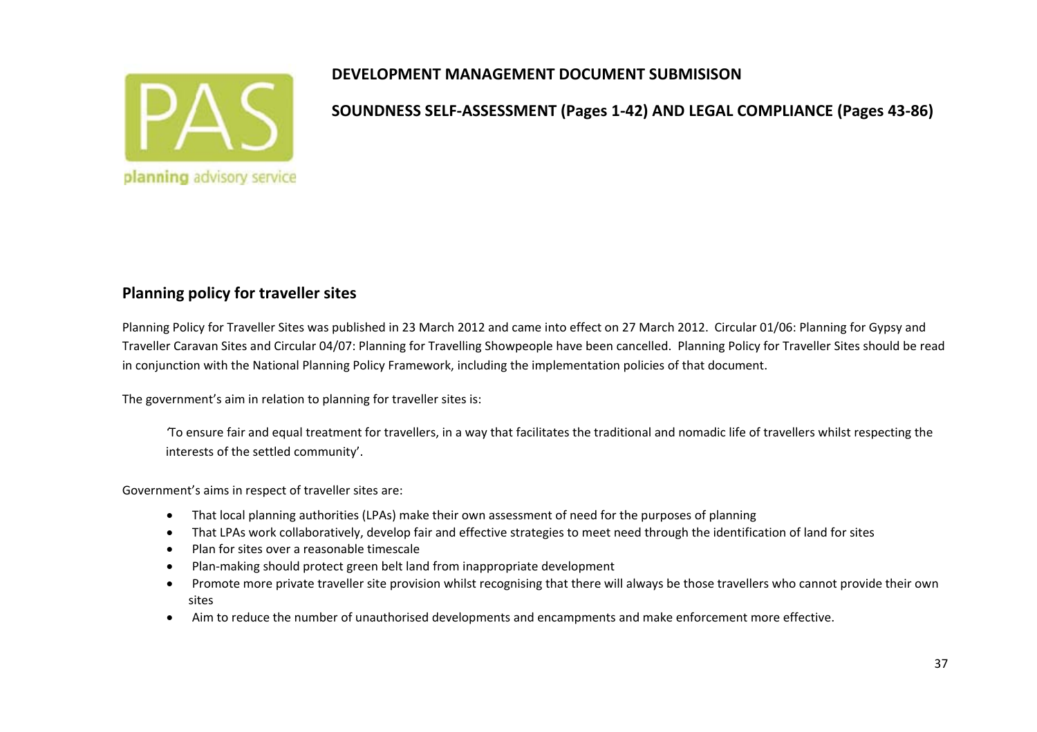**DEVELOPMENT MANAGEMENT DOCUMENT SUBMISISON**

**SOUNDNESS SELF-ASSESSMENT (Pages 1-42) AND LEGAL COMPLIANCE (Pages 43-86)**

## Planning policy for traveller sites

Planning Policy for Traveller Sites was published in 23 March 2012 and came into effect on 27 March 2012. Circular 01/06: Planning for Gypsy and Traveller Caravan Sites and Circular 04/07: Planning for Travelling Showpeople have been cancelled. Planning Policy for Traveller Sites should be read in conjunction with the National Planning Policy Framework, including the implementation policies of that document.

The government's aim in relation to planning for traveller sites is:

> 'To ensure fair and equal treatment for travellers, in a way that facilitates the traditional and nomadic life of travellers whilst respecting the interests of the settled community'.

Government's aims in respect of traveller sites are:

- That local planning authorities (LPAs) make their own assessment of need for the purposes of planning
- That LPAs work collaboratively, develop fair and effective strategies to meet need through the identification of land for sites
- Plan for sites over a reasonable timescale
- Plan-making should protect green belt land from inappropriate development
- Promote more private traveller site provision whilst recognising that there will always be those travellers who cannot provide their own sites
- Aim to reduce the number of unauthorised developments and encampments and make enforcement more effective.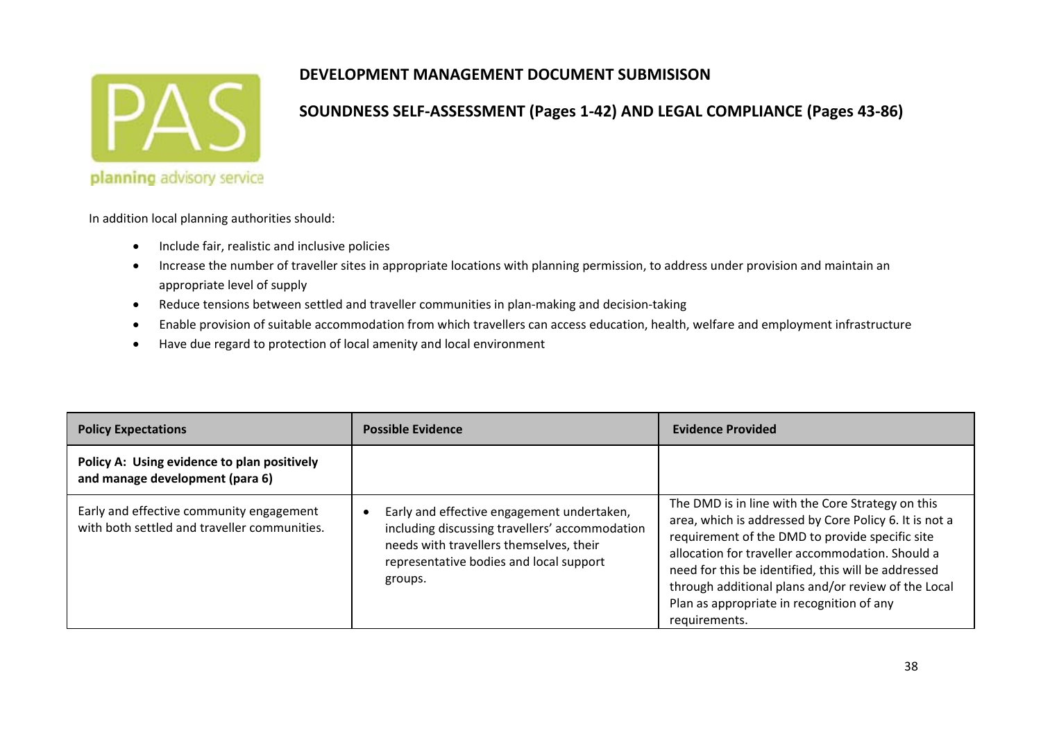**DEVELOPMENT MANAGEMENT DOCUMENT SUBMISISON**

**SOUNDNESS SELF-ASSESSMENT (Pages 1-42) AND LEGAL COMPLIANCE (Pages 43-86)**

In addition local planning authorities should:

- Include fair, realistic and inclusive policies
- Increase the number of traveller sites in appropriate locations with planning permission, to address under provision and maintain an appropriate level of supply
- Reduce tensions between settled and traveller communities in plan-making and decision-taking
- Enable provision of suitable accommodation from which travellers can access education, health, welfare and employment infrastructure
- Have due regard to protection of local amenity and local environment

| Policy Expectations | Possible Evidence | Evidence Provided |
|---|---|---|
| **Policy A: Using evidence to plan positively and manage development (para 6)** | | |
| Early and effective community engagement with both settled and traveller communities. | • Early and effective engagement undertaken, including discussing travellers' accommodation needs with travellers themselves, their representative bodies and local support groups. | The DMD is in line with the Core Strategy on this area, which is addressed by Core Policy 6. It is not a requirement of the DMD to provide specific site allocation for traveller accommodation. Should a need for this be identified, this will be addressed through additional plans and/or review of the Local Plan as appropriate in recognition of any requirements. |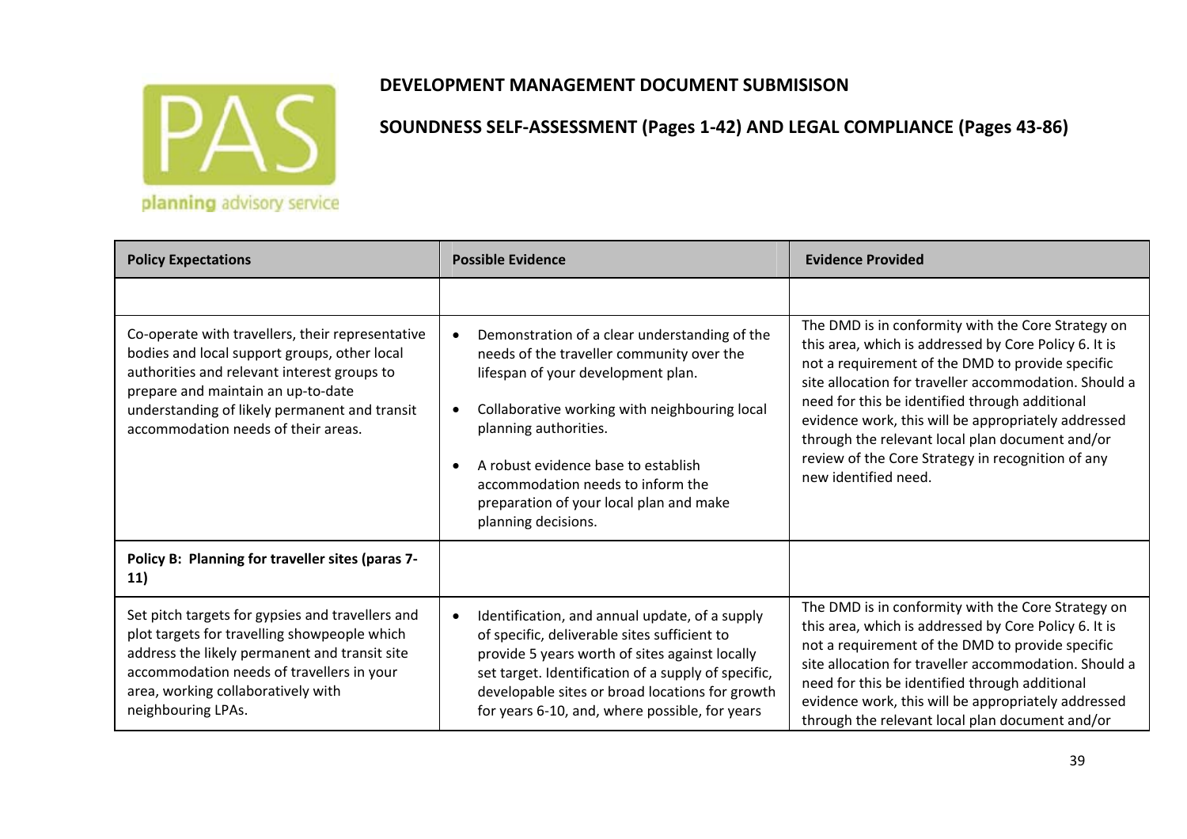| Policy Expectations | Possible Evidence | Evidence Provided |
|---|---|---|
| | | |
| Co-operate with travellers, their representative bodies and local support groups, other local authorities and relevant interest groups to prepare and maintain an up-to-date understanding of likely permanent and transit accommodation needs of their areas. | • Demonstration of a clear understanding of the needs of the traveller community over the lifespan of your development plan.<br><br>• Collaborative working with neighbouring local planning authorities.<br><br>• A robust evidence base to establish accommodation needs to inform the preparation of your local plan and make planning decisions. | The DMD is in conformity with the Core Strategy on this area, which is addressed by Core Policy 6. It is not a requirement of the DMD to provide specific site allocation for traveller accommodation. Should a need for this be identified through additional evidence work, this will be appropriately addressed through the relevant local plan document and/or review of the Core Strategy in recognition of any new identified need. |
| **Policy B: Planning for traveller sites (paras 7-11)** | | |
| Set pitch targets for gypsies and travellers and plot targets for travelling showpeople which address the likely permanent and transit site accommodation needs of travellers in your area, working collaboratively with neighbouring LPAs. | • Identification, and annual update, of a supply of specific, deliverable sites sufficient to provide 5 years worth of sites against locally set target. Identification of a supply of specific, developable sites or broad locations for growth for years 6-10, and, where possible, for years | The DMD is in conformity with the Core Strategy on this area, which is addressed by Core Policy 6. It is not a requirement of the DMD to provide specific site allocation for traveller accommodation. Should a need for this be identified through additional evidence work, this will be appropriately addressed through the relevant local plan document and/or |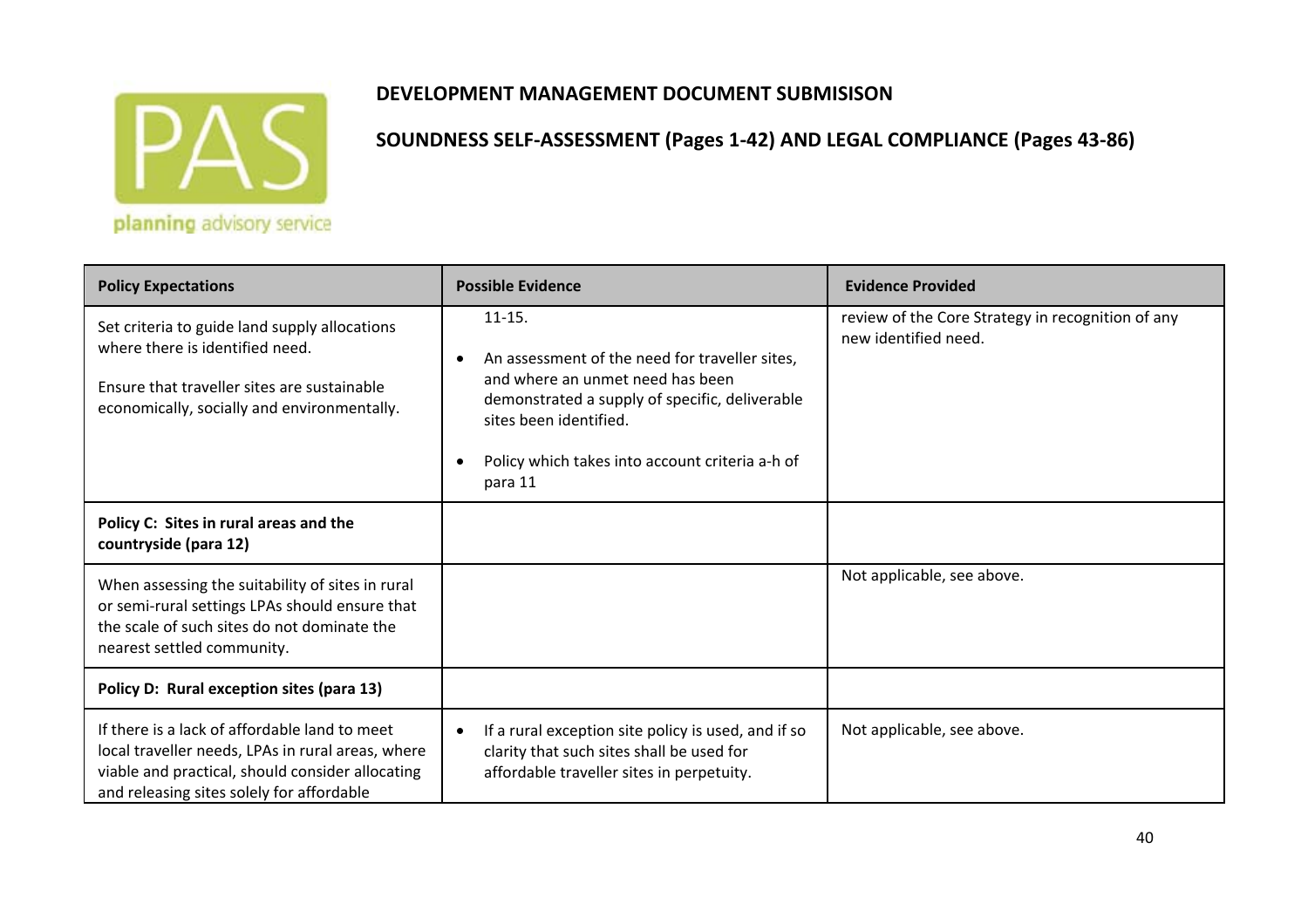**DEVELOPMENT MANAGEMENT DOCUMENT SUBMISISON**

**SOUNDNESS SELF-ASSESSMENT (Pages 1-42) AND LEGAL COMPLIANCE (Pages 43-86)**

| Policy Expectations | Possible Evidence | Evidence Provided |
|---|---|---|
| Set criteria to guide land supply allocations where there is identified need.<br><br>Ensure that traveller sites are sustainable economically, socially and environmentally. | 11-15.<br><br>• An assessment of the need for traveller sites, and where an unmet need has been demonstrated a supply of specific, deliverable sites been identified.<br><br>• Policy which takes into account criteria a-h of para 11 | review of the Core Strategy in recognition of any new identified need. |
| **Policy C: Sites in rural areas and the countryside (para 12)** | | |
| When assessing the suitability of sites in rural or semi-rural settings LPAs should ensure that the scale of such sites do not dominate the nearest settled community. | | Not applicable, see above. |
| **Policy D: Rural exception sites (para 13)** | | |
| If there is a lack of affordable land to meet local traveller needs, LPAs in rural areas, where viable and practical, should consider allocating and releasing sites solely for affordable | • If a rural exception site policy is used, and if so clarity that such sites shall be used for affordable traveller sites in perpetuity. | Not applicable, see above. |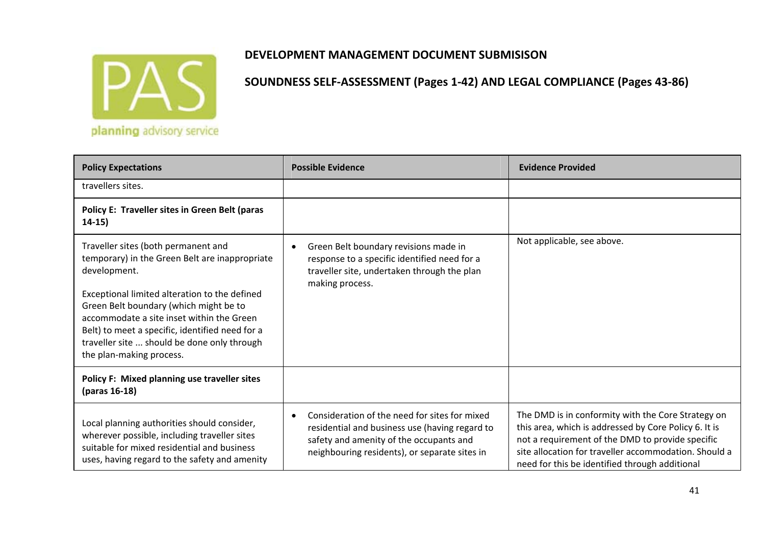**DEVELOPMENT MANAGEMENT DOCUMENT SUBMISISON**

**SOUNDNESS SELF-ASSESSMENT (Pages 1-42) AND LEGAL COMPLIANCE (Pages 43-86)**

| Policy Expectations | Possible Evidence | Evidence Provided |
|---|---|---|
| travellers sites. | | |
| **Policy E: Traveller sites in Green Belt (paras 14-15)** | | |
| Traveller sites (both permanent and temporary) in the Green Belt are inappropriate development.<br><br>Exceptional limited alteration to the defined Green Belt boundary (which might be to accommodate a site inset within the Green Belt) to meet a specific, identified need for a traveller site ... should be done only through the plan-making process. | • Green Belt boundary revisions made in response to a specific identified need for a traveller site, undertaken through the plan making process. | Not applicable, see above. |
| **Policy F: Mixed planning use traveller sites (paras 16-18)** | | |
| Local planning authorities should consider, wherever possible, including traveller sites suitable for mixed residential and business uses, having regard to the safety and amenity | • Consideration of the need for sites for mixed residential and business use (having regard to safety and amenity of the occupants and neighbouring residents), or separate sites in | The DMD is in conformity with the Core Strategy on this area, which is addressed by Core Policy 6. It is not a requirement of the DMD to provide specific site allocation for traveller accommodation. Should a need for this be identified through additional |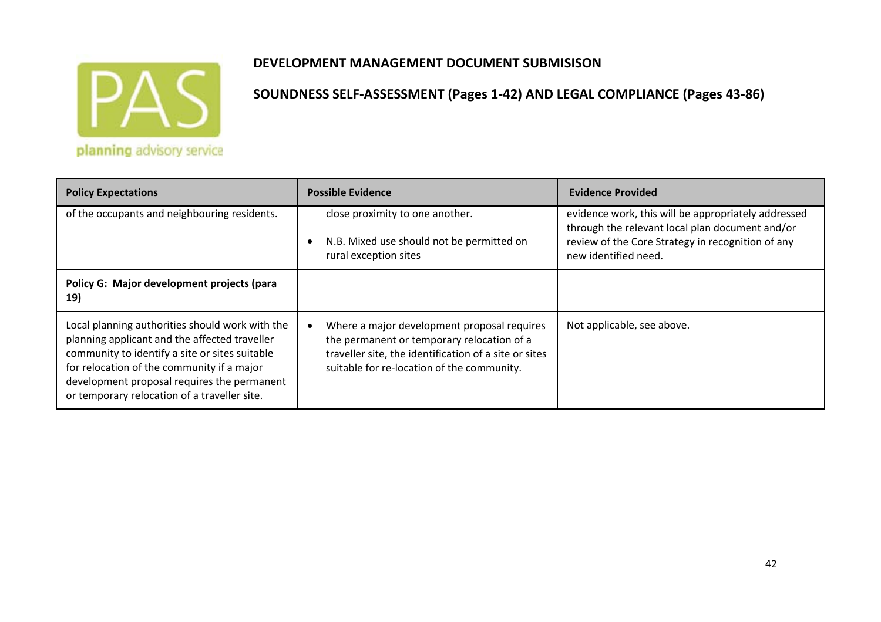# DEVELOPMENT MANAGEMENT DOCUMENT SUBMISISON

## SOUNDNESS SELF-ASSESSMENT (Pages 1-42) AND LEGAL COMPLIANCE (Pages 43-86)

| Policy Expectations | Possible Evidence | Evidence Provided |
|---|---|---|
| of the occupants and neighbouring residents. | close proximity to one another.<br><br>• N.B. Mixed use should not be permitted on rural exception sites | evidence work, this will be appropriately addressed through the relevant local plan document and/or review of the Core Strategy in recognition of any new identified need. |
| **Policy G: Major development projects (para 19)** | | |
| Local planning authorities should work with the planning applicant and the affected traveller community to identify a site or sites suitable for relocation of the community if a major development proposal requires the permanent or temporary relocation of a traveller site. | • Where a major development proposal requires the permanent or temporary relocation of a traveller site, the identification of a site or sites suitable for re-location of the community. | Not applicable, see above. |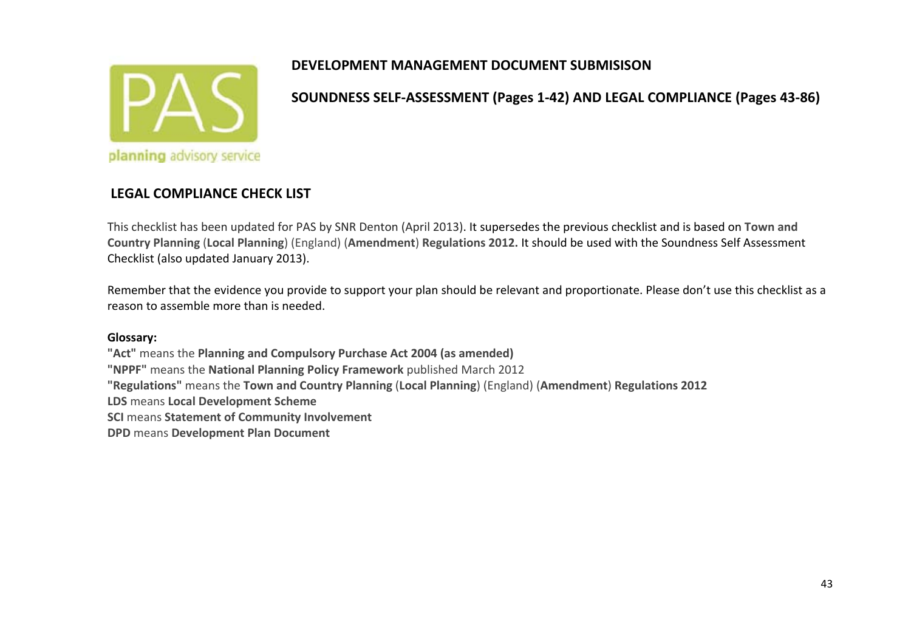**DEVELOPMENT MANAGEMENT DOCUMENT SUBMISISON**

**SOUNDNESS SELF-ASSESSMENT (Pages 1-42) AND LEGAL COMPLIANCE (Pages 43-86)**

PAS

planning advisory service

## LEGAL COMPLIANCE CHECK LIST

This checklist has been updated for PAS by SNR Denton (April 2013). It supersedes the previous checklist and is based on **Town and Country Planning** (**Local Planning**) (England) (**Amendment**) **Regulations 2012.** It should be used with the Soundness Self Assessment Checklist (also updated January 2013).

Remember that the evidence you provide to support your plan should be relevant and proportionate. Please don't use this checklist as a reason to assemble more than is needed.

**Glossary:**

**"Act"** means the **Planning and Compulsory Purchase Act 2004 (as amended)**
**"NPPF"** means the **National Planning Policy Framework** published March 2012
**"Regulations"** means the **Town and Country Planning** (**Local Planning**) (England) (**Amendment**) **Regulations 2012**
**LDS** means **Local Development Scheme**
**SCI** means **Statement of Community Involvement**
**DPD** means **Development Plan Document**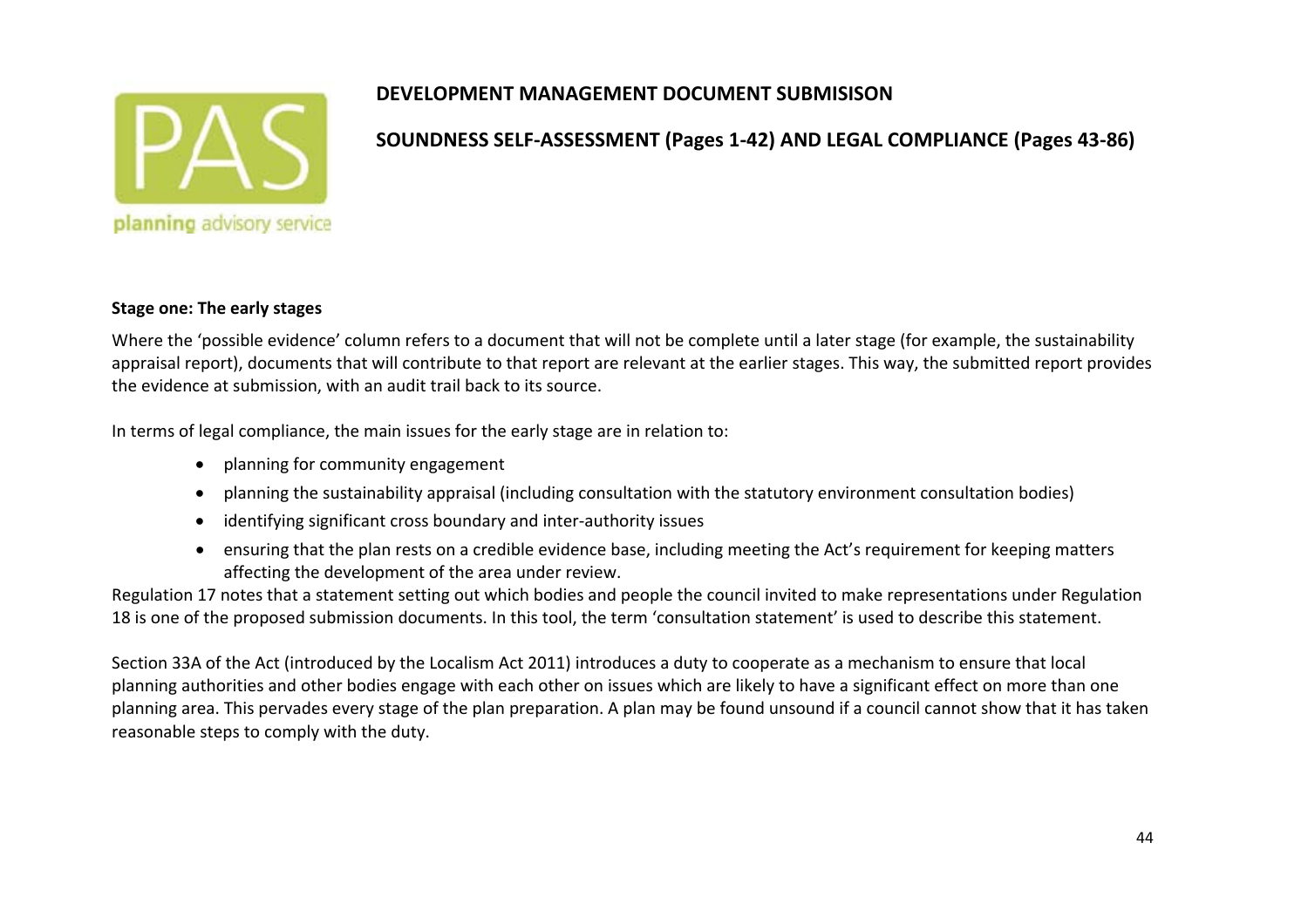**DEVELOPMENT MANAGEMENT DOCUMENT SUBMISISON**

**SOUNDNESS SELF-ASSESSMENT (Pages 1-42) AND LEGAL COMPLIANCE (Pages 43-86)**

**Stage one: The early stages**

Where the 'possible evidence' column refers to a document that will not be complete until a later stage (for example, the sustainability appraisal report), documents that will contribute to that report are relevant at the earlier stages. This way, the submitted report provides the evidence at submission, with an audit trail back to its source.

In terms of legal compliance, the main issues for the early stage are in relation to:

- planning for community engagement
- planning the sustainability appraisal (including consultation with the statutory environment consultation bodies)
- identifying significant cross boundary and inter-authority issues
- ensuring that the plan rests on a credible evidence base, including meeting the Act's requirement for keeping matters affecting the development of the area under review.

Regulation 17 notes that a statement setting out which bodies and people the council invited to make representations under Regulation 18 is one of the proposed submission documents. In this tool, the term 'consultation statement' is used to describe this statement.

Section 33A of the Act (introduced by the Localism Act 2011) introduces a duty to cooperate as a mechanism to ensure that local planning authorities and other bodies engage with each other on issues which are likely to have a significant effect on more than one planning area. This pervades every stage of the plan preparation. A plan may be found unsound if a council cannot show that it has taken reasonable steps to comply with the duty.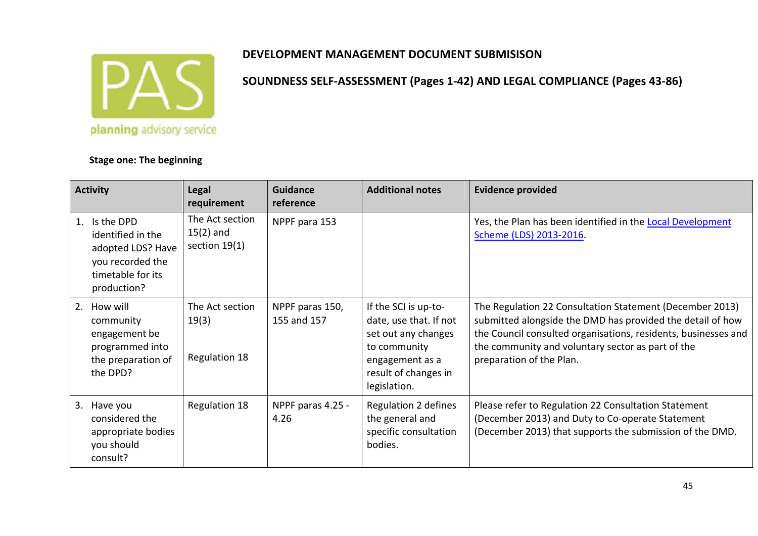# DEVELOPMENT MANAGEMENT DOCUMENT SUBMISISON

## SOUNDNESS SELF-ASSESSMENT (Pages 1-42) AND LEGAL COMPLIANCE (Pages 43-86)

**Stage one: The beginning**

| Activity | Legal requirement | Guidance reference | Additional notes | Evidence provided |
|---|---|---|---|---|
| 1. Is the DPD identified in the adopted LDS? Have you recorded the timetable for its production? | The Act section 15(2) and section 19(1) | NPPF para 153 | | Yes, the Plan has been identified in the Local Development Scheme (LDS) 2013-2016. |
| 2. How will community engagement be programmed into the preparation of the DPD? | The Act section 19(3)<br><br>Regulation 18 | NPPF paras 150, 155 and 157 | If the SCI is up-to-date, use that. If not set out any changes to community engagement as a result of changes in legislation. | The Regulation 22 Consultation Statement (December 2013) submitted alongside the DMD has provided the detail of how the Council consulted organisations, residents, businesses and the community and voluntary sector as part of the preparation of the Plan. |
| 3. Have you considered the appropriate bodies you should consult? | Regulation 18 | NPPF paras 4.25 - 4.26 | Regulation 2 defines the general and specific consultation bodies. | Please refer to Regulation 22 Consultation Statement (December 2013) and Duty to Co-operate Statement (December 2013) that supports the submission of the DMD. |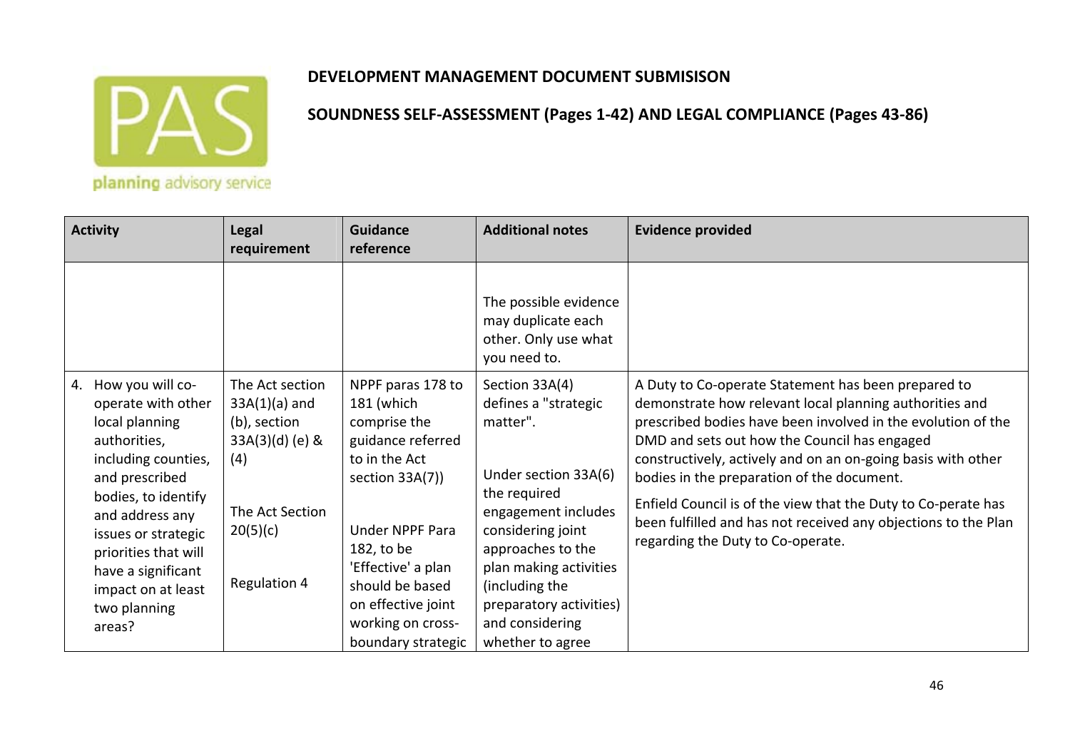**DEVELOPMENT MANAGEMENT DOCUMENT SUBMISISON**

**SOUNDNESS SELF-ASSESSMENT (Pages 1-42) AND LEGAL COMPLIANCE (Pages 43-86)**

| Activity | Legal requirement | Guidance reference | Additional notes | Evidence provided |
|---|---|---|---|---|
| | | | The possible evidence may duplicate each other. Only use what you need to. | |
| 4. How you will co-operate with other local planning authorities, including counties, and prescribed bodies, to identify and address any issues or strategic priorities that will have a significant impact on at least two planning areas? | The Act section 33A(1)(a) and (b), section 33A(3)(d) (e) & (4)<br><br>The Act Section 20(5)(c)<br><br>Regulation 4 | NPPF paras 178 to 181 (which comprise the guidance referred to in the Act section 33A(7))<br><br>Under NPPF Para 182, to be 'Effective' a plan should be based on effective joint working on cross-boundary strategic | Section 33A(4) defines a "strategic matter".<br><br>Under section 33A(6) the required engagement includes considering joint approaches to the plan making activities (including the preparatory activities) and considering whether to agree | A Duty to Co-operate Statement has been prepared to demonstrate how relevant local planning authorities and prescribed bodies have been involved in the evolution of the DMD and sets out how the Council has engaged constructively, actively and on an on-going basis with other bodies in the preparation of the document.<br><br>Enfield Council is of the view that the Duty to Co-operate has been fulfilled and has not received any objections to the Plan regarding the Duty to Co-operate. |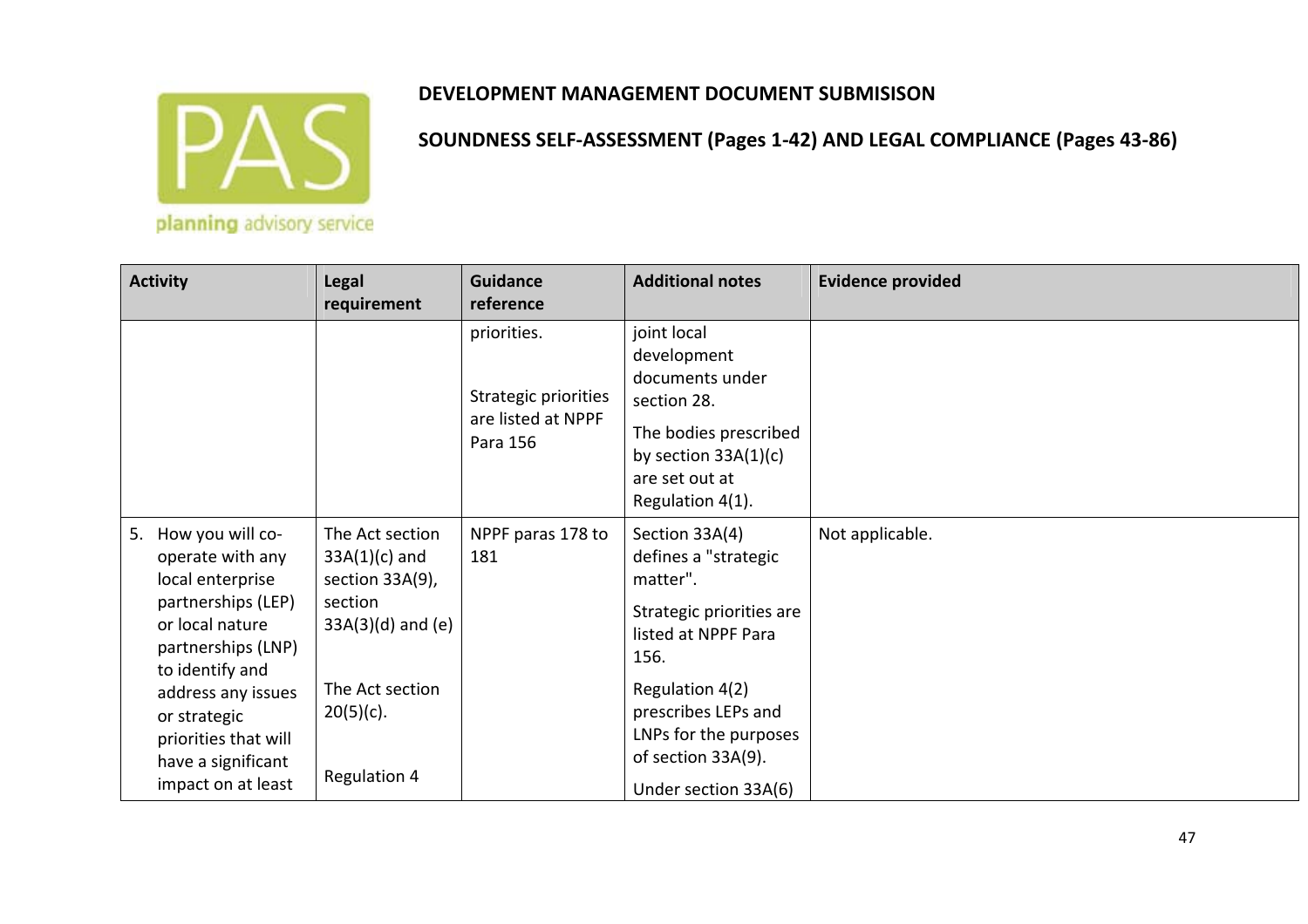## DEVELOPMENT MANAGEMENT DOCUMENT SUBMISISON

## SOUNDNESS SELF-ASSESSMENT (Pages 1-42) AND LEGAL COMPLIANCE (Pages 43-86)

| Activity | Legal requirement | Guidance reference | Additional notes | Evidence provided |
|---|---|---|---|---|
| | | priorities.<br><br>Strategic priorities are listed at NPPF Para 156 | joint local development documents under section 28.<br><br>The bodies prescribed by section 33A(1)(c) are set out at Regulation 4(1). | |
| 5. How you will co-operate with any local enterprise partnerships (LEP) or local nature partnerships (LNP) to identify and address any issues or strategic priorities that will have a significant impact on at least | The Act section 33A(1)(c) and section 33A(9), section 33A(3)(d) and (e)<br><br>The Act section 20(5)(c).<br><br>Regulation 4 | NPPF paras 178 to 181 | Section 33A(4) defines a "strategic matter".<br><br>Strategic priorities are listed at NPPF Para 156.<br><br>Regulation 4(2) prescribes LEPs and LNPs for the purposes of section 33A(9).<br><br>Under section 33A(6) | Not applicable. |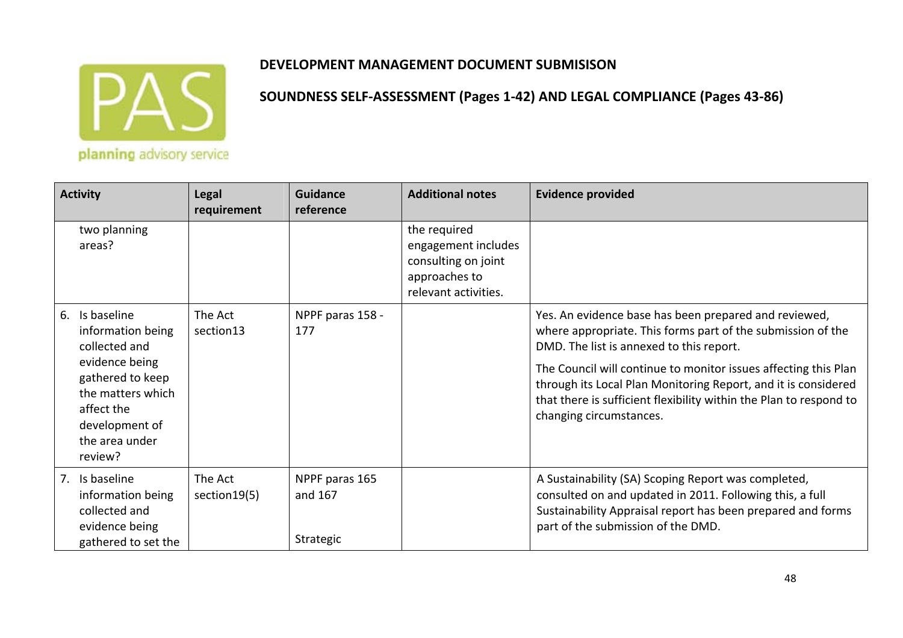**DEVELOPMENT MANAGEMENT DOCUMENT SUBMISISON**

**SOUNDNESS SELF-ASSESSMENT (Pages 1-42) AND LEGAL COMPLIANCE (Pages 43-86)**

| Activity | Legal requirement | Guidance reference | Additional notes | Evidence provided |
|---|---|---|---|---|
| two planning areas? | | | the required engagement includes consulting on joint approaches to relevant activities. | |
| 6. Is baseline information being collected and evidence being gathered to keep the matters which affect the development of the area under review? | The Act section13 | NPPF paras 158 - 177 | | Yes. An evidence base has been prepared and reviewed, where appropriate. This forms part of the submission of the DMD. The list is annexed to this report.<br><br>The Council will continue to monitor issues affecting this Plan through its Local Plan Monitoring Report, and it is considered that there is sufficient flexibility within the Plan to respond to changing circumstances. |
| 7. Is baseline information being collected and evidence being gathered to set the | The Act section19(5) | NPPF paras 165 and 167<br><br>Strategic | | A Sustainability (SA) Scoping Report was completed, consulted on and updated in 2011. Following this, a full Sustainability Appraisal report has been prepared and forms part of the submission of the DMD. |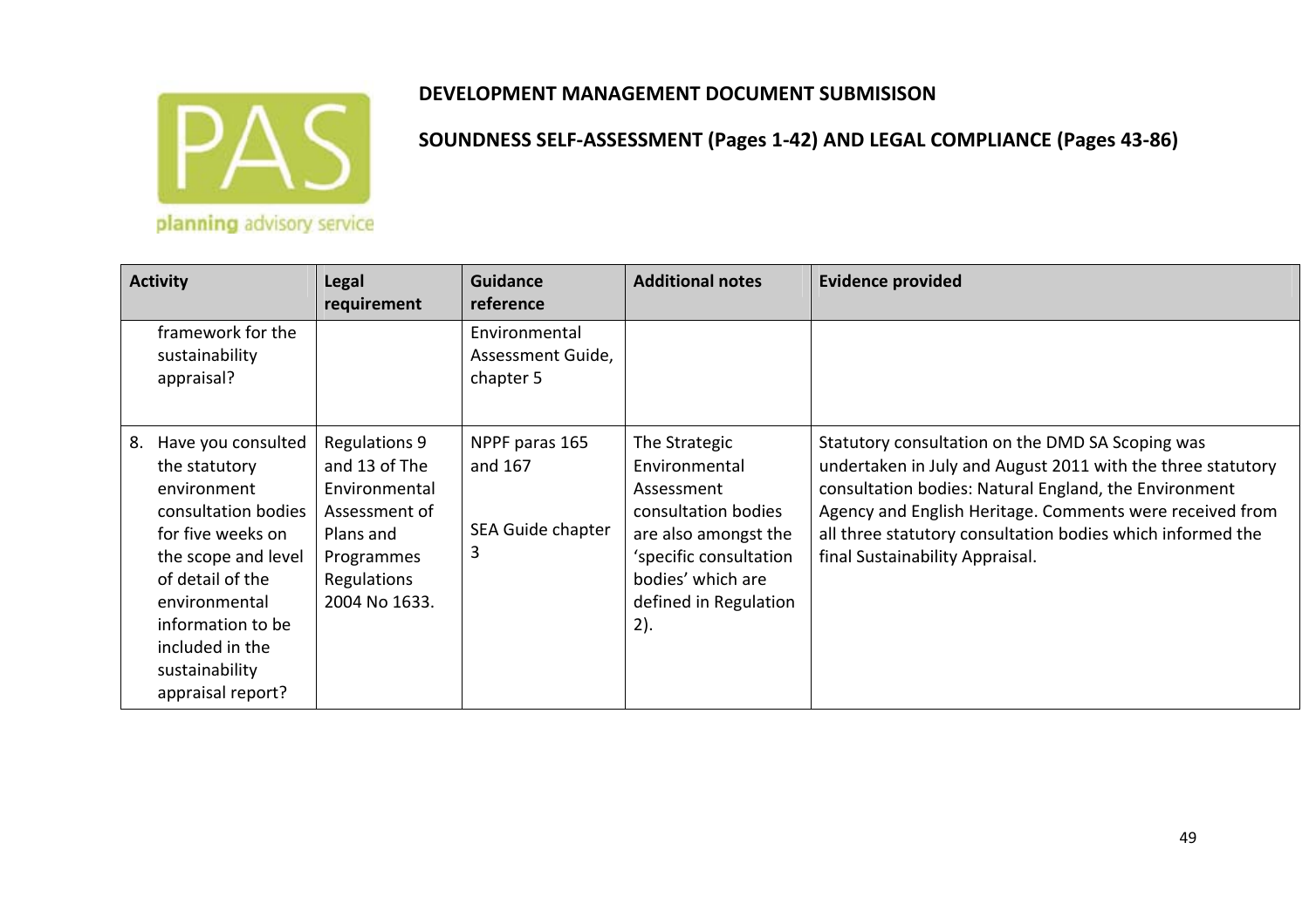# DEVELOPMENT MANAGEMENT DOCUMENT SUBMISISON

## SOUNDNESS SELF-ASSESSMENT (Pages 1-42) AND LEGAL COMPLIANCE (Pages 43-86)

| Activity | Legal requirement | Guidance reference | Additional notes | Evidence provided |
|---|---|---|---|---|
| framework for the sustainability appraisal? | | Environmental Assessment Guide, chapter 5 | | |
| 8. Have you consulted the statutory environment consultation bodies for five weeks on the scope and level of detail of the environmental information to be included in the sustainability appraisal report? | Regulations 9 and 13 of The Environmental Assessment of Plans and Programmes Regulations 2004 No 1633. | NPPF paras 165 and 167<br><br>SEA Guide chapter 3 | The Strategic Environmental Assessment consultation bodies are also amongst the 'specific consultation bodies' which are defined in Regulation 2). | Statutory consultation on the DMD SA Scoping was undertaken in July and August 2011 with the three statutory consultation bodies: Natural England, the Environment Agency and English Heritage. Comments were received from all three statutory consultation bodies which informed the final Sustainability Appraisal. |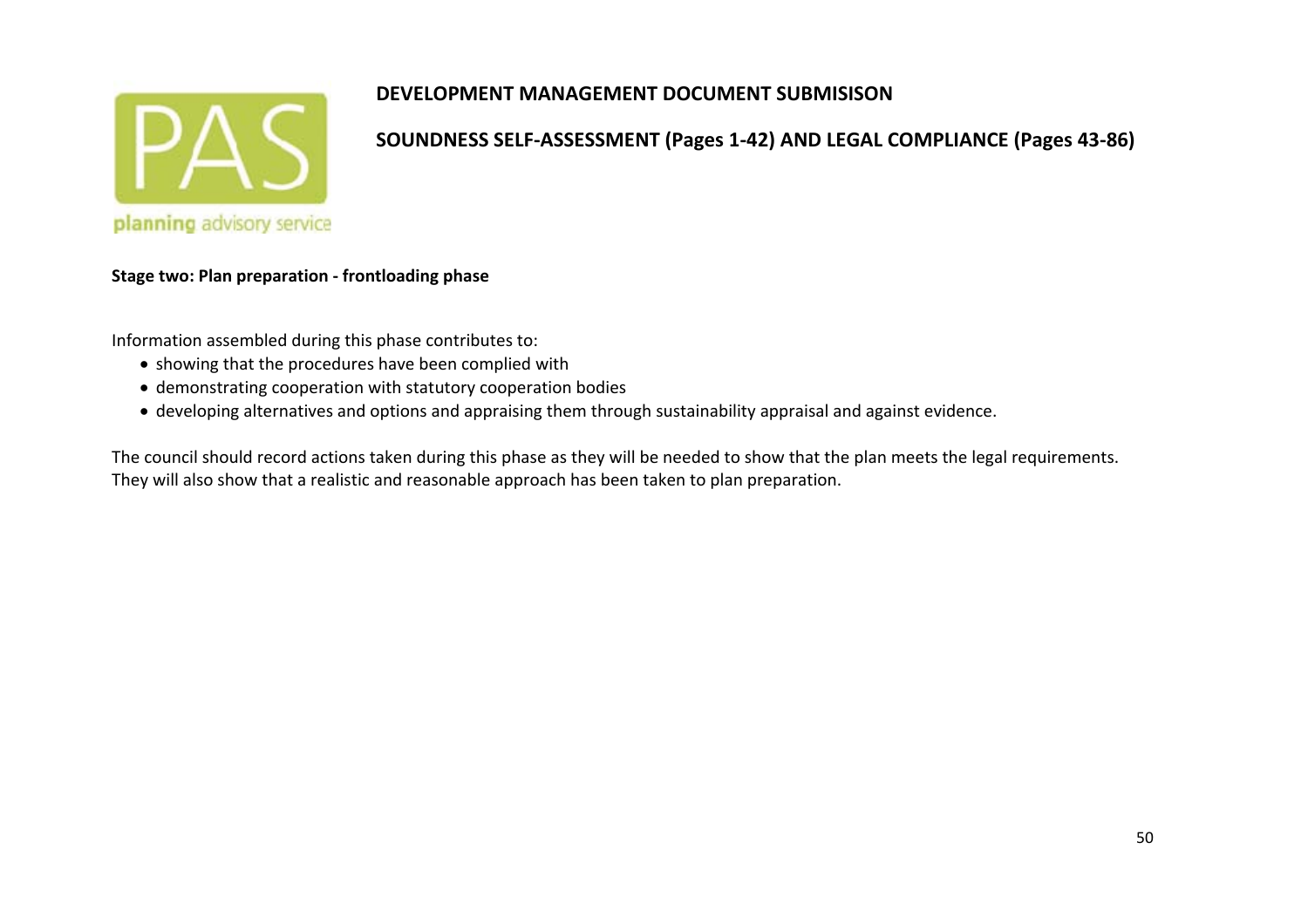**DEVELOPMENT MANAGEMENT DOCUMENT SUBMISISON**

**SOUNDNESS SELF-ASSESSMENT (Pages 1-42) AND LEGAL COMPLIANCE (Pages 43-86)**

**Stage two: Plan preparation - frontloading phase**

Information assembled during this phase contributes to:

- showing that the procedures have been complied with
- demonstrating cooperation with statutory cooperation bodies
- developing alternatives and options and appraising them through sustainability appraisal and against evidence.

The council should record actions taken during this phase as they will be needed to show that the plan meets the legal requirements. They will also show that a realistic and reasonable approach has been taken to plan preparation.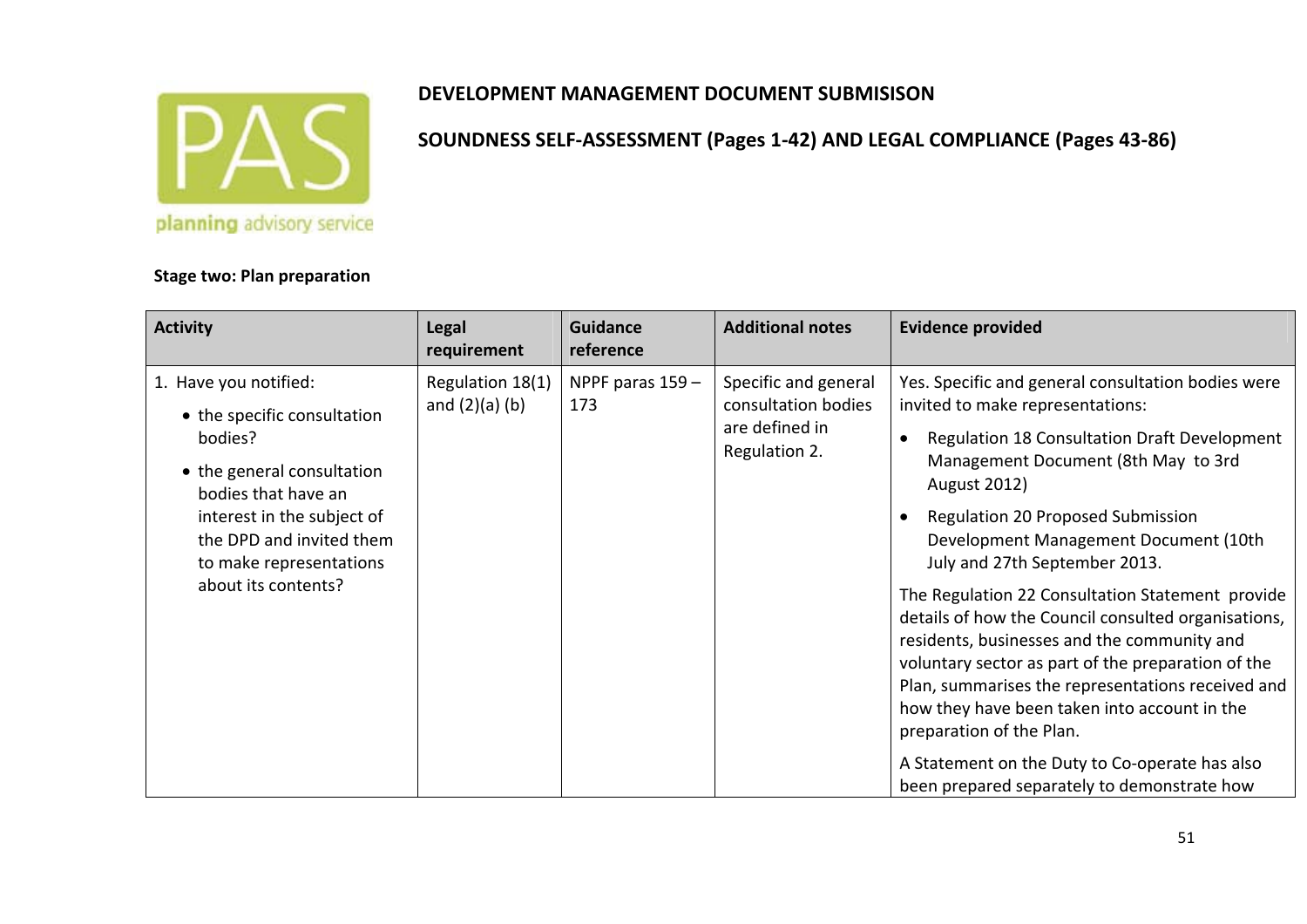**DEVELOPMENT MANAGEMENT DOCUMENT SUBMISISON**

**SOUNDNESS SELF-ASSESSMENT (Pages 1-42) AND LEGAL COMPLIANCE (Pages 43-86)**

**Stage two: Plan preparation**

| Activity | Legal requirement | Guidance reference | Additional notes | Evidence provided |
|---|---|---|---|---|
| 1. Have you notified:<br>• the specific consultation bodies?<br>• the general consultation bodies that have an interest in the subject of the DPD and invited them to make representations about its contents? | Regulation 18(1) and (2)(a) (b) | NPPF paras 159 – 173 | Specific and general consultation bodies are defined in Regulation 2. | Yes. Specific and general consultation bodies were invited to make representations:<br>• Regulation 18 Consultation Draft Development Management Document (8th May to 3rd August 2012)<br>• Regulation 20 Proposed Submission Development Management Document (10th July and 27th September 2013.<br>The Regulation 22 Consultation Statement provide details of how the Council consulted organisations, residents, businesses and the community and voluntary sector as part of the preparation of the Plan, summarises the representations received and how they have been taken into account in the preparation of the Plan.<br>A Statement on the Duty to Co-operate has also been prepared separately to demonstrate how |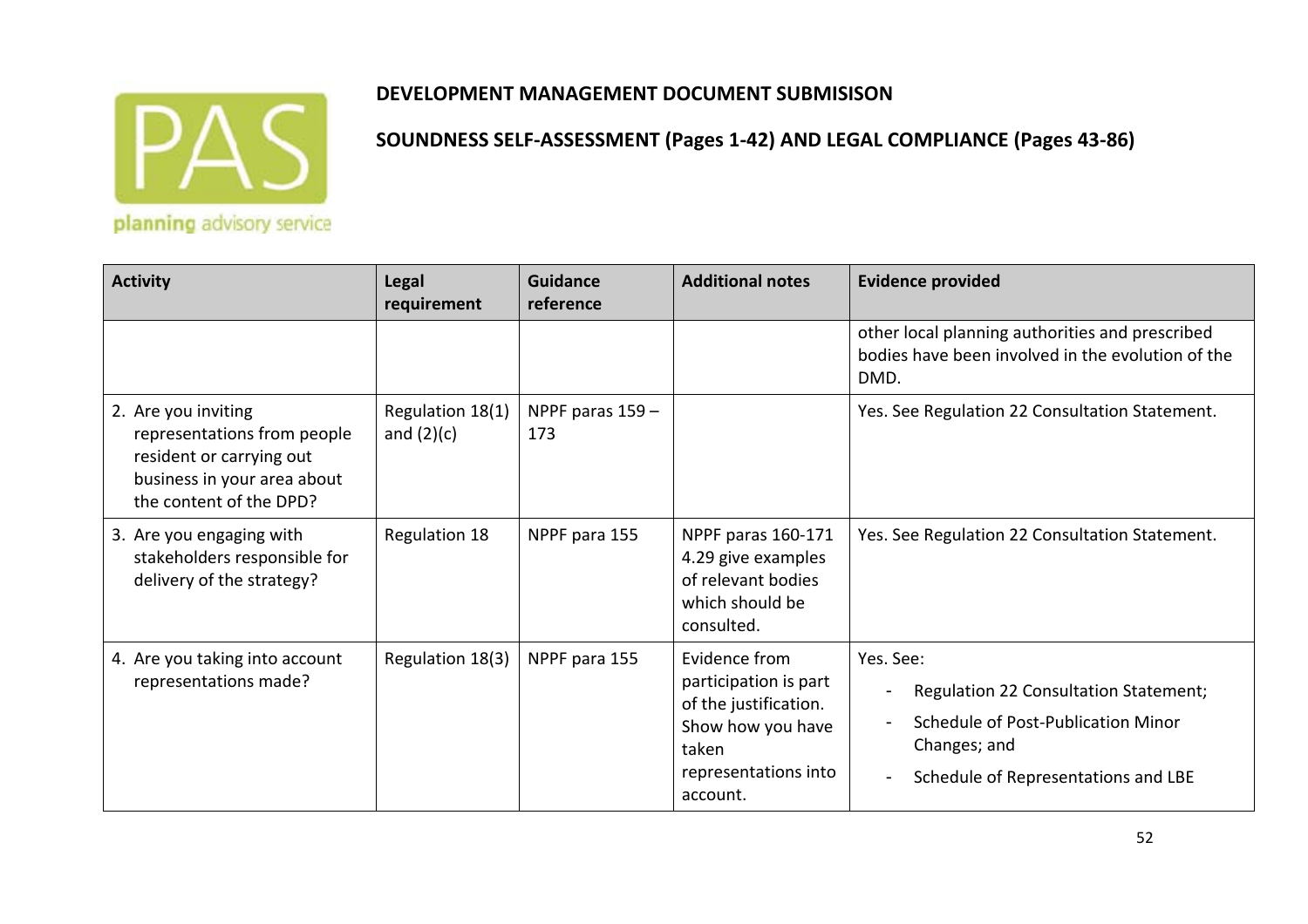**DEVELOPMENT MANAGEMENT DOCUMENT SUBMISISON**

**SOUNDNESS SELF-ASSESSMENT (Pages 1-42) AND LEGAL COMPLIANCE (Pages 43-86)**

| Activity | Legal requirement | Guidance reference | Additional notes | Evidence provided |
|---|---|---|---|---|
| | | | | other local planning authorities and prescribed bodies have been involved in the evolution of the DMD. |
| 2. Are you inviting representations from people resident or carrying out business in your area about the content of the DPD? | Regulation 18(1) and (2)(c) | NPPF paras 159 – 173 | | Yes. See Regulation 22 Consultation Statement. |
| 3. Are you engaging with stakeholders responsible for delivery of the strategy? | Regulation 18 | NPPF para 155 | NPPF paras 160-171 4.29 give examples of relevant bodies which should be consulted. | Yes. See Regulation 22 Consultation Statement. |
| 4. Are you taking into account representations made? | Regulation 18(3) | NPPF para 155 | Evidence from participation is part of the justification. Show how you have taken representations into account. | Yes. See:<br>- Regulation 22 Consultation Statement;<br>- Schedule of Post-Publication Minor Changes; and<br>- Schedule of Representations and LBE |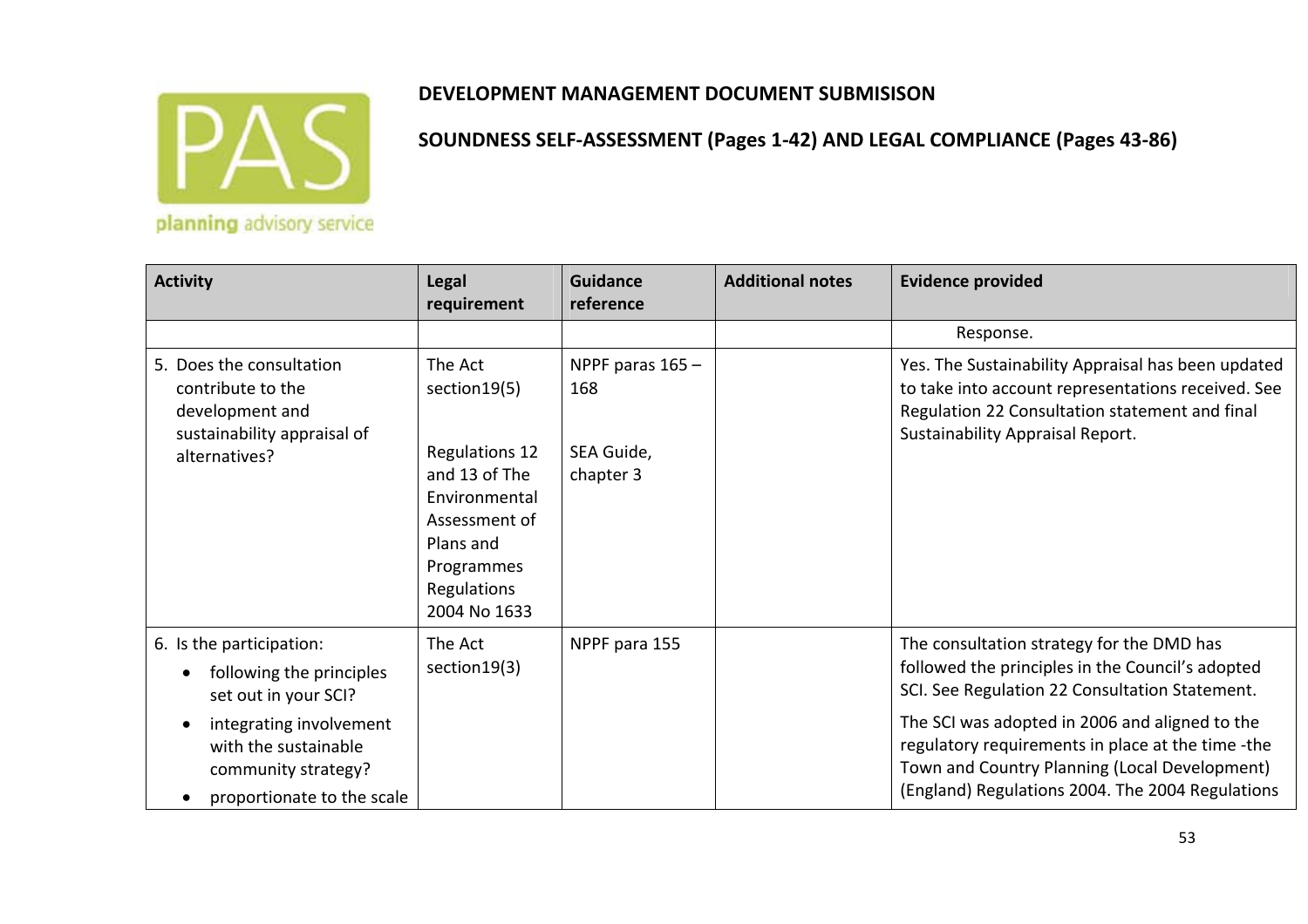**DEVELOPMENT MANAGEMENT DOCUMENT SUBMISISON**

**SOUNDNESS SELF-ASSESSMENT (Pages 1-42) AND LEGAL COMPLIANCE (Pages 43-86)**

| Activity | Legal requirement | Guidance reference | Additional notes | Evidence provided |
|---|---|---|---|---|
| | | | | Response. |
| 5. Does the consultation contribute to the development and sustainability appraisal of alternatives? | The Act section19(5)<br><br>Regulations 12 and 13 of The Environmental Assessment of Plans and Programmes Regulations 2004 No 1633 | NPPF paras 165 – 168<br><br>SEA Guide, chapter 3 | | Yes. The Sustainability Appraisal has been updated to take into account representations received. See Regulation 22 Consultation statement and final Sustainability Appraisal Report. |
| 6. Is the participation:<br>• following the principles set out in your SCI?<br>• integrating involvement with the sustainable community strategy?<br>• proportionate to the scale | The Act section19(3) | NPPF para 155 | | The consultation strategy for the DMD has followed the principles in the Council's adopted SCI. See Regulation 22 Consultation Statement.<br><br>The SCI was adopted in 2006 and aligned to the regulatory requirements in place at the time -the Town and Country Planning (Local Development) (England) Regulations 2004. The 2004 Regulations |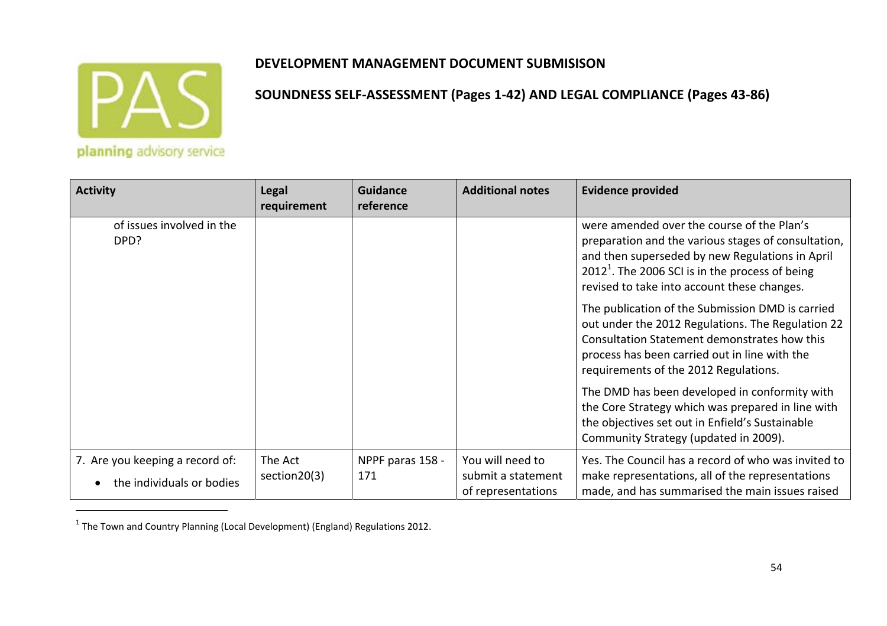**DEVELOPMENT MANAGEMENT DOCUMENT SUBMISISON**

**SOUNDNESS SELF-ASSESSMENT (Pages 1-42) AND LEGAL COMPLIANCE (Pages 43-86)**

| Activity | Legal requirement | Guidance reference | Additional notes | Evidence provided |
|---|---|---|---|---|
| of issues involved in the DPD? | | | | were amended over the course of the Plan's preparation and the various stages of consultation, and then superseded by new Regulations in April 2012[1]. The 2006 SCI is in the process of being revised to take into account these changes.<br><br>The publication of the Submission DMD is carried out under the 2012 Regulations. The Regulation 22 Consultation Statement demonstrates how this process has been carried out in line with the requirements of the 2012 Regulations.<br><br>The DMD has been developed in conformity with the Core Strategy which was prepared in line with the objectives set out in Enfield's Sustainable Community Strategy (updated in 2009). |
| 7. Are you keeping a record of:<br>• the individuals or bodies | The Act section20(3) | NPPF paras 158 - 171 | You will need to submit a statement of representations | Yes. The Council has a record of who was invited to make representations, all of the representations made, and has summarised the main issues raised |

[1] The Town and Country Planning (Local Development) (England) Regulations 2012.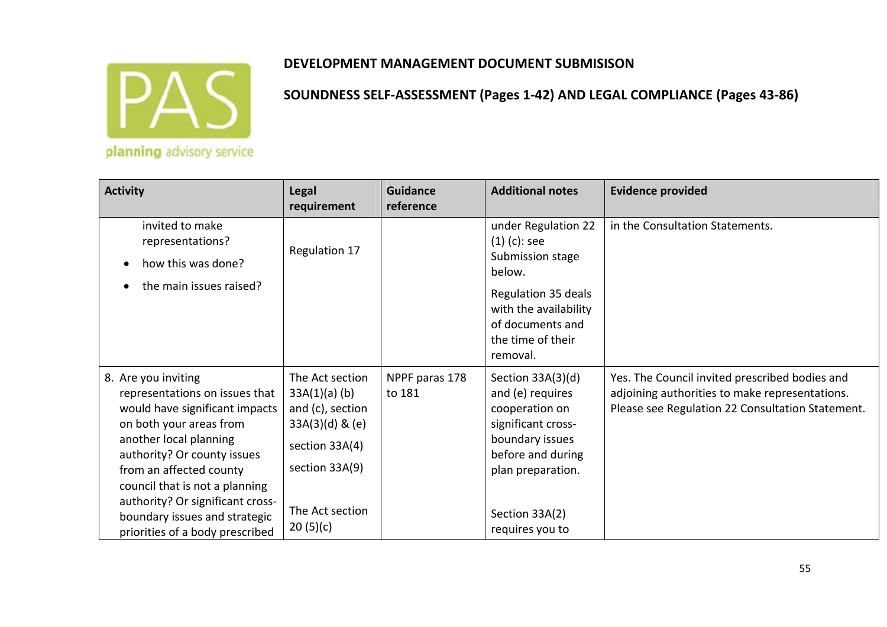**DEVELOPMENT MANAGEMENT DOCUMENT SUBMISISON**

**SOUNDNESS SELF-ASSESSMENT (Pages 1-42) AND LEGAL COMPLIANCE (Pages 43-86)**

| Activity | Legal requirement | Guidance reference | Additional notes | Evidence provided |
|---|---|---|---|---|
| invited to make representations?<br>• how this was done?<br>• the main issues raised? | Regulation 17 | | under Regulation 22 (1) (c): see Submission stage below.<br>Regulation 35 deals with the availability of documents and the time of their removal. | in the Consultation Statements. |
| 8. Are you inviting representations on issues that would have significant impacts on both your areas from another local planning authority? Or county issues from an affected county council that is not a planning authority? Or significant cross-boundary issues and strategic priorities of a body prescribed | The Act section 33A(1)(a) (b) and (c), section 33A(3)(d) & (e)<br>section 33A(4)<br>section 33A(9)<br>The Act section 20 (5)(c) | NPPF paras 178 to 181 | Section 33A(3)(d) and (e) requires cooperation on significant cross-boundary issues before and during plan preparation.<br>Section 33A(2) requires you to | Yes. The Council invited prescribed bodies and adjoining authorities to make representations. Please see Regulation 22 Consultation Statement. |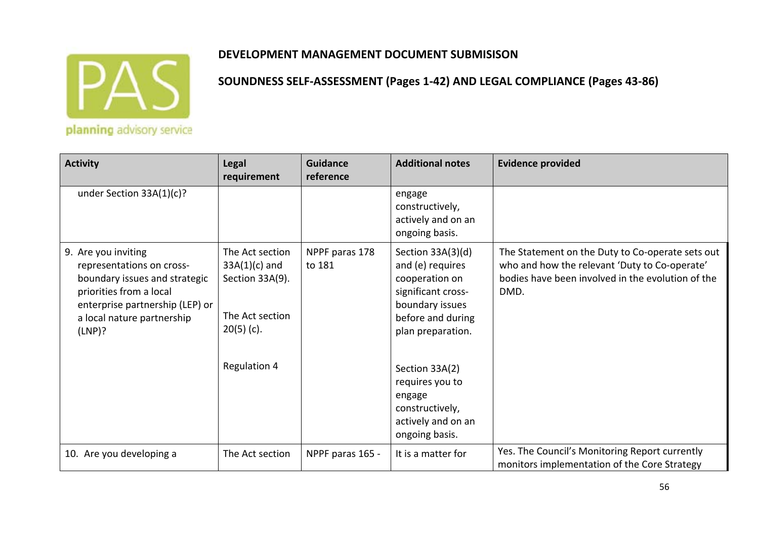**DEVELOPMENT MANAGEMENT DOCUMENT SUBMISISON**

**SOUNDNESS SELF-ASSESSMENT (Pages 1-42) AND LEGAL COMPLIANCE (Pages 43-86)**

| Activity | Legal requirement | Guidance reference | Additional notes | Evidence provided |
|---|---|---|---|---|
| under Section 33A(1)(c)? | | | engage constructively, actively and on an ongoing basis. | |
| 9. Are you inviting representations on cross-boundary issues and strategic priorities from a local enterprise partnership (LEP) or a local nature partnership (LNP)? | The Act section 33A(1)(c) and Section 33A(9). The Act section 20(5) (c). Regulation 4 | NPPF paras 178 to 181 | Section 33A(3)(d) and (e) requires cooperation on significant cross-boundary issues before and during plan preparation. Section 33A(2) requires you to engage constructively, actively and on an ongoing basis. | The Statement on the Duty to Co-operate sets out who and how the relevant 'Duty to Co-operate' bodies have been involved in the evolution of the DMD. |
| 10. Are you developing a | The Act section | NPPF paras 165 - | It is a matter for | Yes. The Council's Monitoring Report currently monitors implementation of the Core Strategy |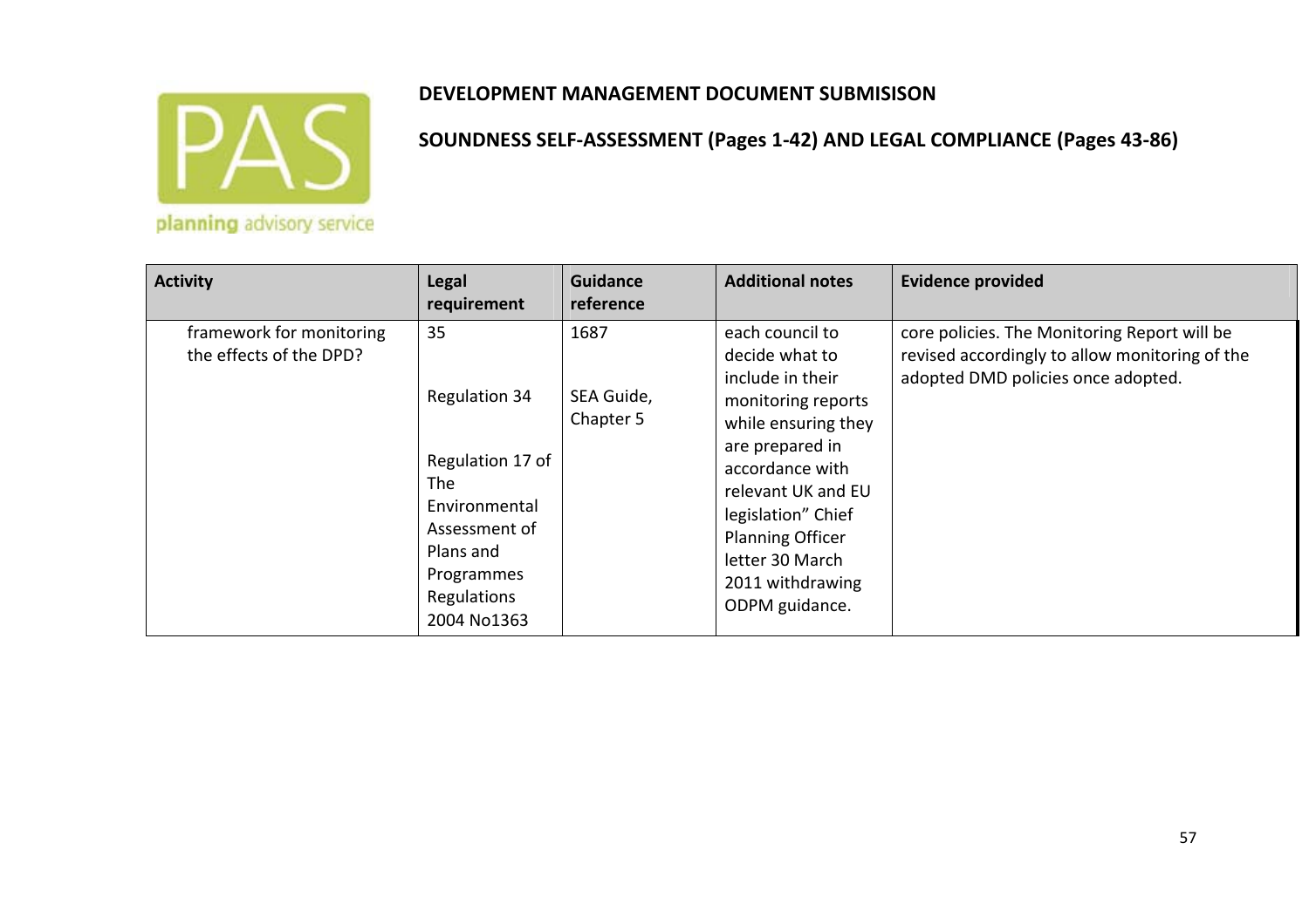**DEVELOPMENT MANAGEMENT DOCUMENT SUBMISISON**

**SOUNDNESS SELF-ASSESSMENT (Pages 1-42) AND LEGAL COMPLIANCE (Pages 43-86)**

| Activity | Legal requirement | Guidance reference | Additional notes | Evidence provided |
|---|---|---|---|---|
| framework for monitoring the effects of the DPD? | 35<br><br>Regulation 34<br><br>Regulation 17 of The Environmental Assessment of Plans and Programmes Regulations 2004 No1363 | 1687<br><br>SEA Guide, Chapter 5 | each council to decide what to include in their monitoring reports while ensuring they are prepared in accordance with relevant UK and EU legislation" Chief Planning Officer letter 30 March 2011 withdrawing ODPM guidance. | core policies. The Monitoring Report will be revised accordingly to allow monitoring of the adopted DMD policies once adopted. |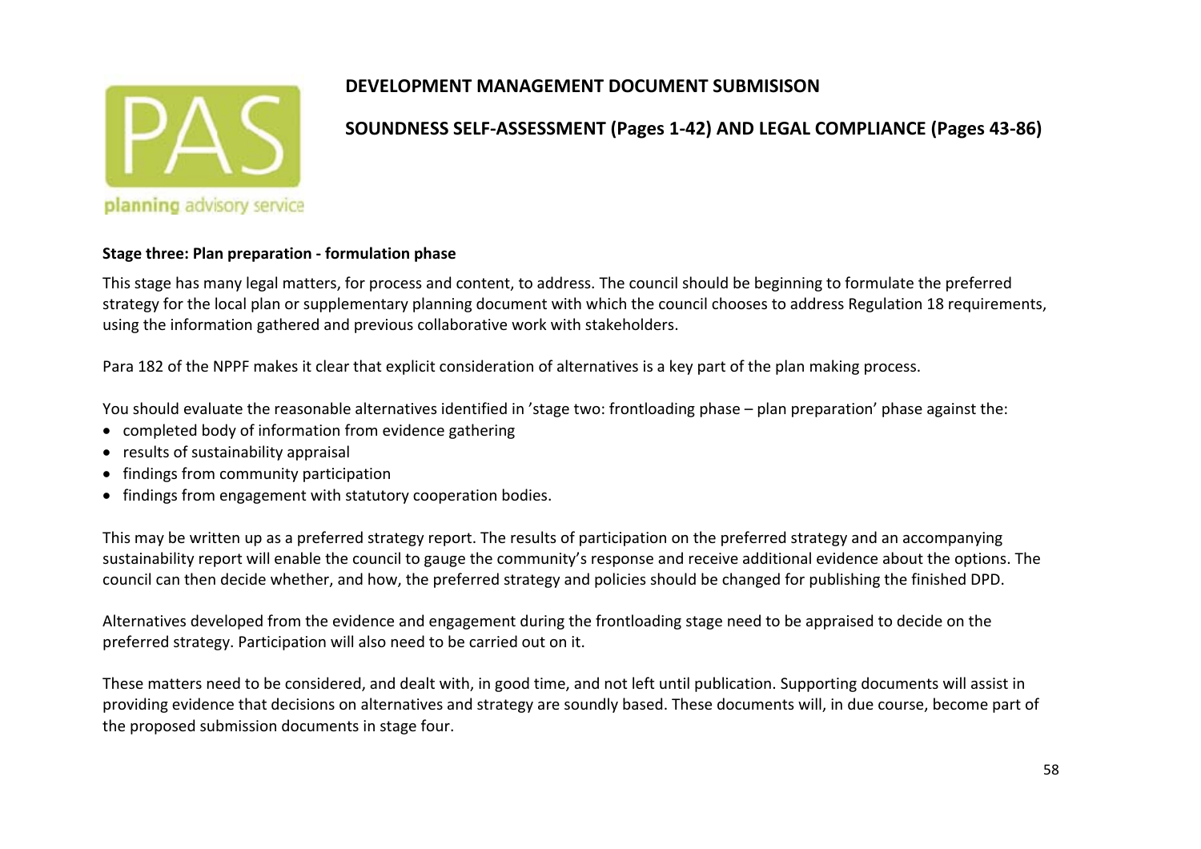**DEVELOPMENT MANAGEMENT DOCUMENT SUBMISISON**

**SOUNDNESS SELF-ASSESSMENT (Pages 1-42) AND LEGAL COMPLIANCE (Pages 43-86)**

**Stage three: Plan preparation - formulation phase**

This stage has many legal matters, for process and content, to address. The council should be beginning to formulate the preferred strategy for the local plan or supplementary planning document with which the council chooses to address Regulation 18 requirements, using the information gathered and previous collaborative work with stakeholders.

Para 182 of the NPPF makes it clear that explicit consideration of alternatives is a key part of the plan making process.

You should evaluate the reasonable alternatives identified in 'stage two: frontloading phase – plan preparation' phase against the:

- completed body of information from evidence gathering
- results of sustainability appraisal
- findings from community participation
- findings from engagement with statutory cooperation bodies.

This may be written up as a preferred strategy report. The results of participation on the preferred strategy and an accompanying sustainability report will enable the council to gauge the community's response and receive additional evidence about the options. The council can then decide whether, and how, the preferred strategy and policies should be changed for publishing the finished DPD.

Alternatives developed from the evidence and engagement during the frontloading stage need to be appraised to decide on the preferred strategy. Participation will also need to be carried out on it.

These matters need to be considered, and dealt with, in good time, and not left until publication. Supporting documents will assist in providing evidence that decisions on alternatives and strategy are soundly based. These documents will, in due course, become part of the proposed submission documents in stage four.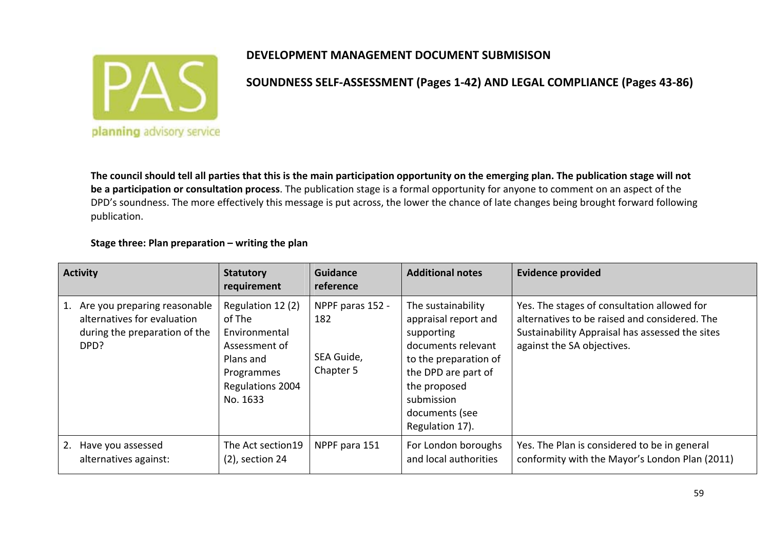**DEVELOPMENT MANAGEMENT DOCUMENT SUBMISISON**

**SOUNDNESS SELF-ASSESSMENT (Pages 1-42) AND LEGAL COMPLIANCE (Pages 43-86)**

planning advisory service

**The council should tell all parties that this is the main participation opportunity on the emerging plan. The publication stage will not be a participation or consultation process**. The publication stage is a formal opportunity for anyone to comment on an aspect of the DPD's soundness. The more effectively this message is put across, the lower the chance of late changes being brought forward following publication.

**Stage three: Plan preparation – writing the plan**

| Activity | Statutory requirement | Guidance reference | Additional notes | Evidence provided |
|---|---|---|---|---|
| 1. Are you preparing reasonable alternatives for evaluation during the preparation of the DPD? | Regulation 12 (2) of The Environmental Assessment of Plans and Programmes Regulations 2004 No. 1633 | NPPF paras 152 - 182<br><br>SEA Guide, Chapter 5 | The sustainability appraisal report and supporting documents relevant to the preparation of the DPD are part of the proposed submission documents (see Regulation 17). | Yes. The stages of consultation allowed for alternatives to be raised and considered. The Sustainability Appraisal has assessed the sites against the SA objectives. |
| 2. Have you assessed alternatives against: | The Act section19 (2), section 24 | NPPF para 151 | For London boroughs and local authorities | Yes. The Plan is considered to be in general conformity with the Mayor's London Plan (2011) |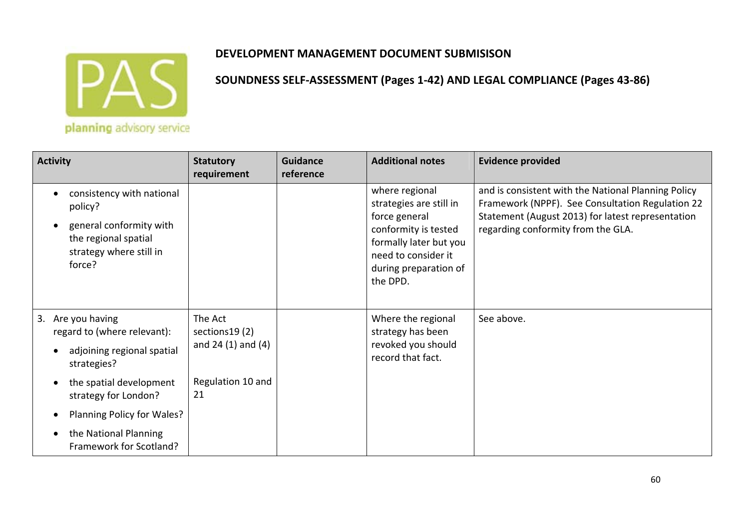**DEVELOPMENT MANAGEMENT DOCUMENT SUBMISISON**

**SOUNDNESS SELF-ASSESSMENT (Pages 1-42) AND LEGAL COMPLIANCE (Pages 43-86)**

| Activity | Statutory requirement | Guidance reference | Additional notes | Evidence provided |
|---|---|---|---|---|
| • consistency with national policy?<br>• general conformity with the regional spatial strategy where still in force? | | | where regional strategies are still in force general conformity is tested formally later but you need to consider it during preparation of the DPD. | and is consistent with the National Planning Policy Framework (NPPF). See Consultation Regulation 22 Statement (August 2013) for latest representation regarding conformity from the GLA. |
| 3. Are you having regard to (where relevant):<br>• adjoining regional spatial strategies?<br>• the spatial development strategy for London?<br>• Planning Policy for Wales?<br>• the National Planning Framework for Scotland? | The Act sections19 (2) and 24 (1) and (4)<br><br>Regulation 10 and 21 | | Where the regional strategy has been revoked you should record that fact. | See above. |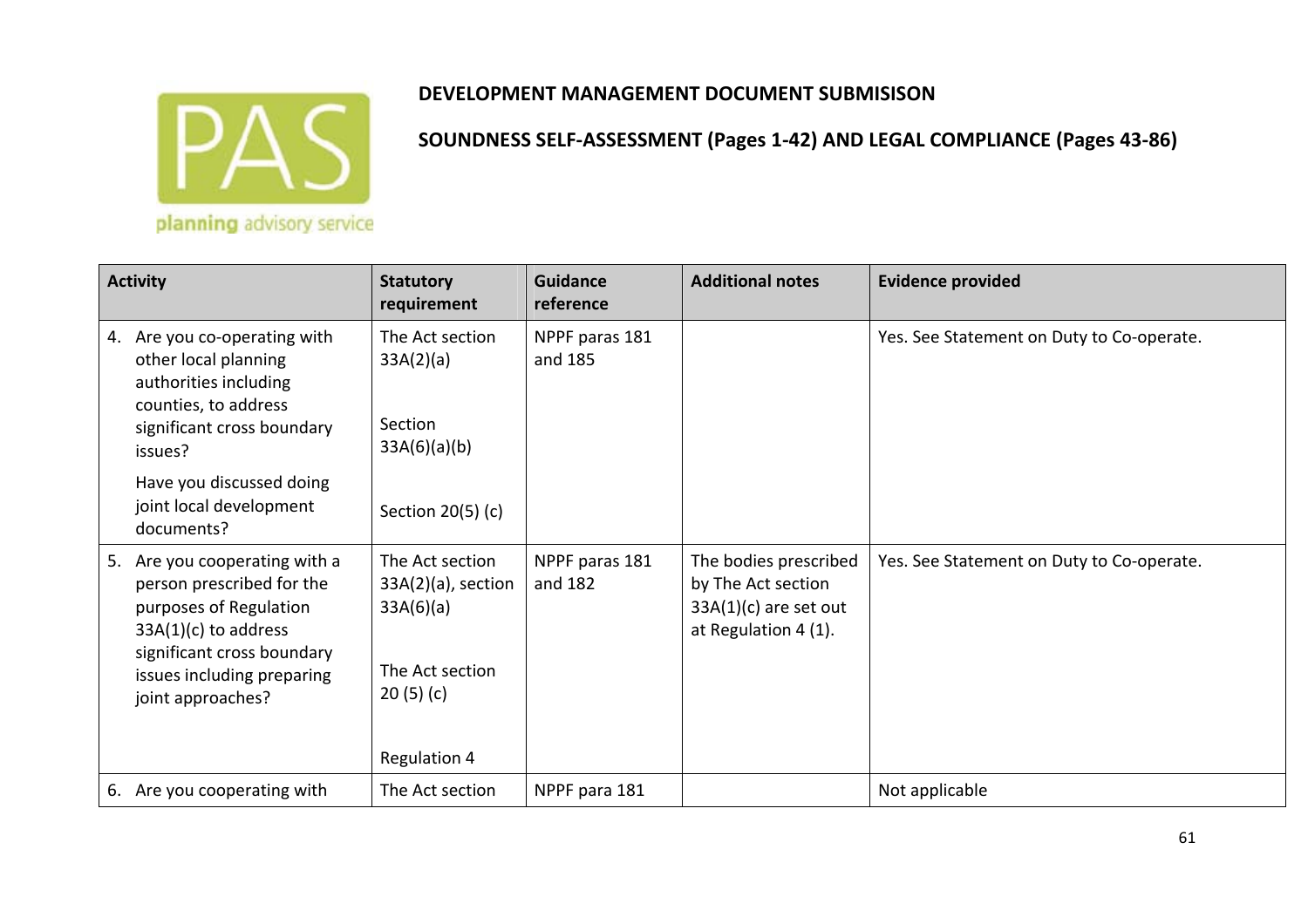**DEVELOPMENT MANAGEMENT DOCUMENT SUBMISISON**

**SOUNDNESS SELF-ASSESSMENT (Pages 1-42) AND LEGAL COMPLIANCE (Pages 43-86)**

| Activity | Statutory requirement | Guidance reference | Additional notes | Evidence provided |
|---|---|---|---|---|
| 4. Are you co-operating with other local planning authorities including counties, to address significant cross boundary issues?<br><br>Have you discussed doing joint local development documents? | The Act section 33A(2)(a)<br><br>Section 33A(6)(a)(b)<br><br>Section 20(5) (c) | NPPF paras 181 and 185 | | Yes. See Statement on Duty to Co-operate. |
| 5. Are you cooperating with a person prescribed for the purposes of Regulation 33A(1)(c) to address significant cross boundary issues including preparing joint approaches? | The Act section 33A(2)(a), section 33A(6)(a)<br><br>The Act section 20 (5) (c)<br><br>Regulation 4 | NPPF paras 181 and 182 | The bodies prescribed by The Act section 33A(1)(c) are set out at Regulation 4 (1). | Yes. See Statement on Duty to Co-operate. |
| 6. Are you cooperating with | The Act section | NPPF para 181 | | Not applicable |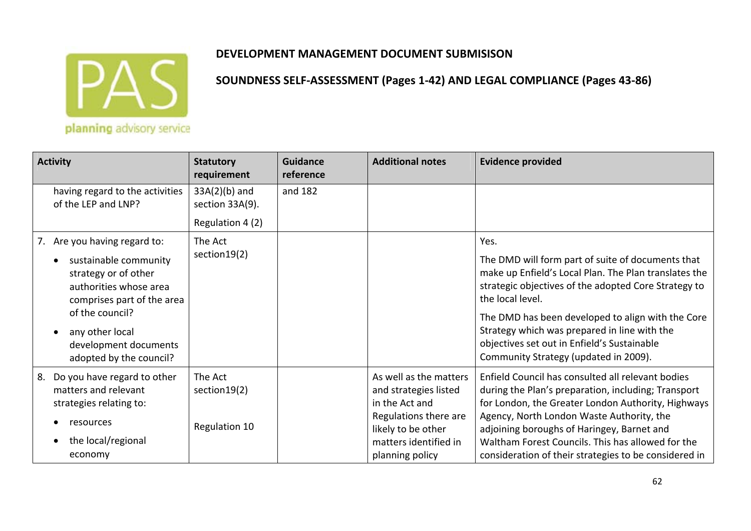**DEVELOPMENT MANAGEMENT DOCUMENT SUBMISISON**

**SOUNDNESS SELF-ASSESSMENT (Pages 1-42) AND LEGAL COMPLIANCE (Pages 43-86)**

| Activity | Statutory requirement | Guidance reference | Additional notes | Evidence provided |
|---|---|---|---|---|
| having regard to the activities of the LEP and LNP? | 33A(2)(b) and section 33A(9).<br><br>Regulation 4 (2) | and 182 | | |
| 7. Are you having regard to:<br>• sustainable community strategy or of other authorities whose area comprises part of the area of the council?<br>• any other local development documents adopted by the council? | The Act section19(2) | | | Yes.<br><br>The DMD will form part of suite of documents that make up Enfield's Local Plan. The Plan translates the strategic objectives of the adopted Core Strategy to the local level.<br><br>The DMD has been developed to align with the Core Strategy which was prepared in line with the objectives set out in Enfield's Sustainable Community Strategy (updated in 2009). |
| 8. Do you have regard to other matters and relevant strategies relating to:<br>• resources<br>• the local/regional economy | The Act section19(2)<br><br>Regulation 10 | | As well as the matters and strategies listed in the Act and Regulations there are likely to be other matters identified in planning policy | Enfield Council has consulted all relevant bodies during the Plan's preparation, including; Transport for London, the Greater London Authority, Highways Agency, North London Waste Authority, the adjoining boroughs of Haringey, Barnet and Waltham Forest Councils. This has allowed for the consideration of their strategies to be considered in |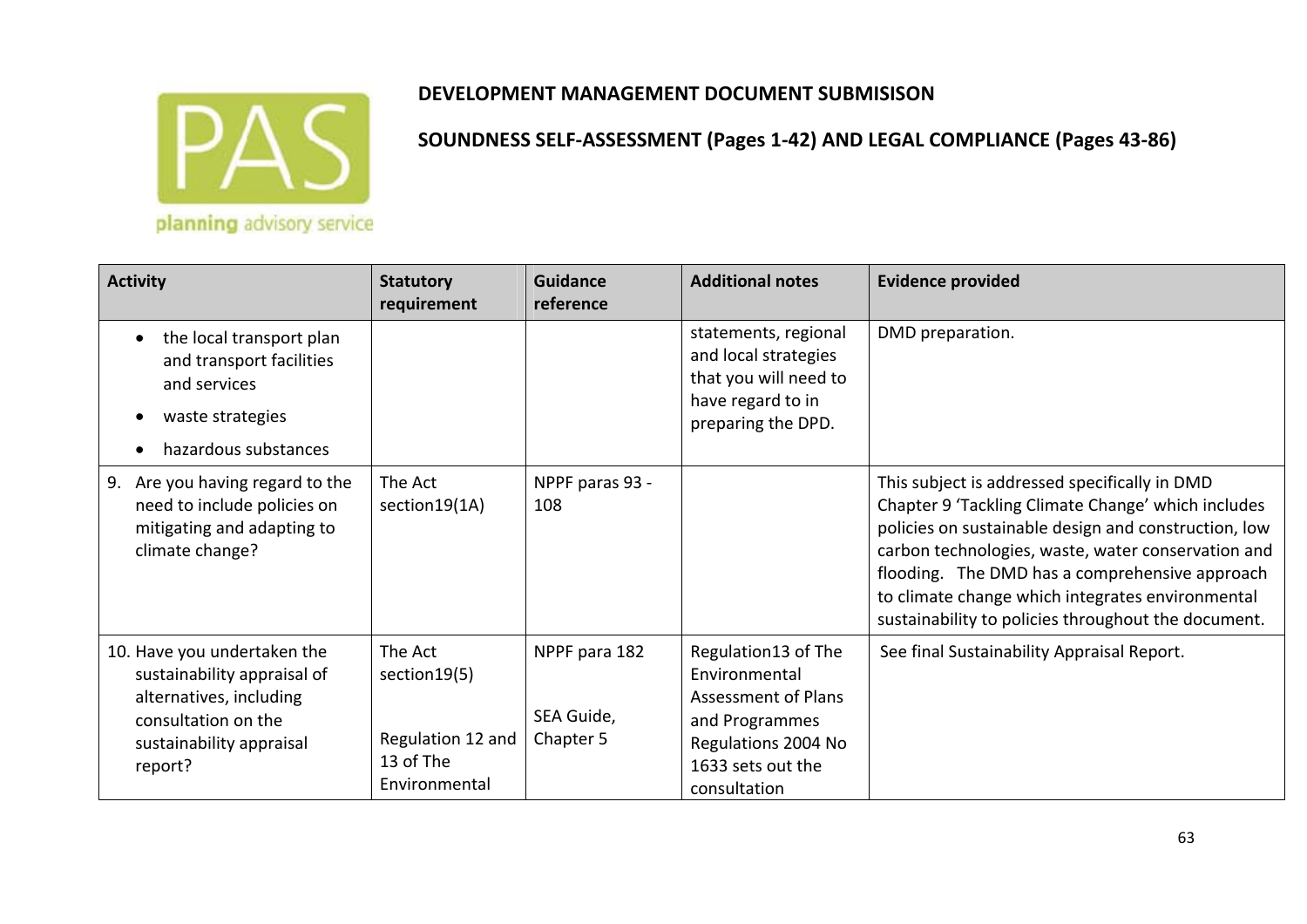**DEVELOPMENT MANAGEMENT DOCUMENT SUBMISISON**

**SOUNDNESS SELF-ASSESSMENT (Pages 1-42) AND LEGAL COMPLIANCE (Pages 43-86)**

| Activity | Statutory requirement | Guidance reference | Additional notes | Evidence provided |
|---|---|---|---|---|
| • the local transport plan and transport facilities and services<br>• waste strategies<br>• hazardous substances | | | statements, regional and local strategies that you will need to have regard to in preparing the DPD. | DMD preparation. |
| 9. Are you having regard to the need to include policies on mitigating and adapting to climate change? | The Act section19(1A) | NPPF paras 93 - 108 | | This subject is addressed specifically in DMD Chapter 9 'Tackling Climate Change' which includes policies on sustainable design and construction, low carbon technologies, waste, water conservation and flooding. The DMD has a comprehensive approach to climate change which integrates environmental sustainability to policies throughout the document. |
| 10. Have you undertaken the sustainability appraisal of alternatives, including consultation on the sustainability appraisal report? | The Act section19(5)<br><br>Regulation 12 and 13 of The Environmental | NPPF para 182<br><br>SEA Guide, Chapter 5 | Regulation13 of The Environmental Assessment of Plans and Programmes Regulations 2004 No 1633 sets out the consultation | See final Sustainability Appraisal Report. |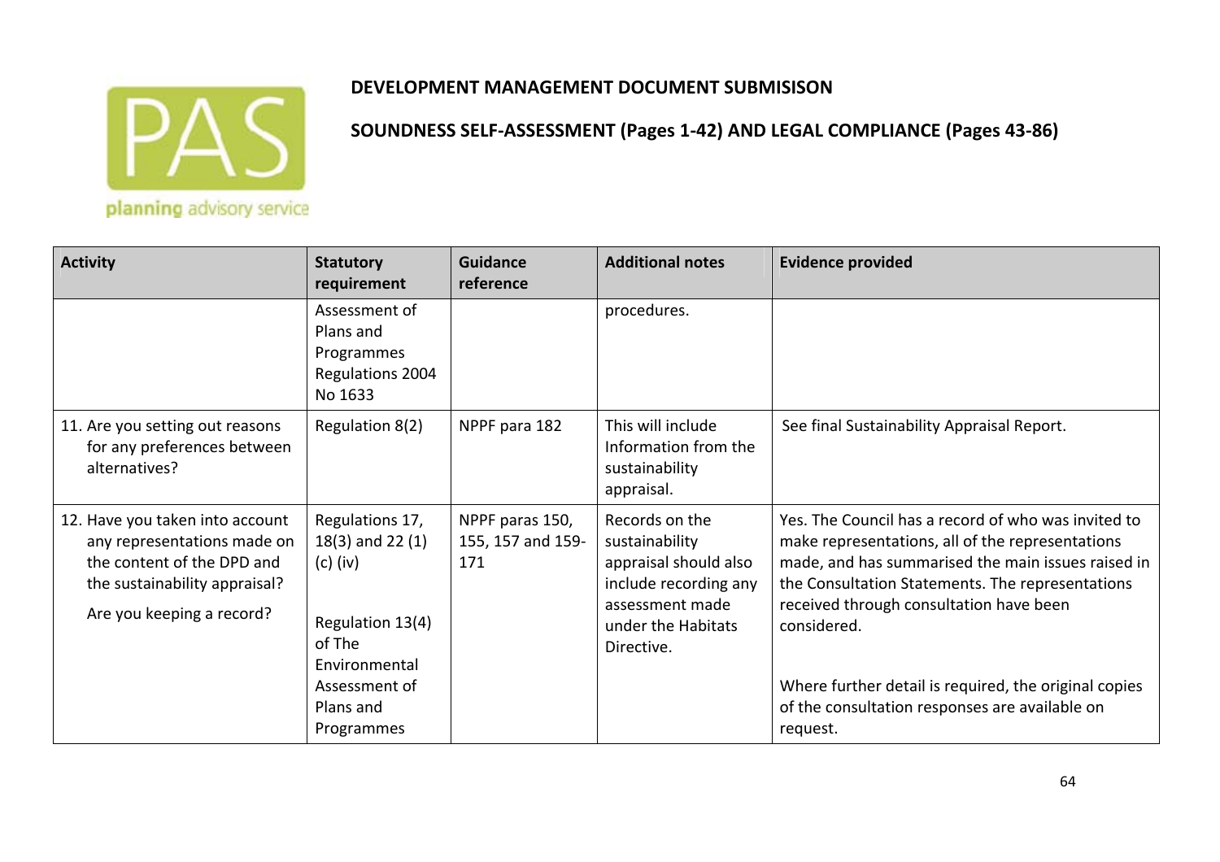**DEVELOPMENT MANAGEMENT DOCUMENT SUBMISISON**

**SOUNDNESS SELF-ASSESSMENT (Pages 1-42) AND LEGAL COMPLIANCE (Pages 43-86)**

| Activity | Statutory requirement | Guidance reference | Additional notes | Evidence provided |
|---|---|---|---|---|
| | Assessment of Plans and Programmes Regulations 2004 No 1633 | | procedures. | |
| 11. Are you setting out reasons for any preferences between alternatives? | Regulation 8(2) | NPPF para 182 | This will include Information from the sustainability appraisal. | See final Sustainability Appraisal Report. |
| 12. Have you taken into account any representations made on the content of the DPD and the sustainability appraisal?<br><br>Are you keeping a record? | Regulations 17, 18(3) and 22 (1) (c) (iv)<br><br>Regulation 13(4) of The Environmental Assessment of Plans and Programmes | NPPF paras 150, 155, 157 and 159-171 | Records on the sustainability appraisal should also include recording any assessment made under the Habitats Directive. | Yes. The Council has a record of who was invited to make representations, all of the representations made, and has summarised the main issues raised in the Consultation Statements. The representations received through consultation have been considered.<br><br>Where further detail is required, the original copies of the consultation responses are available on request. |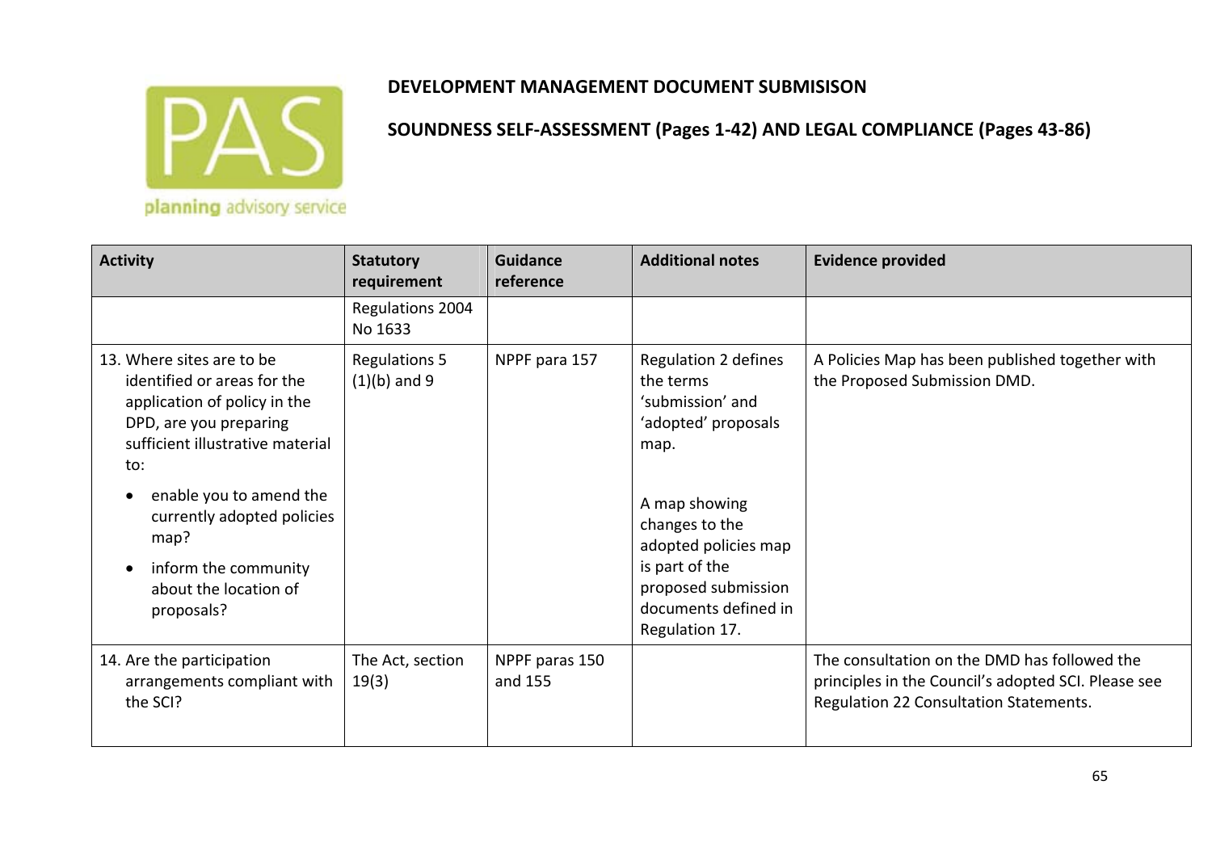**DEVELOPMENT MANAGEMENT DOCUMENT SUBMISISON**

**SOUNDNESS SELF-ASSESSMENT (Pages 1-42) AND LEGAL COMPLIANCE (Pages 43-86)**

| Activity | Statutory requirement | Guidance reference | Additional notes | Evidence provided |
|---|---|---|---|---|
| | Regulations 2004 No 1633 | | | |
| 13. Where sites are to be identified or areas for the application of policy in the DPD, are you preparing sufficient illustrative material to:<br>• enable you to amend the currently adopted policies map?<br>• inform the community about the location of proposals? | Regulations 5 (1)(b) and 9 | NPPF para 157 | Regulation 2 defines the terms 'submission' and 'adopted' proposals map.<br><br>A map showing changes to the adopted policies map is part of the proposed submission documents defined in Regulation 17. | A Policies Map has been published together with the Proposed Submission DMD. |
| 14. Are the participation arrangements compliant with the SCI? | The Act, section 19(3) | NPPF paras 150 and 155 | | The consultation on the DMD has followed the principles in the Council's adopted SCI. Please see Regulation 22 Consultation Statements. |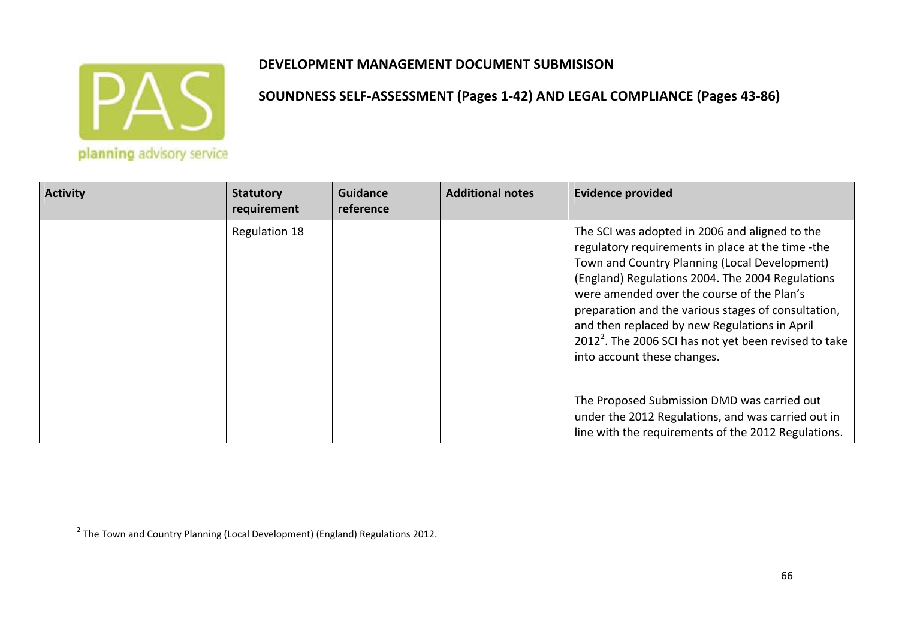**DEVELOPMENT MANAGEMENT DOCUMENT SUBMISISON**

**SOUNDNESS SELF-ASSESSMENT (Pages 1-42) AND LEGAL COMPLIANCE (Pages 43-86)**

| Activity | Statutory requirement | Guidance reference | Additional notes | Evidence provided |
|---|---|---|---|---|
| | Regulation 18 | | | The SCI was adopted in 2006 and aligned to the regulatory requirements in place at the time -the Town and Country Planning (Local Development) (England) Regulations 2004. The 2004 Regulations were amended over the course of the Plan's preparation and the various stages of consultation, and then replaced by new Regulations in April 2012[2]. The 2006 SCI has not yet been revised to take into account these changes.<br><br>The Proposed Submission DMD was carried out under the 2012 Regulations, and was carried out in line with the requirements of the 2012 Regulations. |

[2] The Town and Country Planning (Local Development) (England) Regulations 2012.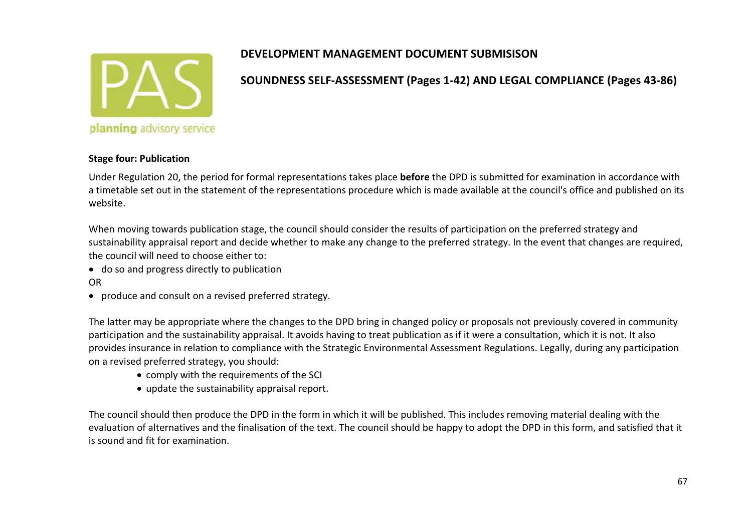**Stage four: Publication**

Under Regulation 20, the period for formal representations takes place **before** the DPD is submitted for examination in accordance with a timetable set out in the statement of the representations procedure which is made available at the council's office and published on its website.

When moving towards publication stage, the council should consider the results of participation on the preferred strategy and sustainability appraisal report and decide whether to make any change to the preferred strategy. In the event that changes are required, the council will need to choose either to:

- do so and progress directly to publication

OR

- produce and consult on a revised preferred strategy.

The latter may be appropriate where the changes to the DPD bring in changed policy or proposals not previously covered in community participation and the sustainability appraisal. It avoids having to treat publication as if it were a consultation, which it is not. It also provides insurance in relation to compliance with the Strategic Environmental Assessment Regulations. Legally, during any participation on a revised preferred strategy, you should:

- comply with the requirements of the SCI
- update the sustainability appraisal report.

The council should then produce the DPD in the form in which it will be published. This includes removing material dealing with the evaluation of alternatives and the finalisation of the text. The council should be happy to adopt the DPD in this form, and satisfied that it is sound and fit for examination.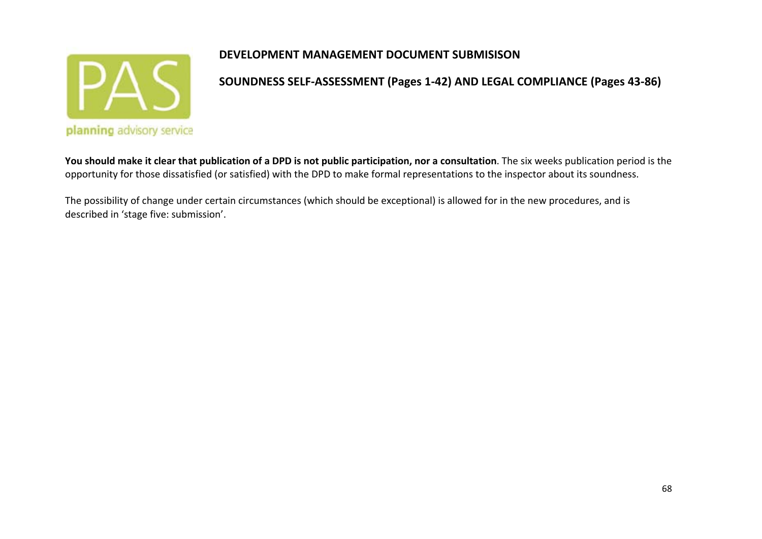**You should make it clear that publication of a DPD is not public participation, nor a consultation**. The six weeks publication period is the opportunity for those dissatisfied (or satisfied) with the DPD to make formal representations to the inspector about its soundness.

The possibility of change under certain circumstances (which should be exceptional) is allowed for in the new procedures, and is described in 'stage five: submission'.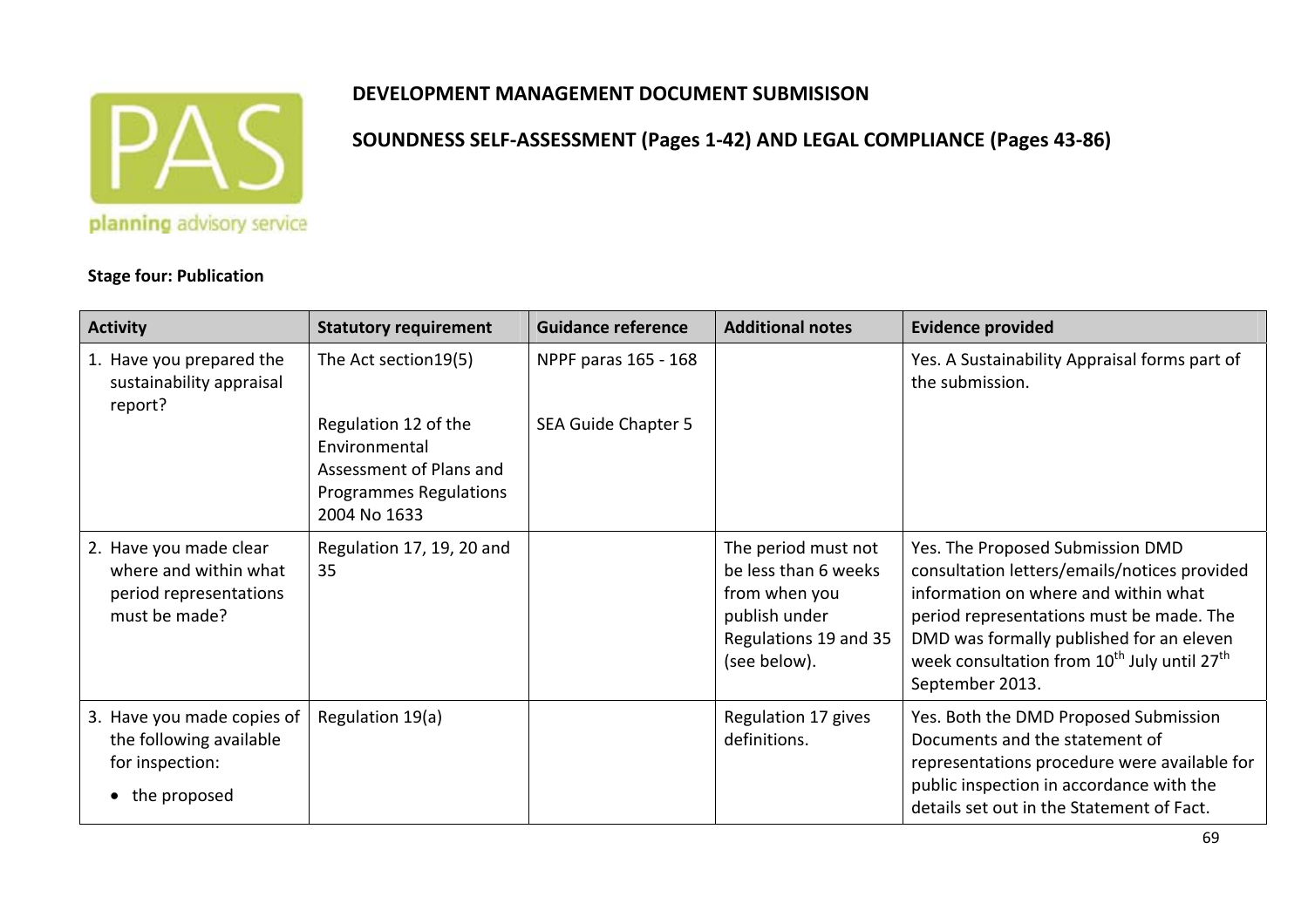**DEVELOPMENT MANAGEMENT DOCUMENT SUBMISISON**

**SOUNDNESS SELF-ASSESSMENT (Pages 1-42) AND LEGAL COMPLIANCE (Pages 43-86)**

**Stage four: Publication**

| Activity | Statutory requirement | Guidance reference | Additional notes | Evidence provided |
|---|---|---|---|---|
| 1. Have you prepared the sustainability appraisal report? | The Act section19(5)<br><br>Regulation 12 of the Environmental Assessment of Plans and Programmes Regulations 2004 No 1633 | NPPF paras 165 - 168<br><br>SEA Guide Chapter 5 | | Yes. A Sustainability Appraisal forms part of the submission. |
| 2. Have you made clear where and within what period representations must be made? | Regulation 17, 19, 20 and 35 | | The period must not be less than 6 weeks from when you publish under Regulations 19 and 35 (see below). | Yes. The Proposed Submission DMD consultation letters/emails/notices provided information on where and within what period representations must be made. The DMD was formally published for an eleven week consultation from 10th July until 27th September 2013. |
| 3. Have you made copies of the following available for inspection:<br><br>• the proposed | Regulation 19(a) | | Regulation 17 gives definitions. | Yes. Both the DMD Proposed Submission Documents and the statement of representations procedure were available for public inspection in accordance with the details set out in the Statement of Fact. |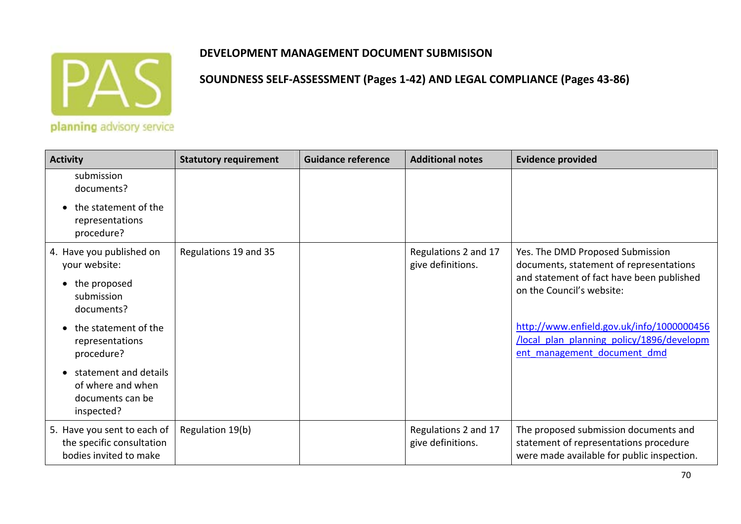**DEVELOPMENT MANAGEMENT DOCUMENT SUBMISISON**

**SOUNDNESS SELF-ASSESSMENT (Pages 1-42) AND LEGAL COMPLIANCE (Pages 43-86)**

| Activity | Statutory requirement | Guidance reference | Additional notes | Evidence provided |
|---|---|---|---|---|
| submission documents?<br>• the statement of the representations procedure? | | | | |
| 4. Have you published on your website:<br>• the proposed submission documents?<br>• the statement of the representations procedure?<br>• statement and details of where and when documents can be inspected? | Regulations 19 and 35 | | Regulations 2 and 17 give definitions. | Yes. The DMD Proposed Submission documents, statement of representations and statement of fact have been published on the Council's website:<br><br>http://www.enfield.gov.uk/info/1000000456/local_plan_planning_policy/1896/development_management_document_dmd |
| 5. Have you sent to each of the specific consultation bodies invited to make | Regulation 19(b) | | Regulations 2 and 17 give definitions. | The proposed submission documents and statement of representations procedure were made available for public inspection. |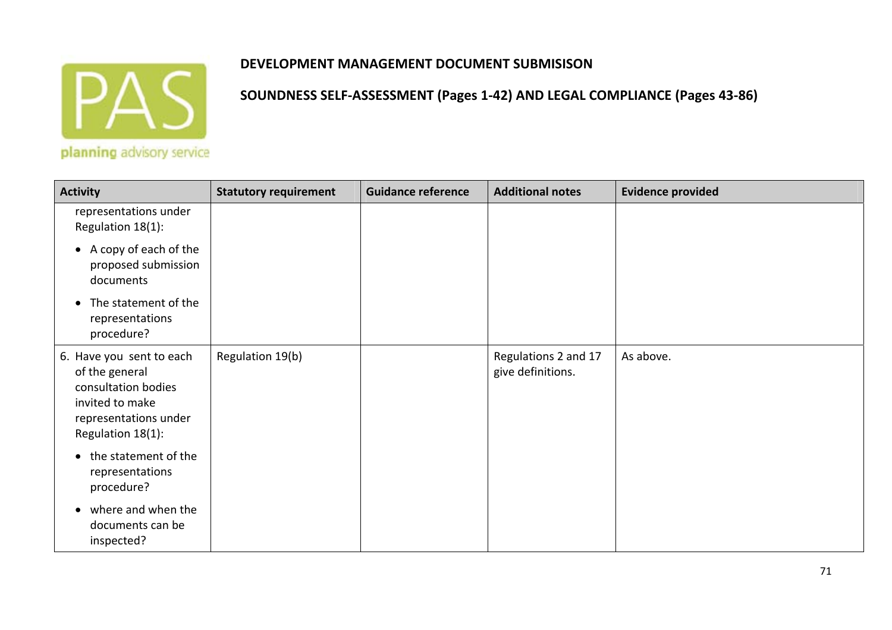**DEVELOPMENT MANAGEMENT DOCUMENT SUBMISISON**

**SOUNDNESS SELF-ASSESSMENT (Pages 1-42) AND LEGAL COMPLIANCE (Pages 43-86)**

| Activity | Statutory requirement | Guidance reference | Additional notes | Evidence provided |
|---|---|---|---|---|
| representations under Regulation 18(1):<br>• A copy of each of the proposed submission documents<br>• The statement of the representations procedure? | | | | |
| 6. Have you sent to each of the general consultation bodies invited to make representations under Regulation 18(1):<br>• the statement of the representations procedure?<br>• where and when the documents can be inspected? | Regulation 19(b) | | Regulations 2 and 17 give definitions. | As above. |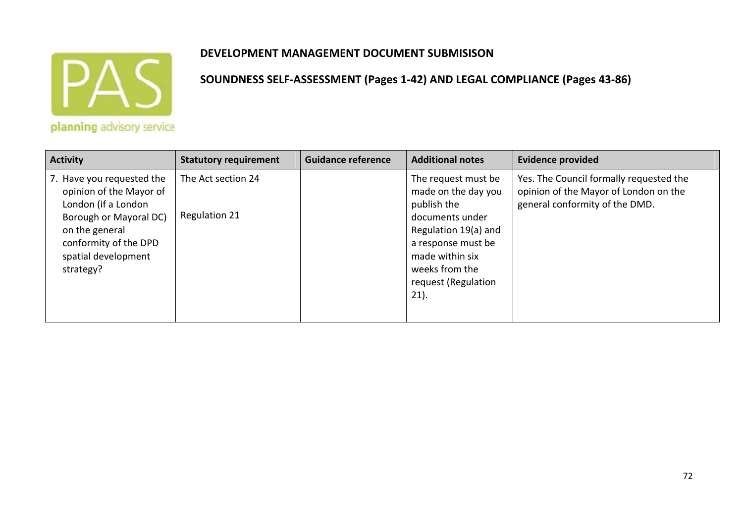**DEVELOPMENT MANAGEMENT DOCUMENT SUBMISISON**

**SOUNDNESS SELF-ASSESSMENT (Pages 1-42) AND LEGAL COMPLIANCE (Pages 43-86)**

| Activity | Statutory requirement | Guidance reference | Additional notes | Evidence provided |
|---|---|---|---|---|
| 7. Have you requested the opinion of the Mayor of London (if a London Borough or Mayoral DC) on the general conformity of the DPD spatial development strategy? | The Act section 24<br><br>Regulation 21 | | The request must be made on the day you publish the documents under Regulation 19(a) and a response must be made within six weeks from the request (Regulation 21). | Yes. The Council formally requested the opinion of the Mayor of London on the general conformity of the DMD. |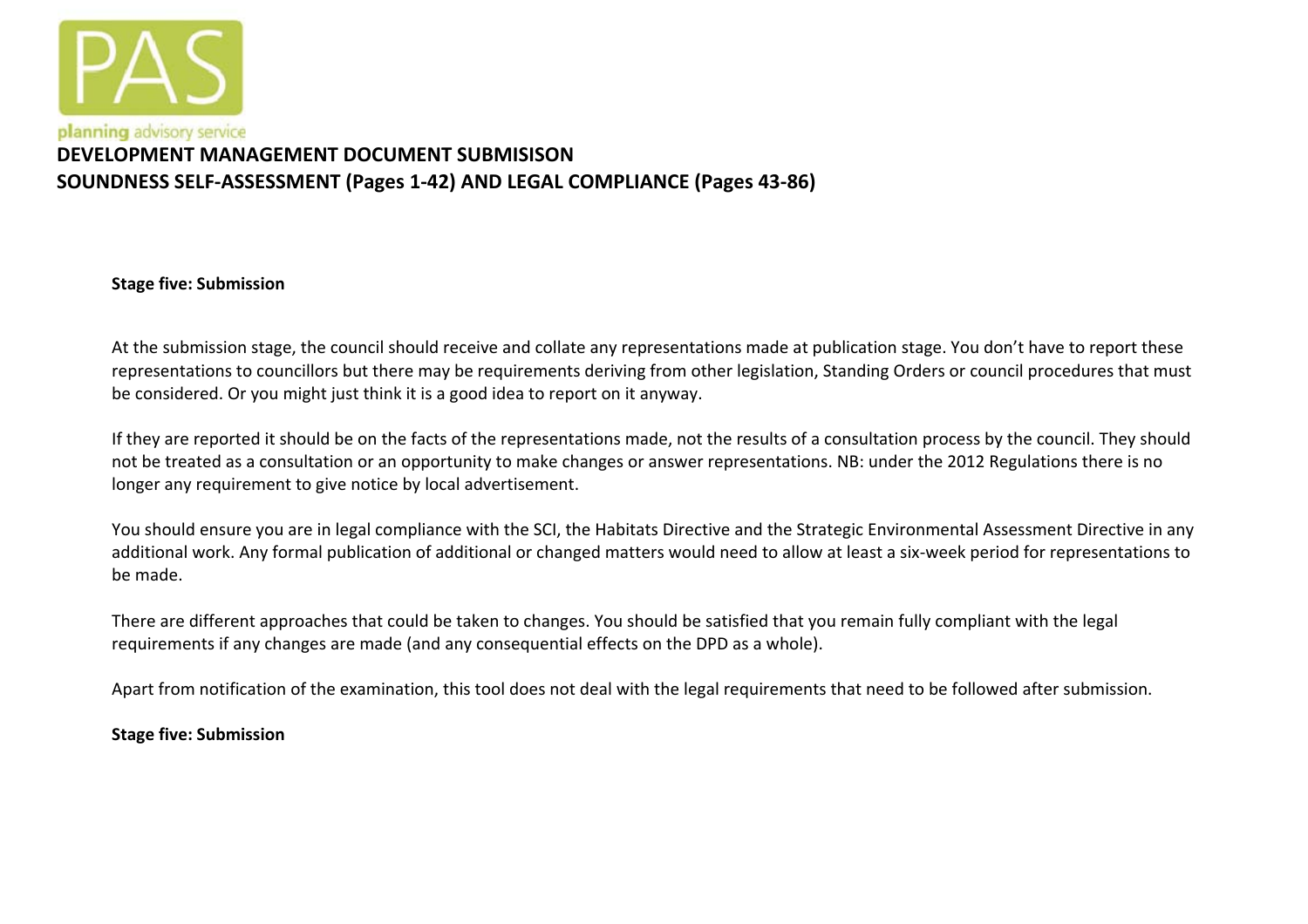planning advisory service

**DEVELOPMENT MANAGEMENT DOCUMENT SUBMISISON**
**SOUNDNESS SELF-ASSESSMENT (Pages 1-42) AND LEGAL COMPLIANCE (Pages 43-86)**

**Stage five: Submission**

At the submission stage, the council should receive and collate any representations made at publication stage. You don't have to report these representations to councillors but there may be requirements deriving from other legislation, Standing Orders or council procedures that must be considered. Or you might just think it is a good idea to report on it anyway.

If they are reported it should be on the facts of the representations made, not the results of a consultation process by the council. They should not be treated as a consultation or an opportunity to make changes or answer representations. NB: under the 2012 Regulations there is no longer any requirement to give notice by local advertisement.

You should ensure you are in legal compliance with the SCI, the Habitats Directive and the Strategic Environmental Assessment Directive in any additional work. Any formal publication of additional or changed matters would need to allow at least a six-week period for representations to be made.

There are different approaches that could be taken to changes. You should be satisfied that you remain fully compliant with the legal requirements if any changes are made (and any consequential effects on the DPD as a whole).

Apart from notification of the examination, this tool does not deal with the legal requirements that need to be followed after submission.

**Stage five: Submission**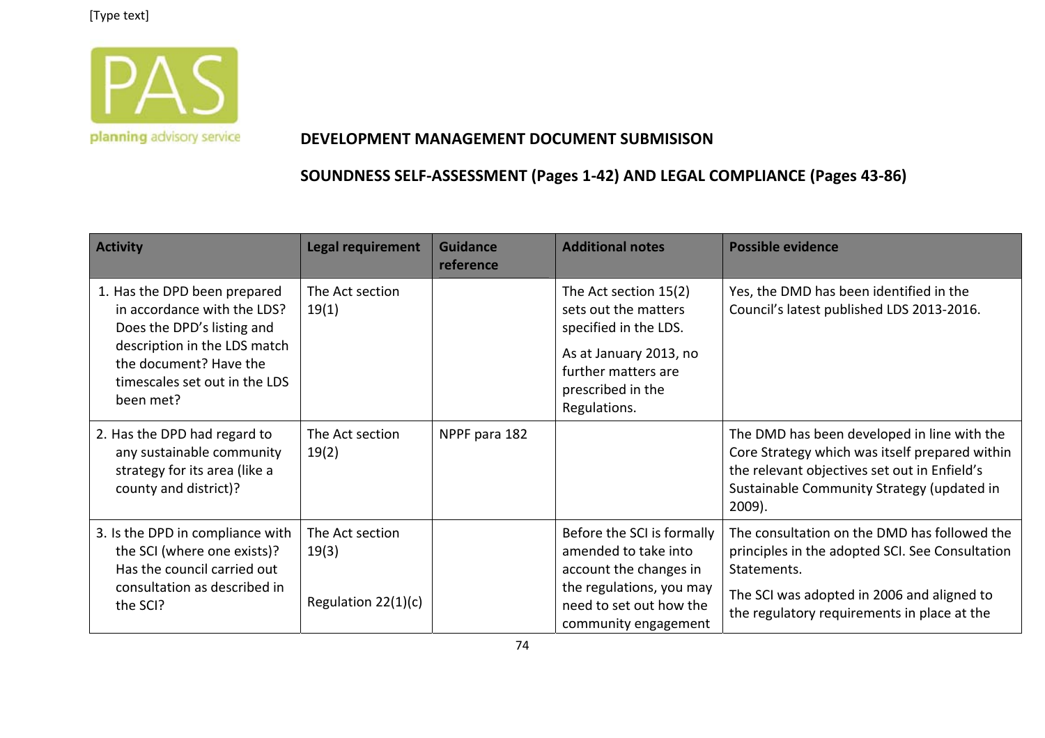**DEVELOPMENT MANAGEMENT DOCUMENT SUBMISISON**

**SOUNDNESS SELF-ASSESSMENT (Pages 1-42) AND LEGAL COMPLIANCE (Pages 43-86)**

| Activity | Legal requirement | Guidance reference | Additional notes | Possible evidence |
|---|---|---|---|---|
| 1. Has the DPD been prepared in accordance with the LDS? Does the DPD's listing and description in the LDS match the document? Have the timescales set out in the LDS been met? | The Act section 19(1) | | The Act section 15(2) sets out the matters specified in the LDS. As at January 2013, no further matters are prescribed in the Regulations. | Yes, the DMD has been identified in the Council's latest published LDS 2013-2016. |
| 2. Has the DPD had regard to any sustainable community strategy for its area (like a county and district)? | The Act section 19(2) | NPPF para 182 | | The DMD has been developed in line with the Core Strategy which was itself prepared within the relevant objectives set out in Enfield's Sustainable Community Strategy (updated in 2009). |
| 3. Is the DPD in compliance with the SCI (where one exists)? Has the council carried out consultation as described in the SCI? | The Act section 19(3) Regulation 22(1)(c) | | Before the SCI is formally amended to take into account the changes in the regulations, you may need to set out how the community engagement | The consultation on the DMD has followed the principles in the adopted SCI. See Consultation Statements. The SCI was adopted in 2006 and aligned to the regulatory requirements in place at the |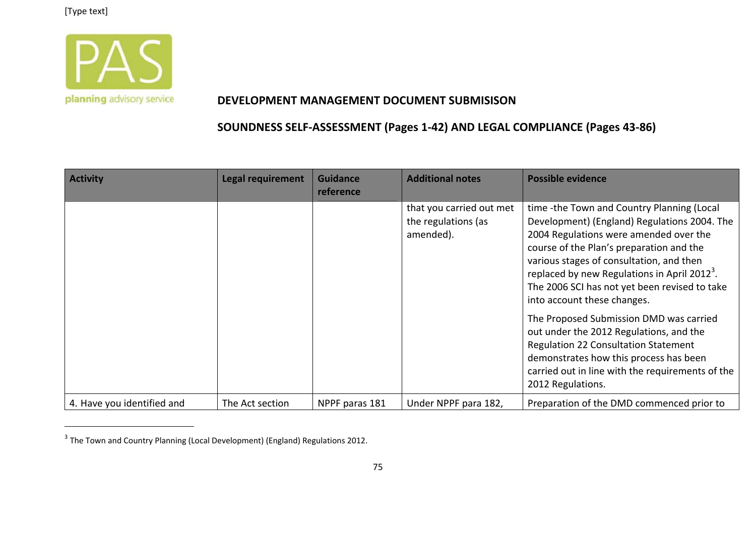**DEVELOPMENT MANAGEMENT DOCUMENT SUBMISISON**

**SOUNDNESS SELF-ASSESSMENT (Pages 1-42) AND LEGAL COMPLIANCE (Pages 43-86)**

| Activity | Legal requirement | Guidance reference | Additional notes | Possible evidence |
|---|---|---|---|---|
| | | | that you carried out met the regulations (as amended). | time -the Town and Country Planning (Local Development) (England) Regulations 2004. The 2004 Regulations were amended over the course of the Plan's preparation and the various stages of consultation, and then replaced by new Regulations in April 2012[3]. The 2006 SCI has not yet been revised to take into account these changes.<br><br>The Proposed Submission DMD was carried out under the 2012 Regulations, and the Regulation 22 Consultation Statement demonstrates how this process has been carried out in line with the requirements of the 2012 Regulations. |
| 4. Have you identified and | The Act section | NPPF paras 181 | Under NPPF para 182, | Preparation of the DMD commenced prior to |

[3] The Town and Country Planning (Local Development) (England) Regulations 2012.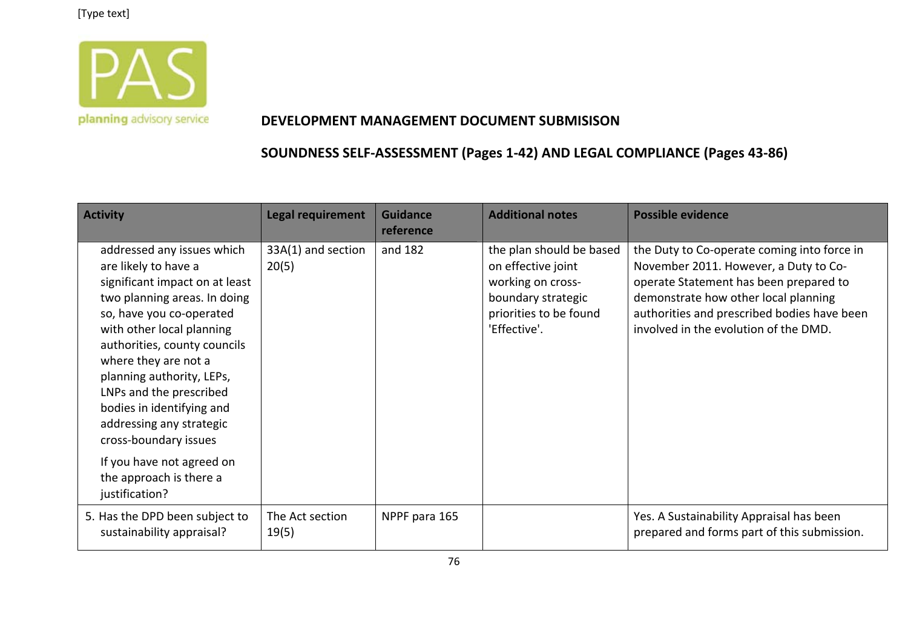[Type text]

planning advisory service

**DEVELOPMENT MANAGEMENT DOCUMENT SUBMISISON**

**SOUNDNESS SELF-ASSESSMENT (Pages 1-42) AND LEGAL COMPLIANCE (Pages 43-86)**

| Activity | Legal requirement | Guidance reference | Additional notes | Possible evidence |
|---|---|---|---|---|
| addressed any issues which are likely to have a significant impact on at least two planning areas. In doing so, have you co-operated with other local planning authorities, county councils where they are not a planning authority, LEPs, LNPs and the prescribed bodies in identifying and addressing any strategic cross-boundary issues<br><br>If you have not agreed on the approach is there a justification? | 33A(1) and section 20(5) | and 182 | the plan should be based on effective joint working on cross-boundary strategic priorities to be found 'Effective'. | the Duty to Co-operate coming into force in November 2011. However, a Duty to Co-operate Statement has been prepared to demonstrate how other local planning authorities and prescribed bodies have been involved in the evolution of the DMD. |
| 5. Has the DPD been subject to sustainability appraisal? | The Act section 19(5) | NPPF para 165 | | Yes. A Sustainability Appraisal has been prepared and forms part of this submission. |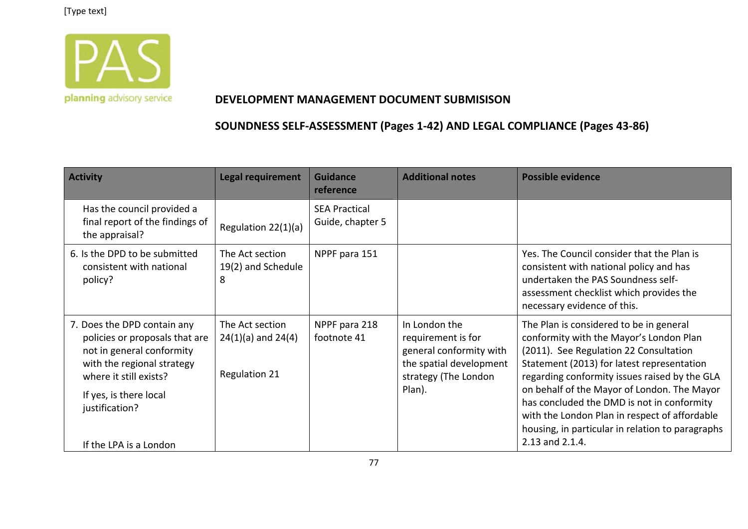[Type text]

planning advisory service

**DEVELOPMENT MANAGEMENT DOCUMENT SUBMISISON**

**SOUNDNESS SELF-ASSESSMENT (Pages 1-42) AND LEGAL COMPLIANCE (Pages 43-86)**

| Activity | Legal requirement | Guidance reference | Additional notes | Possible evidence |
|---|---|---|---|---|
| Has the council provided a final report of the findings of the appraisal? | Regulation 22(1)(a) | SEA Practical Guide, chapter 5 | | |
| 6. Is the DPD to be submitted consistent with national policy? | The Act section 19(2) and Schedule 8 | NPPF para 151 | | Yes. The Council consider that the Plan is consistent with national policy and has undertaken the PAS Soundness self-assessment checklist which provides the necessary evidence of this. |
| 7. Does the DPD contain any policies or proposals that are not in general conformity with the regional strategy where it still exists?<br><br>If yes, is there local justification?<br><br>If the LPA is a London | The Act section 24(1)(a) and 24(4)<br><br>Regulation 21 | NPPF para 218 footnote 41 | In London the requirement is for general conformity with the spatial development strategy (The London Plan). | The Plan is considered to be in general conformity with the Mayor's London Plan (2011). See Regulation 22 Consultation Statement (2013) for latest representation regarding conformity issues raised by the GLA on behalf of the Mayor of London. The Mayor has concluded the DMD is not in conformity with the London Plan in respect of affordable housing, in particular in relation to paragraphs 2.13 and 2.1.4. |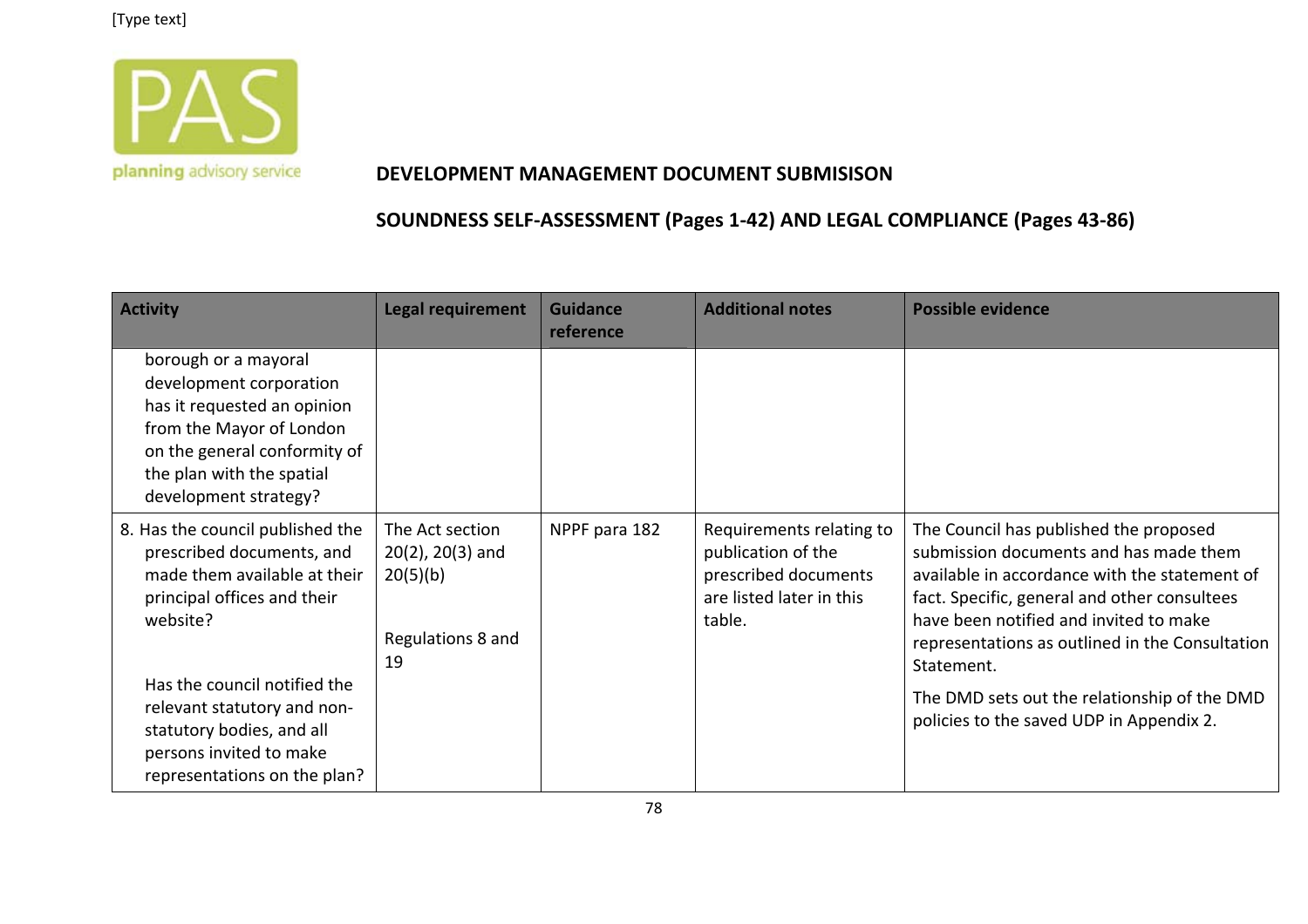**DEVELOPMENT MANAGEMENT DOCUMENT SUBMISISON**

**SOUNDNESS SELF-ASSESSMENT (Pages 1-42) AND LEGAL COMPLIANCE (Pages 43-86)**

| Activity | Legal requirement | Guidance reference | Additional notes | Possible evidence |
|---|---|---|---|---|
| borough or a mayoral development corporation has it requested an opinion from the Mayor of London on the general conformity of the plan with the spatial development strategy? | | | | |
| 8. Has the council published the prescribed documents, and made them available at their principal offices and their website?<br><br>Has the council notified the relevant statutory and non-statutory bodies, and all persons invited to make representations on the plan? | The Act section 20(2), 20(3) and 20(5)(b)<br><br>Regulations 8 and 19 | NPPF para 182 | Requirements relating to publication of the prescribed documents are listed later in this table. | The Council has published the proposed submission documents and has made them available in accordance with the statement of fact. Specific, general and other consultees have been notified and invited to make representations as outlined in the Consultation Statement.<br><br>The DMD sets out the relationship of the DMD policies to the saved UDP in Appendix 2. |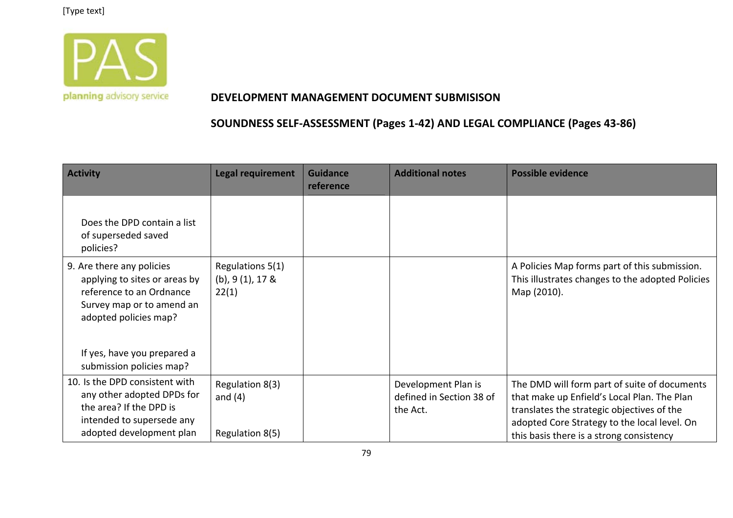[Type text]

planning advisory service

**DEVELOPMENT MANAGEMENT DOCUMENT SUBMISISON**

**SOUNDNESS SELF-ASSESSMENT (Pages 1-42) AND LEGAL COMPLIANCE (Pages 43-86)**

| Activity | Legal requirement | Guidance reference | Additional notes | Possible evidence |
|---|---|---|---|---|
| Does the DPD contain a list of superseded saved policies? | | | | |
| 9. Are there any policies applying to sites or areas by reference to an Ordnance Survey map or to amend an adopted policies map?<br><br>If yes, have you prepared a submission policies map? | Regulations 5(1) (b), 9 (1), 17 & 22(1) | | | A Policies Map forms part of this submission. This illustrates changes to the adopted Policies Map (2010). |
| 10. Is the DPD consistent with any other adopted DPDs for the area? If the DPD is intended to supersede any adopted development plan | Regulation 8(3) and (4)<br><br>Regulation 8(5) | | Development Plan is defined in Section 38 of the Act. | The DMD will form part of suite of documents that make up Enfield's Local Plan. The Plan translates the strategic objectives of the adopted Core Strategy to the local level. On this basis there is a strong consistency |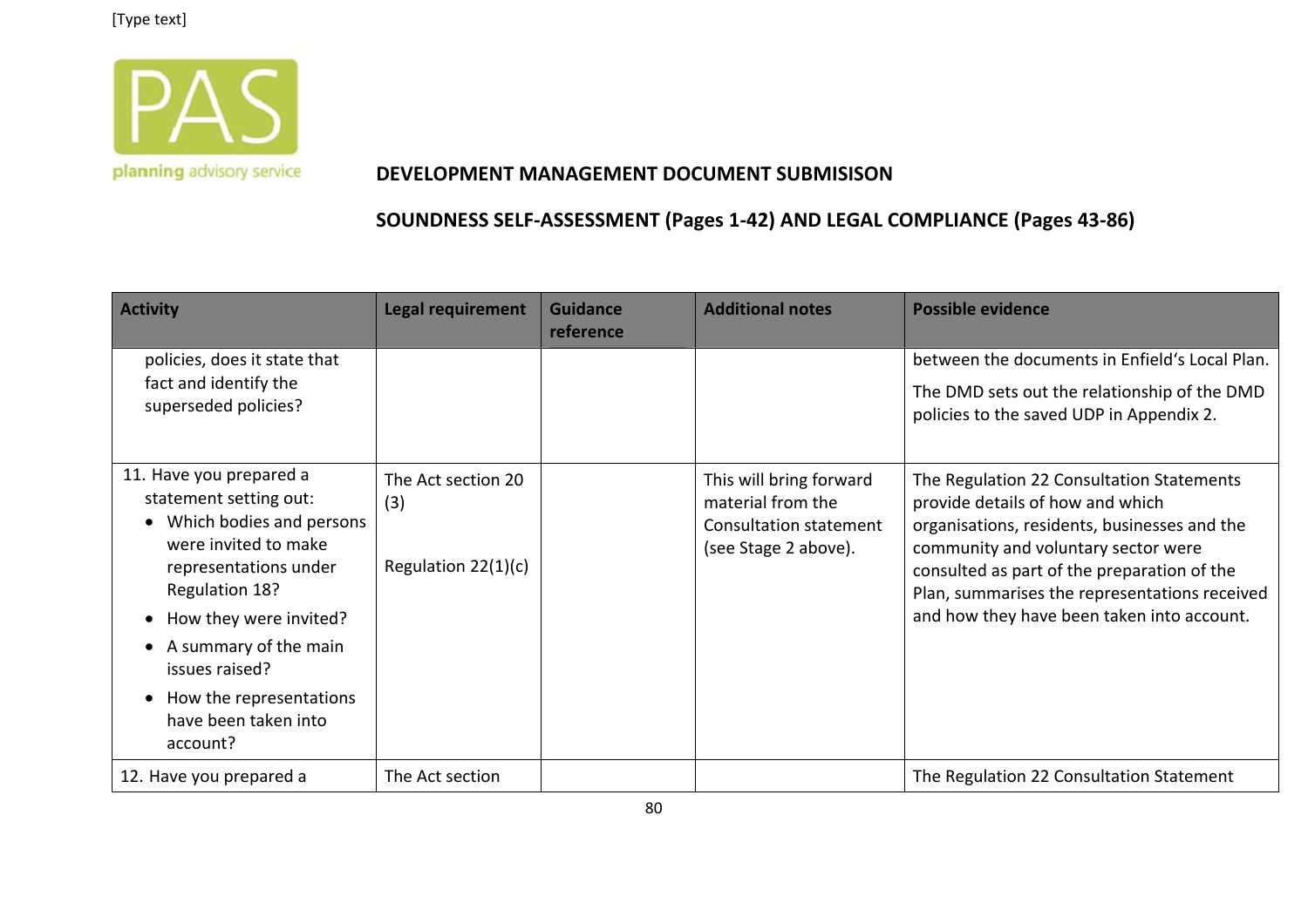**DEVELOPMENT MANAGEMENT DOCUMENT SUBMISISON**

**SOUNDNESS SELF-ASSESSMENT (Pages 1-42) AND LEGAL COMPLIANCE (Pages 43-86)**

| Activity | Legal requirement | Guidance reference | Additional notes | Possible evidence |
|---|---|---|---|---|
| policies, does it state that fact and identify the superseded policies? | | | | between the documents in Enfield's Local Plan.<br><br>The DMD sets out the relationship of the DMD policies to the saved UDP in Appendix 2. |
| 11. Have you prepared a statement setting out:<br>• Which bodies and persons were invited to make representations under Regulation 18?<br>• How they were invited?<br>• A summary of the main issues raised?<br>• How the representations have been taken into account? | The Act section 20 (3)<br><br>Regulation 22(1)(c) | | This will bring forward material from the Consultation statement (see Stage 2 above). | The Regulation 22 Consultation Statements provide details of how and which organisations, residents, businesses and the community and voluntary sector were consulted as part of the preparation of the Plan, summarises the representations received and how they have been taken into account. |
| 12. Have you prepared a | The Act section | | | The Regulation 22 Consultation Statement |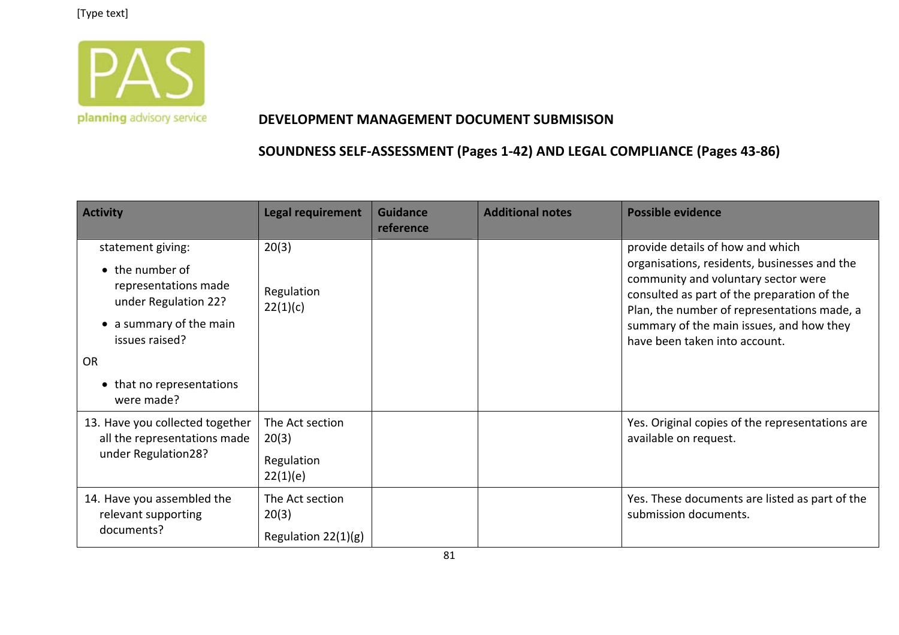**DEVELOPMENT MANAGEMENT DOCUMENT SUBMISISON**

**SOUNDNESS SELF-ASSESSMENT (Pages 1-42) AND LEGAL COMPLIANCE (Pages 43-86)**

| Activity | Legal requirement | Guidance reference | Additional notes | Possible evidence |
|---|---|---|---|---|
| statement giving:<br>• the number of representations made under Regulation 22?<br>• a summary of the main issues raised?<br>OR<br>• that no representations were made? | 20(3)<br><br>Regulation 22(1)(c) | | | provide details of how and which organisations, residents, businesses and the community and voluntary sector were consulted as part of the preparation of the Plan, the number of representations made, a summary of the main issues, and how they have been taken into account. |
| 13. Have you collected together all the representations made under Regulation28? | The Act section 20(3)<br>Regulation 22(1)(e) | | | Yes. Original copies of the representations are available on request. |
| 14. Have you assembled the relevant supporting documents? | The Act section 20(3)<br>Regulation 22(1)(g) | | | Yes. These documents are listed as part of the submission documents. |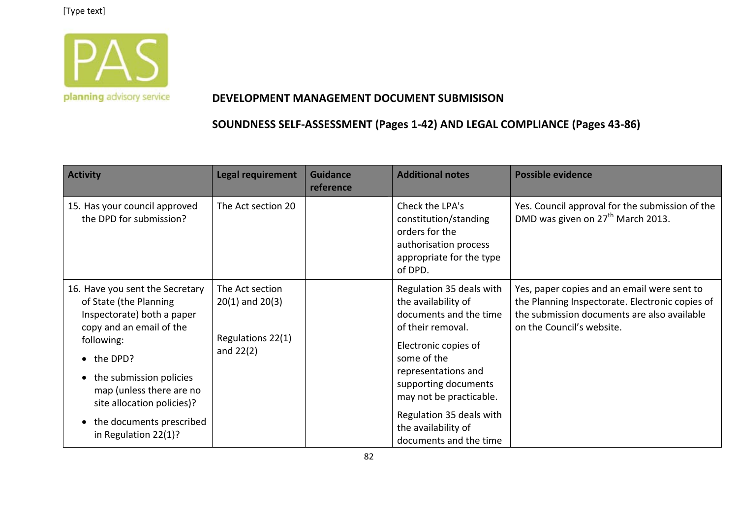**DEVELOPMENT MANAGEMENT DOCUMENT SUBMISISON**

**SOUNDNESS SELF-ASSESSMENT (Pages 1-42) AND LEGAL COMPLIANCE (Pages 43-86)**

| Activity | Legal requirement | Guidance reference | Additional notes | Possible evidence |
|---|---|---|---|---|
| 15. Has your council approved the DPD for submission? | The Act section 20 | | Check the LPA's constitution/standing orders for the authorisation process appropriate for the type of DPD. | Yes. Council approval for the submission of the DMD was given on 27th March 2013. |
| 16. Have you sent the Secretary of State (the Planning Inspectorate) both a paper copy and an email of the following: <br>• the DPD? <br>• the submission policies map (unless there are no site allocation policies)? <br>• the documents prescribed in Regulation 22(1)? | The Act section 20(1) and 20(3) <br><br>Regulations 22(1) and 22(2) | | Regulation 35 deals with the availability of documents and the time of their removal. <br><br>Electronic copies of some of the representations and supporting documents may not be practicable. <br><br>Regulation 35 deals with the availability of documents and the time | Yes, paper copies and an email were sent to the Planning Inspectorate. Electronic copies of the submission documents are also available on the Council's website. |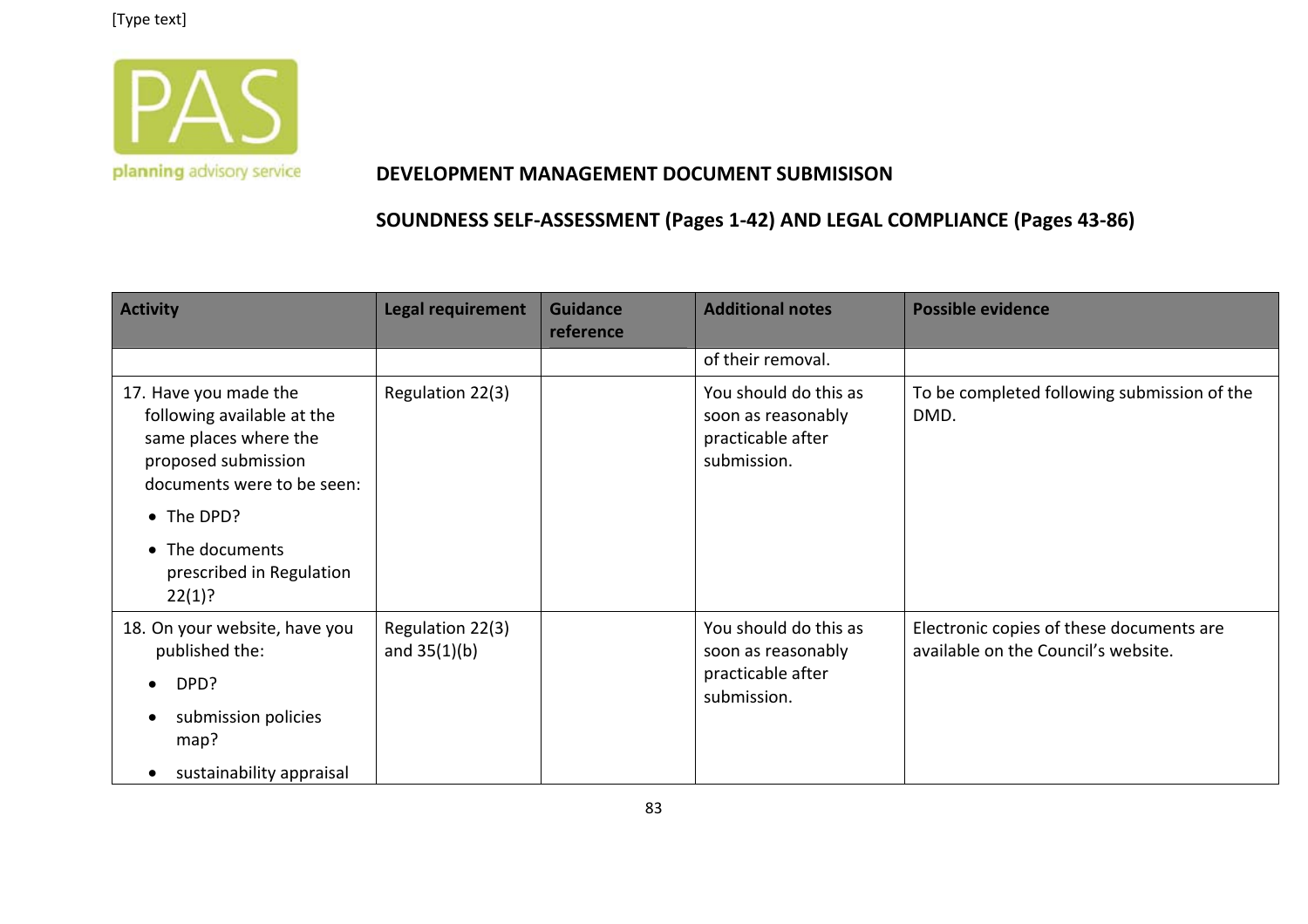**DEVELOPMENT MANAGEMENT DOCUMENT SUBMISISON**

**SOUNDNESS SELF-ASSESSMENT (Pages 1-42) AND LEGAL COMPLIANCE (Pages 43-86)**

| Activity | Legal requirement | Guidance reference | Additional notes | Possible evidence |
|---|---|---|---|---|
| | | | of their removal. | |
| 17. Have you made the following available at the same places where the proposed submission documents were to be seen: <br>• The DPD? <br>• The documents prescribed in Regulation 22(1)? | Regulation 22(3) | | You should do this as soon as reasonably practicable after submission. | To be completed following submission of the DMD. |
| 18. On your website, have you published the: <br>• DPD? <br>• submission policies map? <br>• sustainability appraisal | Regulation 22(3) and 35(1)(b) | | You should do this as soon as reasonably practicable after submission. | Electronic copies of these documents are available on the Council's website. |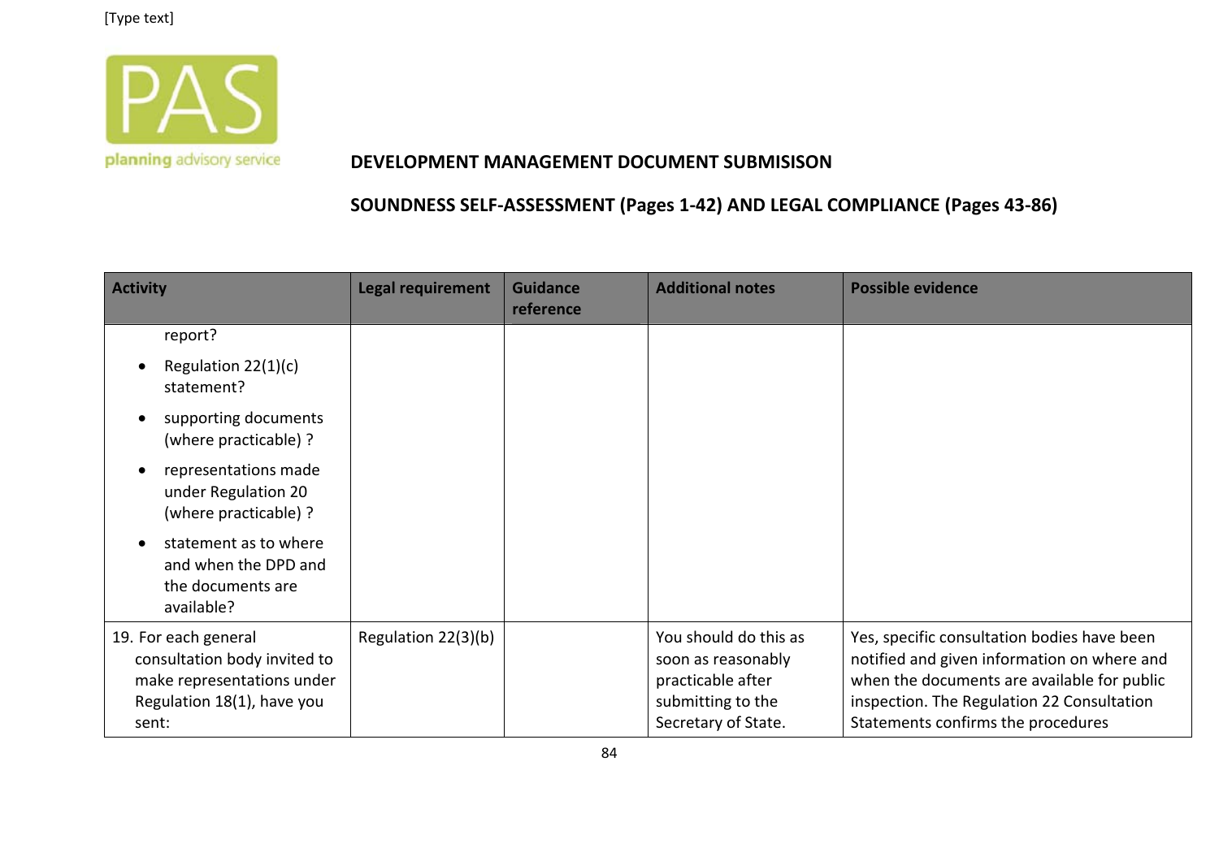## DEVELOPMENT MANAGEMENT DOCUMENT SUBMISISON

## SOUNDNESS SELF-ASSESSMENT (Pages 1-42) AND LEGAL COMPLIANCE (Pages 43-86)

| Activity | Legal requirement | Guidance reference | Additional notes | Possible evidence |
|---|---|---|---|---|
| report?<br>• Regulation 22(1)(c) statement?<br>• supporting documents (where practicable) ?<br>• representations made under Regulation 20 (where practicable) ?<br>• statement as to where and when the DPD and the documents are available? | | | | |
| 19. For each general consultation body invited to make representations under Regulation 18(1), have you sent: | Regulation 22(3)(b) | | You should do this as soon as reasonably practicable after submitting to the Secretary of State. | Yes, specific consultation bodies have been notified and given information on where and when the documents are available for public inspection. The Regulation 22 Consultation Statements confirms the procedures |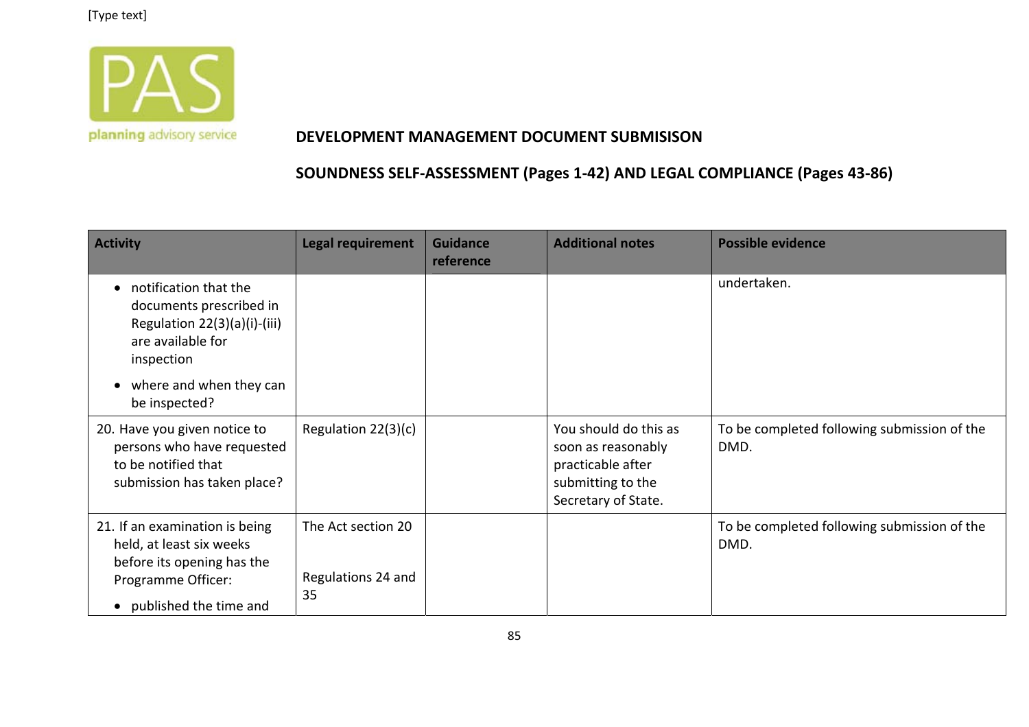**DEVELOPMENT MANAGEMENT DOCUMENT SUBMISISON**

**SOUNDNESS SELF-ASSESSMENT (Pages 1-42) AND LEGAL COMPLIANCE (Pages 43-86)**

| Activity | Legal requirement | Guidance reference | Additional notes | Possible evidence |
|---|---|---|---|---|
| • notification that the documents prescribed in Regulation 22(3)(a)(i)-(iii) are available for inspection<br>• where and when they can be inspected? | | | | undertaken. |
| 20. Have you given notice to persons who have requested to be notified that submission has taken place? | Regulation 22(3)(c) | | You should do this as soon as reasonably practicable after submitting to the Secretary of State. | To be completed following submission of the DMD. |
| 21. If an examination is being held, at least six weeks before its opening has the Programme Officer:<br>• published the time and | The Act section 20<br><br>Regulations 24 and 35 | | | To be completed following submission of the DMD. |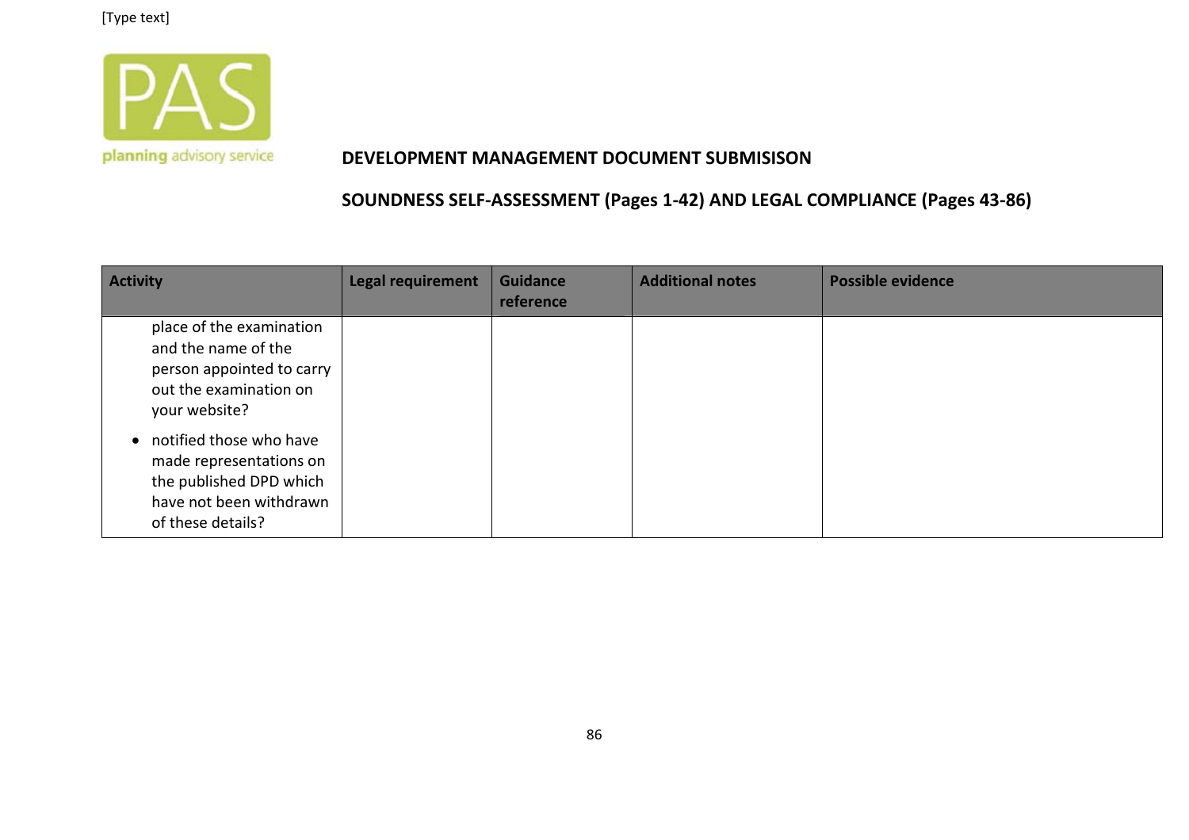| Activity | Legal requirement | Guidance reference | Additional notes | Possible evidence |
|---|---|---|---|---|
| place of the examination and the name of the person appointed to carry out the examination on your website?<br>• notified those who have made representations on the published DPD which have not been withdrawn of these details? | | | | |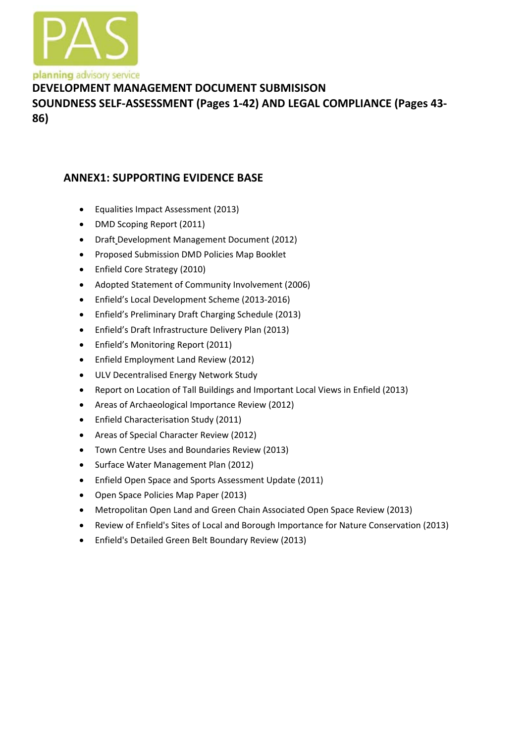planning advisory service

**DEVELOPMENT MANAGEMENT DOCUMENT SUBMISISON**
**SOUNDNESS SELF-ASSESSMENT (Pages 1-42) AND LEGAL COMPLIANCE (Pages 43-86)**

## ANNEX1: SUPPORTING EVIDENCE BASE

- Equalities Impact Assessment (2013)
- DMD Scoping Report (2011)
- Draft Development Management Document (2012)
- Proposed Submission DMD Policies Map Booklet
- Enfield Core Strategy (2010)
- Adopted Statement of Community Involvement (2006)
- Enfield's Local Development Scheme (2013-2016)
- Enfield's Preliminary Draft Charging Schedule (2013)
- Enfield's Draft Infrastructure Delivery Plan (2013)
- Enfield's Monitoring Report (2011)
- Enfield Employment Land Review (2012)
- ULV Decentralised Energy Network Study
- Report on Location of Tall Buildings and Important Local Views in Enfield (2013)
- Areas of Archaeological Importance Review (2012)
- Enfield Characterisation Study (2011)
- Areas of Special Character Review (2012)
- Town Centre Uses and Boundaries Review (2013)
- Surface Water Management Plan (2012)
- Enfield Open Space and Sports Assessment Update (2011)
- Open Space Policies Map Paper (2013)
- Metropolitan Open Land and Green Chain Associated Open Space Review (2013)
- Review of Enfield's Sites of Local and Borough Importance for Nature Conservation (2013)
- Enfield's Detailed Green Belt Boundary Review (2013)